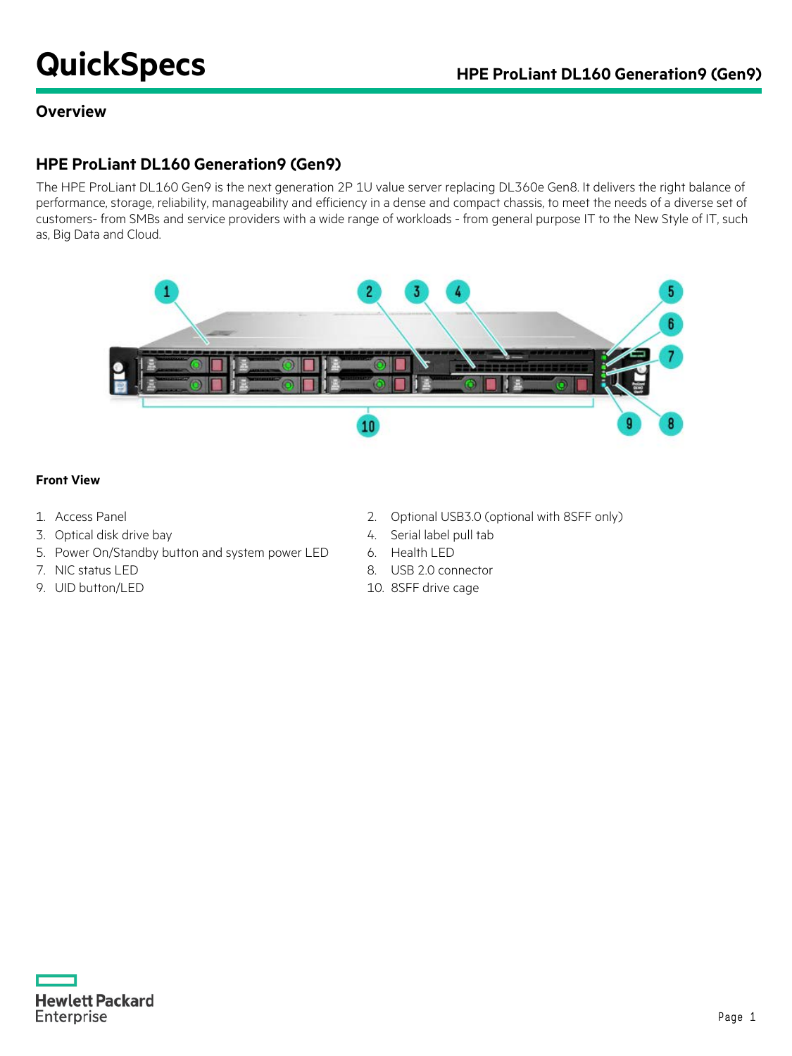# QuickSpecs

## Overview

## HPE ProLiant DL160 Generation9 (Gen9)

The HPE ProLiant DL160 Gen9 is the next generation 2P 1U value server replacing DL360e Gen8. It delivers the right balance of performance, storage, reliability, manageability and efficiency in a dense and compact chassis, to meet the needs of a diverse set of customers- from SMBs and service providers with a wide range of workloads - from general purpose IT to the New Style of IT, such as, Big Data and Cloud.

### Front View

1. Access Panel
2. Optional USB3.0 (optional with 8SFF only)
3. Optical disk drive bay
4. Serial label pull tab
5. Power On/Standby button and system power LED
6. Health LED
7. NIC status LED
8. USB 2.0 connector
9. UID button/LED
10. 8SFF drive cage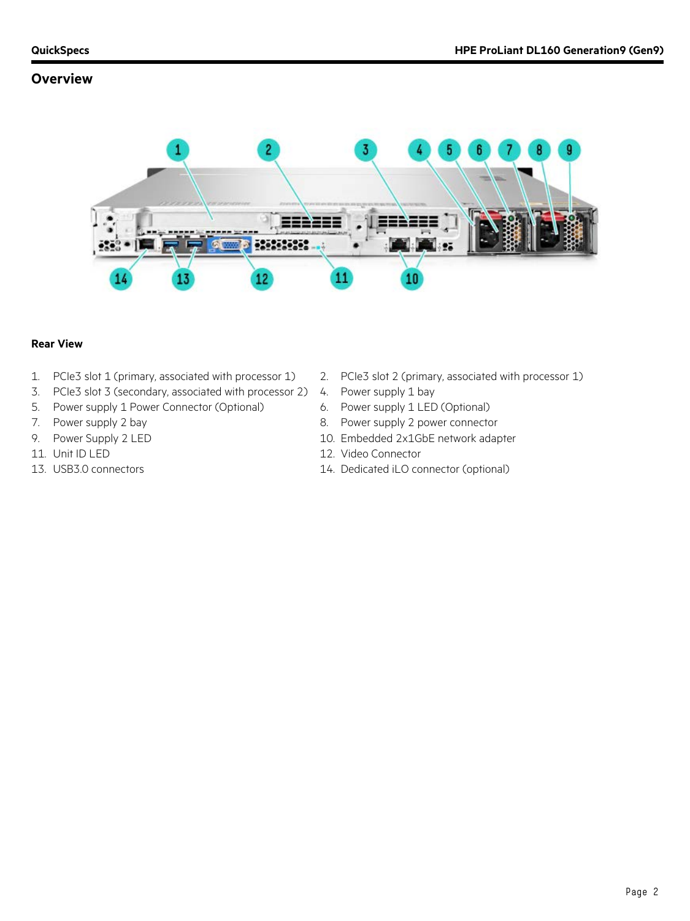## Overview

### Rear View

1. PCIe3 slot 1 (primary, associated with processor 1)
2. PCIe3 slot 2 (primary, associated with processor 1)
3. PCIe3 slot 3 (secondary, associated with processor 2)
4. Power supply 1 bay
5. Power supply 1 Power Connector (Optional)
6. Power supply 1 LED (Optional)
7. Power supply 2 bay
8. Power supply 2 power connector
9. Power Supply 2 LED
10. Embedded 2x1GbE network adapter
11. Unit ID LED
12. Video Connector
13. USB3.0 connectors
14. Dedicated iLO connector (optional)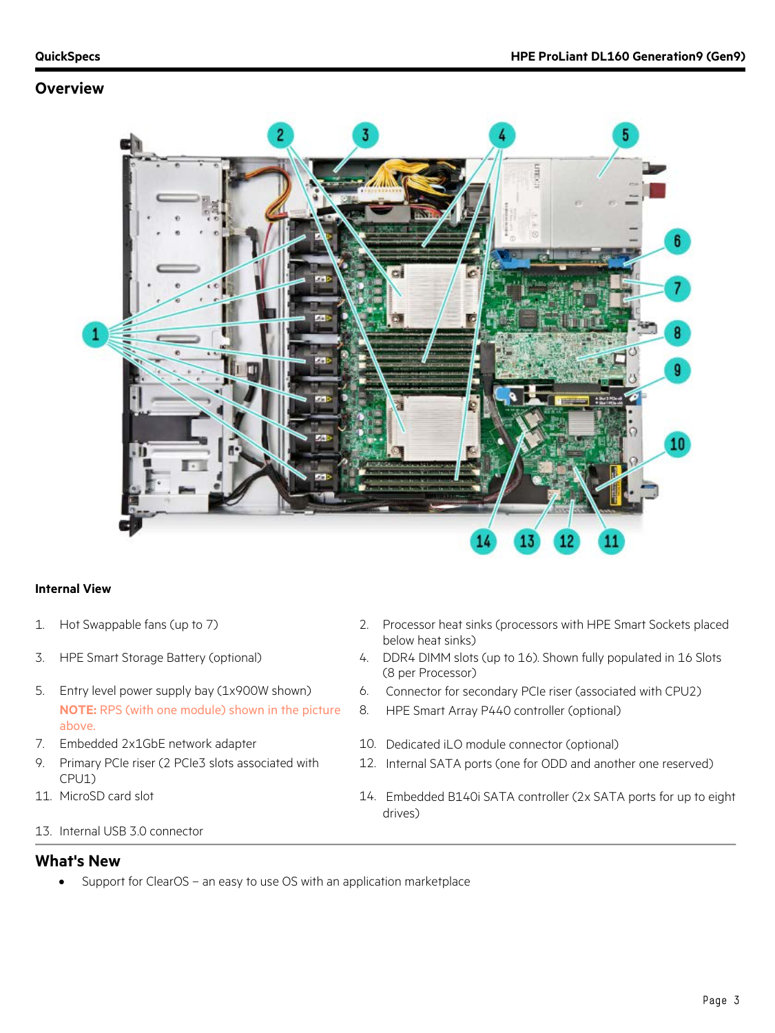## Overview

### Internal View

1. Hot Swappable fans (up to 7)
2. Processor heat sinks (processors with HPE Smart Sockets placed below heat sinks)
3. HPE Smart Storage Battery (optional)
4. DDR4 DIMM slots (up to 16). Shown fully populated in 16 Slots (8 per Processor)
5. Entry level power supply bay (1x900W shown)
   **NOTE:** RPS (with one module) shown in the picture above.
6. Connector for secondary PCIe riser (associated with CPU2)
7. Embedded 2x1GbE network adapter
8. HPE Smart Array P440 controller (optional)
9. Primary PCIe riser (2 PCIe3 slots associated with CPU1)
10. Dedicated iLO module connector (optional)
11. MicroSD card slot
12. Internal SATA ports (one for ODD and another one reserved)
13. Internal USB 3.0 connector
14. Embedded B140i SATA controller (2x SATA ports for up to eight drives)

## What's New

- Support for ClearOS – an easy to use OS with an application marketplace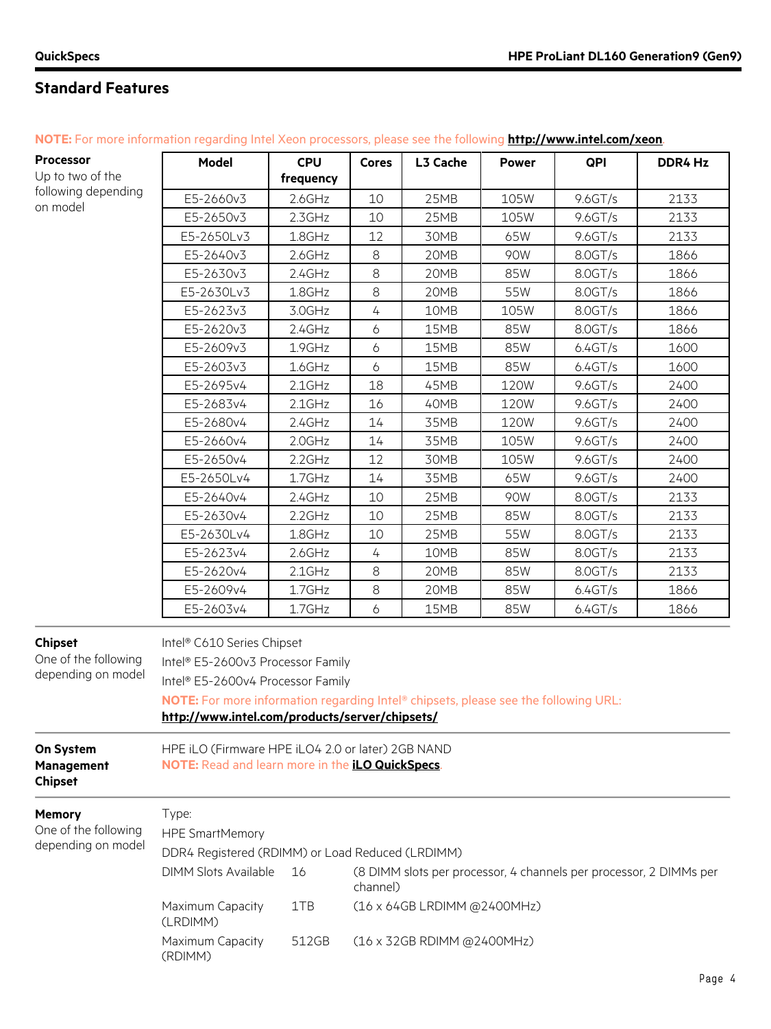## Standard Features

**NOTE:** For more information regarding Intel Xeon processors, please see the following **http://www.intel.com/xeon**.

**Processor**
Up to two of the following depending on model

| Model | CPU frequency | Cores | L3 Cache | Power | QPI | DDR4 Hz |
|---|---|---|---|---|---|---|
| E5-2660v3 | 2.6GHz | 10 | 25MB | 105W | 9.6GT/s | 2133 |
| E5-2650v3 | 2.3GHz | 10 | 25MB | 105W | 9.6GT/s | 2133 |
| E5-2650Lv3 | 1.8GHz | 12 | 30MB | 65W | 9.6GT/s | 2133 |
| E5-2640v3 | 2.6GHz | 8 | 20MB | 90W | 8.0GT/s | 1866 |
| E5-2630v3 | 2.4GHz | 8 | 20MB | 85W | 8.0GT/s | 1866 |
| E5-2630Lv3 | 1.8GHz | 8 | 20MB | 55W | 8.0GT/s | 1866 |
| E5-2623v3 | 3.0GHz | 4 | 10MB | 105W | 8.0GT/s | 1866 |
| E5-2620v3 | 2.4GHz | 6 | 15MB | 85W | 8.0GT/s | 1866 |
| E5-2609v3 | 1.9GHz | 6 | 15MB | 85W | 6.4GT/s | 1600 |
| E5-2603v3 | 1.6GHz | 6 | 15MB | 85W | 6.4GT/s | 1600 |
| E5-2695v4 | 2.1GHz | 18 | 45MB | 120W | 9.6GT/s | 2400 |
| E5-2683v4 | 2.1GHz | 16 | 40MB | 120W | 9.6GT/s | 2400 |
| E5-2680v4 | 2.4GHz | 14 | 35MB | 120W | 9.6GT/s | 2400 |
| E5-2660v4 | 2.0GHz | 14 | 35MB | 105W | 9.6GT/s | 2400 |
| E5-2650v4 | 2.2GHz | 12 | 30MB | 105W | 9.6GT/s | 2400 |
| E5-2650Lv4 | 1.7GHz | 14 | 35MB | 65W | 9.6GT/s | 2400 |
| E5-2640v4 | 2.4GHz | 10 | 25MB | 90W | 8.0GT/s | 2133 |
| E5-2630v4 | 2.2GHz | 10 | 25MB | 85W | 8.0GT/s | 2133 |
| E5-2630Lv4 | 1.8GHz | 10 | 25MB | 55W | 8.0GT/s | 2133 |
| E5-2623v4 | 2.6GHz | 4 | 10MB | 85W | 8.0GT/s | 2133 |
| E5-2620v4 | 2.1GHz | 8 | 20MB | 85W | 8.0GT/s | 2133 |
| E5-2609v4 | 1.7GHz | 8 | 20MB | 85W | 6.4GT/s | 1866 |
| E5-2603v4 | 1.7GHz | 6 | 15MB | 85W | 6.4GT/s | 1866 |

**Chipset**
One of the following depending on model

Intel® C610 Series Chipset
Intel® E5-2600v3 Processor Family
Intel® E5-2600v4 Processor Family

**NOTE:** For more information regarding Intel® chipsets, please see the following URL: **http://www.intel.com/products/server/chipsets/**

**On System Management Chipset**

HPE iLO (Firmware HPE iLO4 2.0 or later) 2GB NAND
**NOTE:** Read and learn more in the **iLO QuickSpecs**.

**Memory**
One of the following depending on model

Type:
HPE SmartMemory
DDR4 Registered (RDIMM) or Load Reduced (LRDIMM)

| | | |
|---|---|---|
| DIMM Slots Available | 16 | (8 DIMM slots per processor, 4 channels per processor, 2 DIMMs per channel) |
| Maximum Capacity (LRDIMM) | 1TB | (16 x 64GB LRDIMM @2400MHz) |
| Maximum Capacity (RDIMM) | 512GB | (16 x 32GB RDIMM @2400MHz) |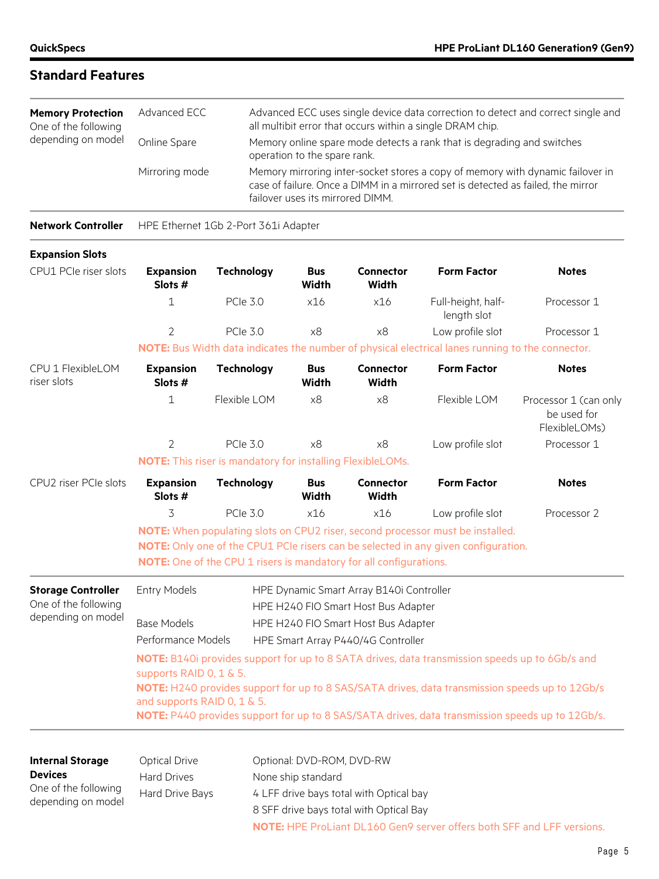## Standard Features

**Memory Protection**
One of the following depending on model

| | |
|---|---|
| Advanced ECC | Advanced ECC uses single device data correction to detect and correct single and all multibit error that occurs within a single DRAM chip. |
| Online Spare | Memory online spare mode detects a rank that is degrading and switches operation to the spare rank. |
| Mirroring mode | Memory mirroring inter-socket stores a copy of memory with dynamic failover in case of failure. Once a DIMM in a mirrored set is detected as failed, the mirror failover uses its mirrored DIMM. |

**Network Controller** HPE Ethernet 1Gb 2-Port 361i Adapter

**Expansion Slots**

CPU1 PCIe riser slots

| Expansion Slots # | Technology | Bus Width | Connector Width | Form Factor | Notes |
|---|---|---|---|---|---|
| 1 | PCIe 3.0 | x16 | x16 | Full-height, half-length slot | Processor 1 |
| 2 | PCIe 3.0 | x8 | x8 | Low profile slot | Processor 1 |

**NOTE:** Bus Width data indicates the number of physical electrical lanes running to the connector.

CPU 1 FlexibleLOM riser slots

| Expansion Slots # | Technology | Bus Width | Connector Width | Form Factor | Notes |
|---|---|---|---|---|---|
| 1 | Flexible LOM | x8 | x8 | Flexible LOM | Processor 1 (can only be used for FlexibleLOMs) |
| 2 | PCIe 3.0 | x8 | x8 | Low profile slot | Processor 1 |

**NOTE:** This riser is mandatory for installing FlexibleLOMs.

CPU2 riser PCIe slots

| Expansion Slots # | Technology | Bus Width | Connector Width | Form Factor | Notes |
|---|---|---|---|---|---|
| 3 | PCIe 3.0 | x16 | x16 | Low profile slot | Processor 2 |

**NOTE:** When populating slots on CPU2 riser, second processor must be installed.
**NOTE:** Only one of the CPU1 PCIe risers can be selected in any given configuration.
**NOTE:** One of the CPU 1 risers is mandatory for all configurations.

**Storage Controller**
One of the following depending on model

| | |
|---|---|
| Entry Models | HPE Dynamic Smart Array B140i Controller |
| | HPE H240 FIO Smart Host Bus Adapter |
| Base Models | HPE H240 FIO Smart Host Bus Adapter |
| Performance Models | HPE Smart Array P440/4G Controller |

**NOTE:** B140i provides support for up to 8 SATA drives, data transmission speeds up to 6Gb/s and supports RAID 0, 1 & 5.
**NOTE:** H240 provides support for up to 8 SAS/SATA drives, data transmission speeds up to 12Gb/s and supports RAID 0, 1 & 5.
**NOTE:** P440 provides support for up to 8 SAS/SATA drives, data transmission speeds up to 12Gb/s.

**Internal Storage Devices**
One of the following depending on model

| | |
|---|---|
| Optical Drive | Optional: DVD-ROM, DVD-RW |
| Hard Drives | None ship standard |
| Hard Drive Bays | 4 LFF drive bays total with Optical bay |
| | 8 SFF drive bays total with Optical Bay |

**NOTE:** HPE ProLiant DL160 Gen9 server offers both SFF and LFF versions.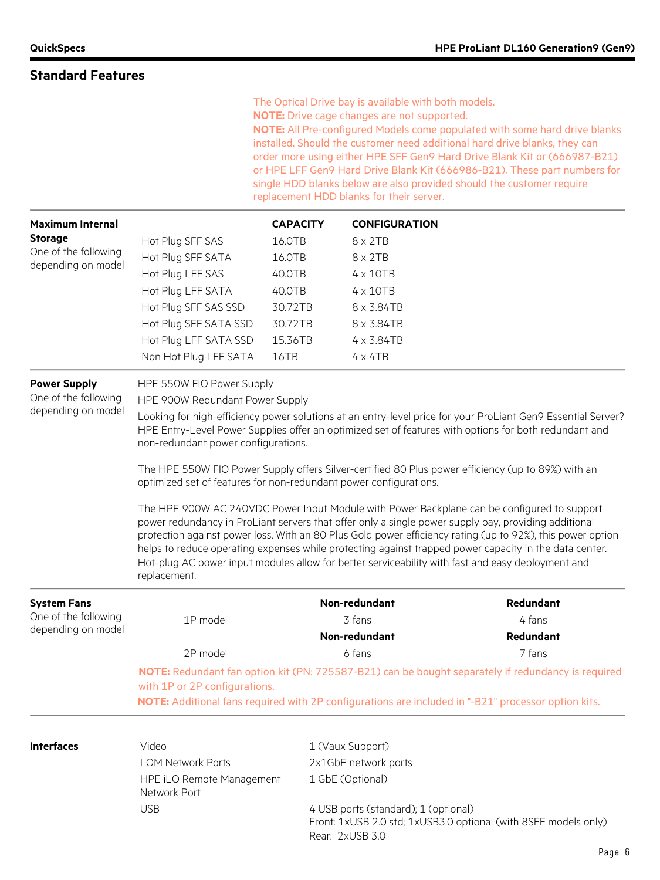## Standard Features

The Optical Drive bay is available with both models.
**NOTE:** Drive cage changes are not supported.
**NOTE:** All Pre-configured Models come populated with some hard drive blanks installed. Should the customer need additional hard drive blanks, they can order more using either HPE SFF Gen9 Hard Drive Blank Kit or (666987-B21) or HPE LFF Gen9 Hard Drive Blank Kit (666986-B21). These part numbers for single HDD blanks below are also provided should the customer require replacement HDD blanks for their server.

**Maximum Internal Storage**
One of the following depending on model

| | CAPACITY | CONFIGURATION |
|---|---|---|
| Hot Plug SFF SAS | 16.0TB | 8 x 2TB |
| Hot Plug SFF SATA | 16.0TB | 8 x 2TB |
| Hot Plug LFF SAS | 40.0TB | 4 x 10TB |
| Hot Plug LFF SATA | 40.0TB | 4 x 10TB |
| Hot Plug SFF SAS SSD | 30.72TB | 8 x 3.84TB |
| Hot Plug SFF SATA SSD | 30.72TB | 8 x 3.84TB |
| Hot Plug LFF SATA SSD | 15.36TB | 4 x 3.84TB |
| Non Hot Plug LFF SATA | 16TB | 4 x 4TB |

**Power Supply**
One of the following depending on model

HPE 550W FIO Power Supply

HPE 900W Redundant Power Supply

Looking for high-efficiency power solutions at an entry-level price for your ProLiant Gen9 Essential Server? HPE Entry-Level Power Supplies offer an optimized set of features with options for both redundant and non-redundant power configurations.

The HPE 550W FIO Power Supply offers Silver-certified 80 Plus power efficiency (up to 89%) with an optimized set of features for non-redundant power configurations.

The HPE 900W AC 240VDC Power Input Module with Power Backplane can be configured to support power redundancy in ProLiant servers that offer only a single power supply bay, providing additional protection against power loss. With an 80 Plus Gold power efficiency rating (up to 92%), this power option helps to reduce operating expenses while protecting against trapped power capacity in the data center. Hot-plug AC power input modules allow for better serviceability with fast and easy deployment and replacement.

**System Fans**
One of the following depending on model

| | Non-redundant | Redundant |
|---|---|---|
| 1P model | 3 fans | 4 fans |
| | **Non-redundant** | **Redundant** |
| 2P model | 6 fans | 7 fans |

**NOTE:** Redundant fan option kit (PN: 725587-B21) can be bought separately if redundancy is required with 1P or 2P configurations.
**NOTE:** Additional fans required with 2P configurations are included in "-B21" processor option kits.

**Interfaces**

| | |
|---|---|
| Video | 1 (Vaux Support) |
| LOM Network Ports | 2x1GbE network ports |
| HPE iLO Remote Management Network Port | 1 GbE (Optional) |
| USB | 4 USB ports (standard); 1 (optional)<br>Front: 1xUSB 2.0 std; 1xUSB3.0 optional (with 8SFF models only)<br>Rear: 2xUSB 3.0 |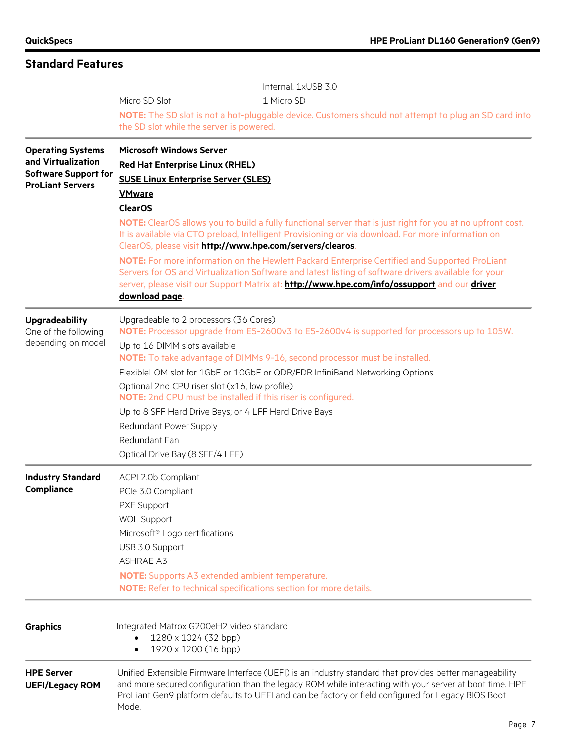## Standard Features

| | | |
|---|---|---|
| | | Internal: 1xUSB 3.0 |
| | Micro SD Slot | 1 Micro SD |

**NOTE:** The SD slot is not a hot-pluggable device. Customers should not attempt to plug an SD card into the SD slot while the server is powered.

### Operating Systems and Virtualization Software Support for ProLiant Servers

**Microsoft Windows Server**

**Red Hat Enterprise Linux (RHEL)**

**SUSE Linux Enterprise Server (SLES)**

**VMware**

**ClearOS**

**NOTE:** ClearOS allows you to build a fully functional server that is just right for you at no upfront cost. It is available via CTO preload, Intelligent Provisioning or via download. For more information on ClearOS, please visit **http://www.hpe.com/servers/clearos**.

**NOTE:** For more information on the Hewlett Packard Enterprise Certified and Supported ProLiant Servers for OS and Virtualization Software and latest listing of software drivers available for your server, please visit our Support Matrix at: **http://www.hpe.com/info/ossupport** and our **driver download page**.

### Upgradeability

One of the following depending on model

Upgradeable to 2 processors (36 Cores)
**NOTE:** Processor upgrade from E5-2600v3 to E5-2600v4 is supported for processors up to 105W.

Up to 16 DIMM slots available
**NOTE:** To take advantage of DIMMs 9-16, second processor must be installed.

FlexibleLOM slot for 1GbE or 10GbE or QDR/FDR InfiniBand Networking Options

Optional 2nd CPU riser slot (x16, low profile)
**NOTE:** 2nd CPU must be installed if this riser is configured.

Up to 8 SFF Hard Drive Bays; or 4 LFF Hard Drive Bays

Redundant Power Supply

Redundant Fan

Optical Drive Bay (8 SFF/4 LFF)

### Industry Standard Compliance

ACPI 2.0b Compliant

PCIe 3.0 Compliant

PXE Support

WOL Support

Microsoft® Logo certifications

USB 3.0 Support

ASHRAE A3

**NOTE:** Supports A3 extended ambient temperature.
**NOTE:** Refer to technical specifications section for more details.

### Graphics

Integrated Matrox G200eH2 video standard

- 1280 x 1024 (32 bpp)
- 1920 x 1200 (16 bpp)

### HPE Server UEFI/Legacy ROM

Unified Extensible Firmware Interface (UEFI) is an industry standard that provides better manageability and more secured configuration than the legacy ROM while interacting with your server at boot time. HPE ProLiant Gen9 platform defaults to UEFI and can be factory or field configured for Legacy BIOS Boot Mode.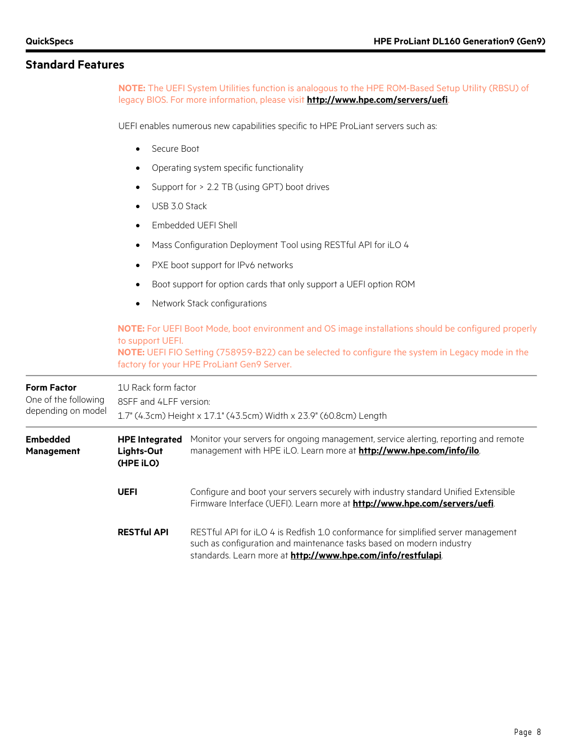## Standard Features

**NOTE:** The UEFI System Utilities function is analogous to the HPE ROM-Based Setup Utility (RBSU) of legacy BIOS. For more information, please visit **http://www.hpe.com/servers/uefi**.

UEFI enables numerous new capabilities specific to HPE ProLiant servers such as:

- Secure Boot
- Operating system specific functionality
- Support for > 2.2 TB (using GPT) boot drives
- USB 3.0 Stack
- Embedded UEFI Shell
- Mass Configuration Deployment Tool using RESTful API for iLO 4
- PXE boot support for IPv6 networks
- Boot support for option cards that only support a UEFI option ROM
- Network Stack configurations

**NOTE:** For UEFI Boot Mode, boot environment and OS image installations should be configured properly to support UEFI.
**NOTE:** UEFI FIO Setting (758959-B22) can be selected to configure the system in Legacy mode in the factory for your HPE ProLiant Gen9 Server.

**Form Factor**
One of the following depending on model

1U Rack form factor
8SFF and 4LFF version:
1.7" (4.3cm) Height x 17.1" (43.5cm) Width x 23.9" (60.8cm) Length

**Embedded Management**

| | |
|---|---|
| **HPE Integrated Lights-Out (HPE iLO)** | Monitor your servers for ongoing management, service alerting, reporting and remote management with HPE iLO. Learn more at **http://www.hpe.com/info/ilo**. |
| **UEFI** | Configure and boot your servers securely with industry standard Unified Extensible Firmware Interface (UEFI). Learn more at **http://www.hpe.com/servers/uefi**. |
| **RESTful API** | RESTful API for iLO 4 is Redfish 1.0 conformance for simplified server management such as configuration and maintenance tasks based on modern industry standards. Learn more at **http://www.hpe.com/info/restfulapi**. |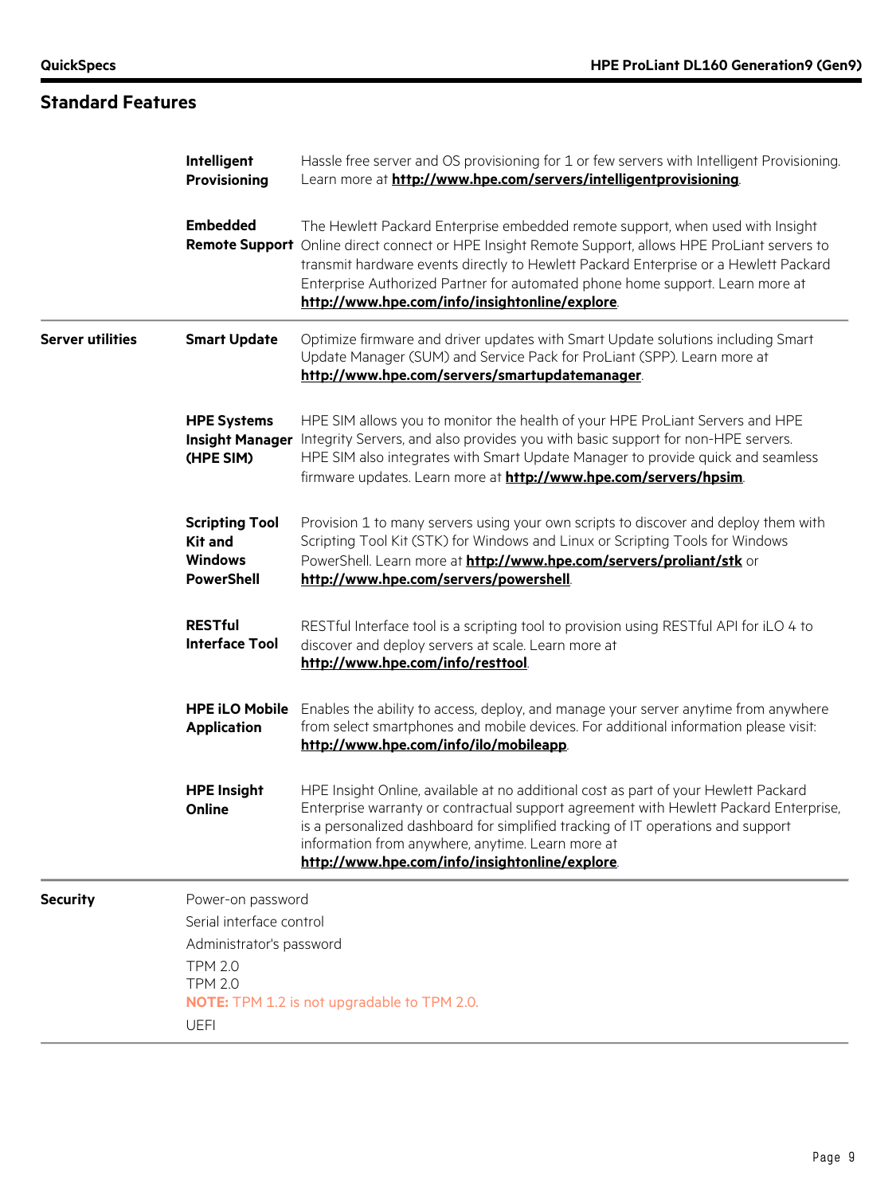## Standard Features

| | | |
|---|---|---|
| | **Intelligent Provisioning** | Hassle free server and OS provisioning for 1 or few servers with Intelligent Provisioning. Learn more at **http://www.hpe.com/servers/intelligentprovisioning**. |
| | **Embedded Remote Support** | The Hewlett Packard Enterprise embedded remote support, when used with Insight Online direct connect or HPE Insight Remote Support, allows HPE ProLiant servers to transmit hardware events directly to Hewlett Packard Enterprise or a Hewlett Packard Enterprise Authorized Partner for automated phone home support. Learn more at **http://www.hpe.com/info/insightonline/explore**. |
| **Server utilities** | **Smart Update** | Optimize firmware and driver updates with Smart Update solutions including Smart Update Manager (SUM) and Service Pack for ProLiant (SPP). Learn more at **http://www.hpe.com/servers/smartupdatemanager**. |
| | **HPE Systems Insight Manager (HPE SIM)** | HPE SIM allows you to monitor the health of your HPE ProLiant Servers and HPE Integrity Servers, and also provides you with basic support for non-HPE servers. HPE SIM also integrates with Smart Update Manager to provide quick and seamless firmware updates. Learn more at **http://www.hpe.com/servers/hpsim**. |
| | **Scripting Tool Kit and Windows PowerShell** | Provision 1 to many servers using your own scripts to discover and deploy them with Scripting Tool Kit (STK) for Windows and Linux or Scripting Tools for Windows PowerShell. Learn more at **http://www.hpe.com/servers/proliant/stk** or **http://www.hpe.com/servers/powershell**. |
| | **RESTful Interface Tool** | RESTful Interface tool is a scripting tool to provision using RESTful API for iLO 4 to discover and deploy servers at scale. Learn more at **http://www.hpe.com/info/resttool**. |
| | **HPE iLO Mobile Application** | Enables the ability to access, deploy, and manage your server anytime from anywhere from select smartphones and mobile devices. For additional information please visit: **http://www.hpe.com/info/ilo/mobileapp**. |
| | **HPE Insight Online** | HPE Insight Online, available at no additional cost as part of your Hewlett Packard Enterprise warranty or contractual support agreement with Hewlett Packard Enterprise, is a personalized dashboard for simplified tracking of IT operations and support information from anywhere, anytime. Learn more at **http://www.hpe.com/info/insightonline/explore**. |

**Security**

- Power-on password
- Serial interface control
- Administrator's password
- TPM 2.0
  TPM 2.0
  **NOTE:** TPM 1.2 is not upgradable to TPM 2.0.
- UEFI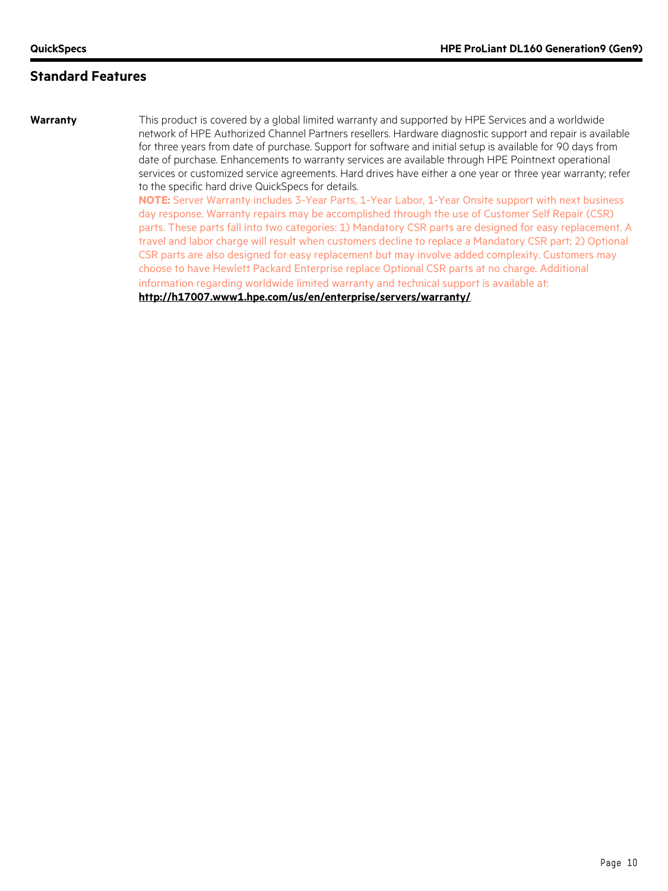## Standard Features

**Warranty**

This product is covered by a global limited warranty and supported by HPE Services and a worldwide network of HPE Authorized Channel Partners resellers. Hardware diagnostic support and repair is available for three years from date of purchase. Support for software and initial setup is available for 90 days from date of purchase. Enhancements to warranty services are available through HPE Pointnext operational services or customized service agreements. Hard drives have either a one year or three year warranty; refer to the specific hard drive QuickSpecs for details.

**NOTE:** Server Warranty includes 3-Year Parts, 1-Year Labor, 1-Year Onsite support with next business day response. Warranty repairs may be accomplished through the use of Customer Self Repair (CSR) parts. These parts fall into two categories: 1) Mandatory CSR parts are designed for easy replacement. A travel and labor charge will result when customers decline to replace a Mandatory CSR part; 2) Optional CSR parts are also designed for easy replacement but may involve added complexity. Customers may choose to have Hewlett Packard Enterprise replace Optional CSR parts at no charge. Additional information regarding worldwide limited warranty and technical support is available at: **http://h17007.www1.hpe.com/us/en/enterprise/servers/warranty/**.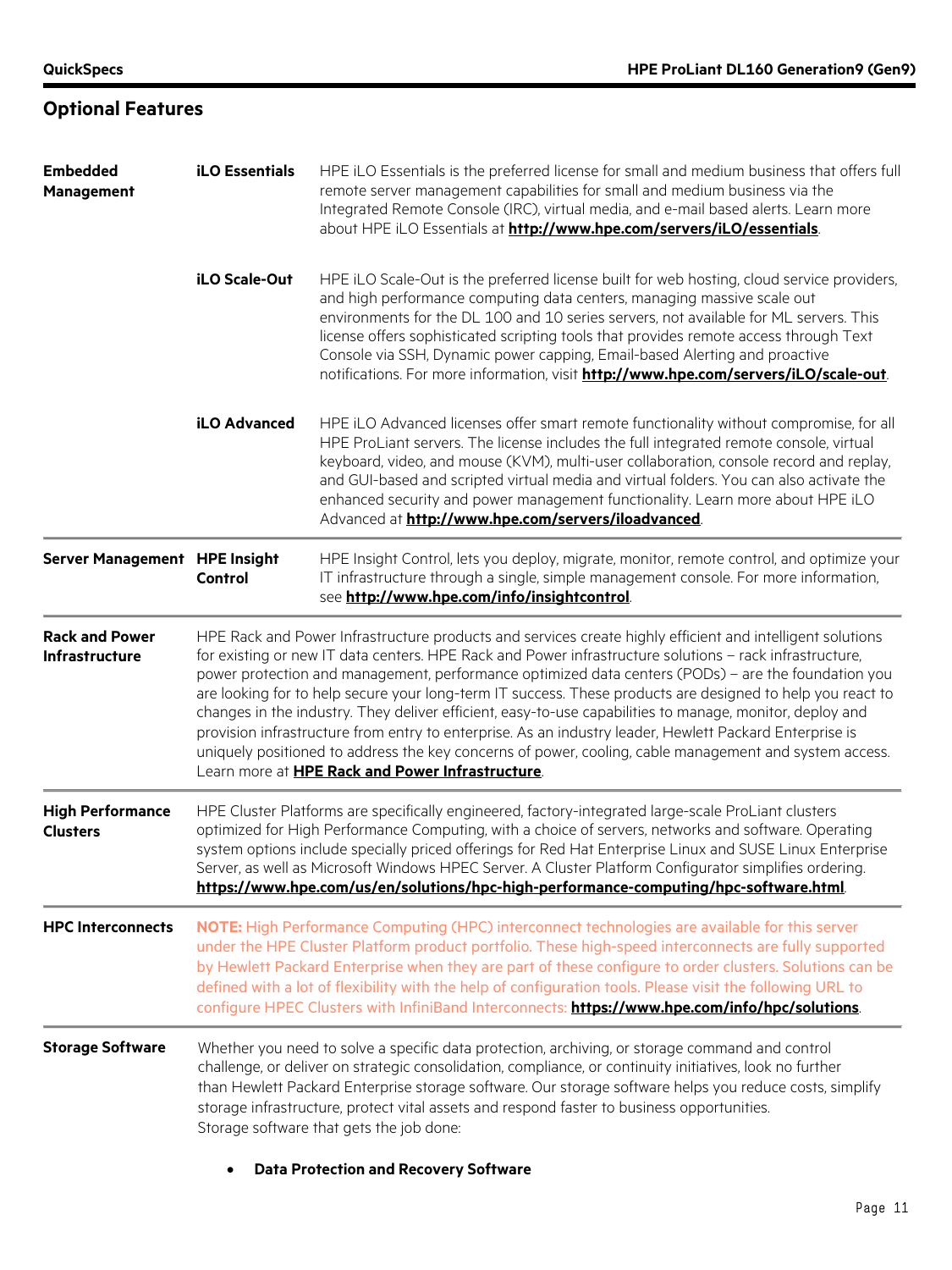## Optional Features

| | | |
|---|---|---|
| **Embedded Management** | **iLO Essentials** | HPE iLO Essentials is the preferred license for small and medium business that offers full remote server management capabilities for small and medium business via the Integrated Remote Console (IRC), virtual media, and e-mail based alerts. Learn more about HPE iLO Essentials at **http://www.hpe.com/servers/iLO/essentials**. |
| | **iLO Scale-Out** | HPE iLO Scale-Out is the preferred license built for web hosting, cloud service providers, and high performance computing data centers, managing massive scale out environments for the DL 100 and 10 series servers, not available for ML servers. This license offers sophisticated scripting tools that provides remote access through Text Console via SSH, Dynamic power capping, Email-based Alerting and proactive notifications. For more information, visit **http://www.hpe.com/servers/iLO/scale-out**. |
| | **iLO Advanced** | HPE iLO Advanced licenses offer smart remote functionality without compromise, for all HPE ProLiant servers. The license includes the full integrated remote console, virtual keyboard, video, and mouse (KVM), multi-user collaboration, console record and replay, and GUI-based and scripted virtual media and virtual folders. You can also activate the enhanced security and power management functionality. Learn more about HPE iLO Advanced at **http://www.hpe.com/servers/iloadvanced**. |
| **Server Management** | **HPE Insight Control** | HPE Insight Control, lets you deploy, migrate, monitor, remote control, and optimize your IT infrastructure through a single, simple management console. For more information, see **http://www.hpe.com/info/insightcontrol**. |

**Rack and Power Infrastructure**

HPE Rack and Power Infrastructure products and services create highly efficient and intelligent solutions for existing or new IT data centers. HPE Rack and Power infrastructure solutions – rack infrastructure, power protection and management, performance optimized data centers (PODs) – are the foundation you are looking for to help secure your long-term IT success. These products are designed to help you react to changes in the industry. They deliver efficient, easy-to-use capabilities to manage, monitor, deploy and provision infrastructure from entry to enterprise. As an industry leader, Hewlett Packard Enterprise is uniquely positioned to address the key concerns of power, cooling, cable management and system access. Learn more at **HPE Rack and Power Infrastructure**.

**High Performance Clusters**

HPE Cluster Platforms are specifically engineered, factory-integrated large-scale ProLiant clusters optimized for High Performance Computing, with a choice of servers, networks and software. Operating system options include specially priced offerings for Red Hat Enterprise Linux and SUSE Linux Enterprise Server, as well as Microsoft Windows HPEC Server. A Cluster Platform Configurator simplifies ordering. **https://www.hpe.com/us/en/solutions/hpc-high-performance-computing/hpc-software.html**.

**HPC Interconnects**

**NOTE:** High Performance Computing (HPC) interconnect technologies are available for this server under the HPE Cluster Platform product portfolio. These high-speed interconnects are fully supported by Hewlett Packard Enterprise when they are part of these configure to order clusters. Solutions can be defined with a lot of flexibility with the help of configuration tools. Please visit the following URL to configure HPEC Clusters with InfiniBand Interconnects: **https://www.hpe.com/info/hpc/solutions**.

**Storage Software**

Whether you need to solve a specific data protection, archiving, or storage command and control challenge, or deliver on strategic consolidation, compliance, or continuity initiatives, look no further than Hewlett Packard Enterprise storage software. Our storage software helps you reduce costs, simplify storage infrastructure, protect vital assets and respond faster to business opportunities.
Storage software that gets the job done:

- **Data Protection and Recovery Software**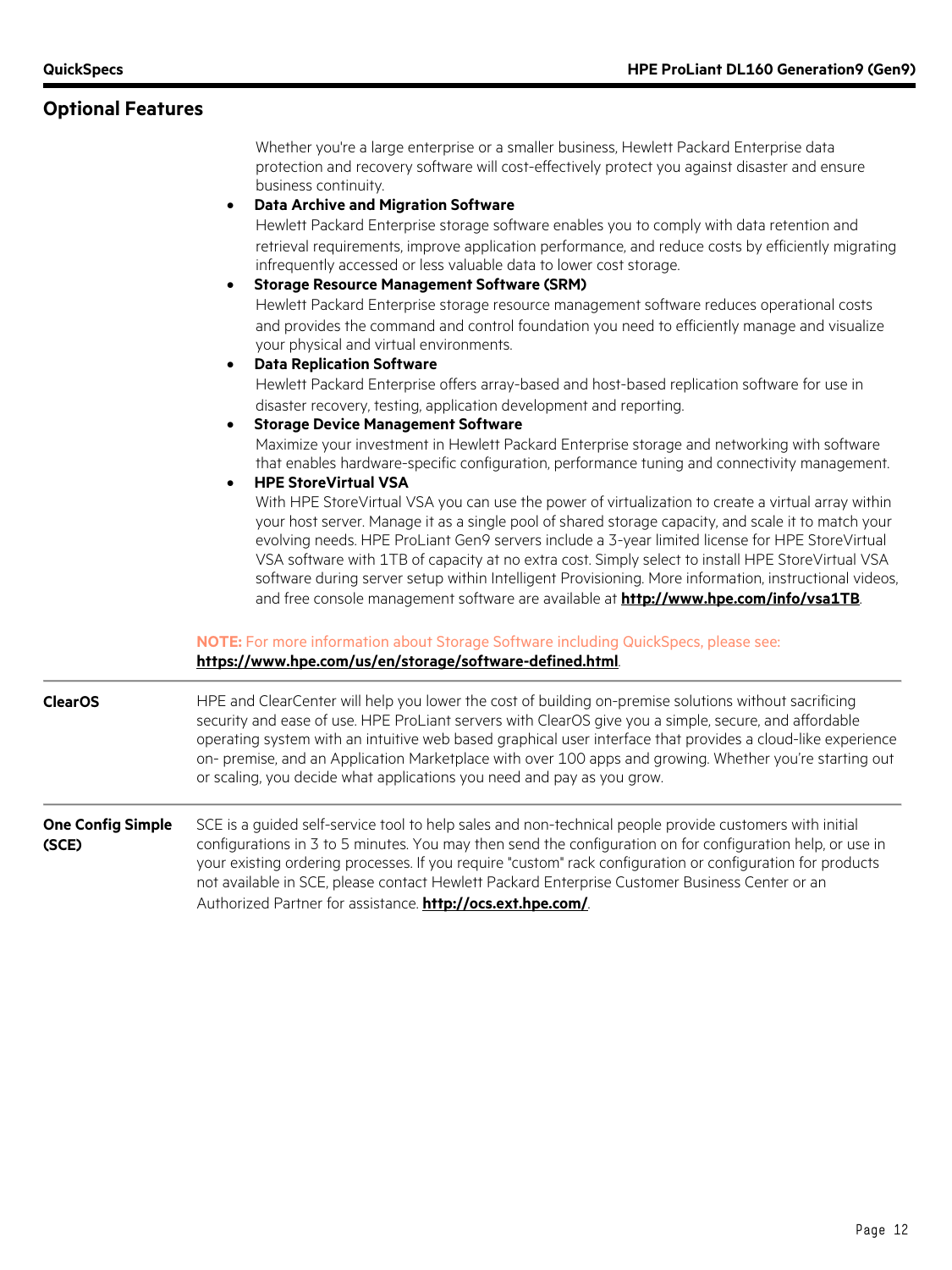## Optional Features

Whether you're a large enterprise or a smaller business, Hewlett Packard Enterprise data protection and recovery software will cost-effectively protect you against disaster and ensure business continuity.

- **Data Archive and Migration Software**
  Hewlett Packard Enterprise storage software enables you to comply with data retention and retrieval requirements, improve application performance, and reduce costs by efficiently migrating infrequently accessed or less valuable data to lower cost storage.
- **Storage Resource Management Software (SRM)**
  Hewlett Packard Enterprise storage resource management software reduces operational costs and provides the command and control foundation you need to efficiently manage and visualize your physical and virtual environments.
- **Data Replication Software**
  Hewlett Packard Enterprise offers array-based and host-based replication software for use in disaster recovery, testing, application development and reporting.
- **Storage Device Management Software**
  Maximize your investment in Hewlett Packard Enterprise storage and networking with software that enables hardware-specific configuration, performance tuning and connectivity management.
- **HPE StoreVirtual VSA**
  With HPE StoreVirtual VSA you can use the power of virtualization to create a virtual array within your host server. Manage it as a single pool of shared storage capacity, and scale it to match your evolving needs. HPE ProLiant Gen9 servers include a 3-year limited license for HPE StoreVirtual VSA software with 1TB of capacity at no extra cost. Simply select to install HPE StoreVirtual VSA software during server setup within Intelligent Provisioning. More information, instructional videos, and free console management software are available at **http://www.hpe.com/info/vsa1TB**.

**NOTE:** For more information about Storage Software including QuickSpecs, please see: **https://www.hpe.com/us/en/storage/software-defined.html**.

**ClearOS**

HPE and ClearCenter will help you lower the cost of building on-premise solutions without sacrificing security and ease of use. HPE ProLiant servers with ClearOS give you a simple, secure, and affordable operating system with an intuitive web based graphical user interface that provides a cloud-like experience on- premise, and an Application Marketplace with over 100 apps and growing. Whether you're starting out or scaling, you decide what applications you need and pay as you grow.

**One Config Simple (SCE)**

SCE is a guided self-service tool to help sales and non-technical people provide customers with initial configurations in 3 to 5 minutes. You may then send the configuration on for configuration help, or use in your existing ordering processes. If you require "custom" rack configuration or configuration for products not available in SCE, please contact Hewlett Packard Enterprise Customer Business Center or an Authorized Partner for assistance. **http://ocs.ext.hpe.com/**.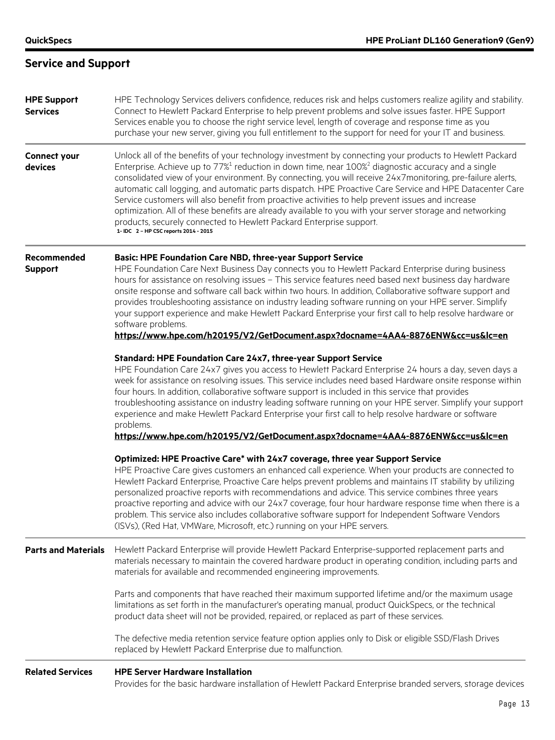## Service and Support

**HPE Support Services**

HPE Technology Services delivers confidence, reduces risk and helps customers realize agility and stability. Connect to Hewlett Packard Enterprise to help prevent problems and solve issues faster. HPE Support Services enable you to choose the right service level, length of coverage and response time as you purchase your new server, giving you full entitlement to the support for need for your IT and business.

**Connect your devices**

Unlock all of the benefits of your technology investment by connecting your products to Hewlett Packard Enterprise. Achieve up to 77%[1] reduction in down time, near 100%[2] diagnostic accuracy and a single consolidated view of your environment. By connecting, you will receive 24x7monitoring, pre-failure alerts, automatic call logging, and automatic parts dispatch. HPE Proactive Care Service and HPE Datacenter Care Service customers will also benefit from proactive activities to help prevent issues and increase optimization. All of these benefits are already available to you with your server storage and networking products, securely connected to Hewlett Packard Enterprise support.

**1- IDC 2 – HP CSC reports 2014 - 2015**

**Recommended Support**

**Basic: HPE Foundation Care NBD, three-year Support Service**

HPE Foundation Care Next Business Day connects you to Hewlett Packard Enterprise during business hours for assistance on resolving issues – This service features need based next business day hardware onsite response and software call back within two hours. In addition, Collaborative software support and provides troubleshooting assistance on industry leading software running on your HPE server. Simplify your support experience and make Hewlett Packard Enterprise your first call to help resolve hardware or software problems.

**https://www.hpe.com/h20195/V2/GetDocument.aspx?docname=4AA4-8876ENW&cc=us&lc=en**

**Standard: HPE Foundation Care 24x7, three-year Support Service**

HPE Foundation Care 24x7 gives you access to Hewlett Packard Enterprise 24 hours a day, seven days a week for assistance on resolving issues. This service includes need based Hardware onsite response within four hours. In addition, collaborative software support is included in this service that provides troubleshooting assistance on industry leading software running on your HPE server. Simplify your support experience and make Hewlett Packard Enterprise your first call to help resolve hardware or software problems.

**https://www.hpe.com/h20195/V2/GetDocument.aspx?docname=4AA4-8876ENW&cc=us&lc=en**

**Optimized: HPE Proactive Care* with 24x7 coverage, three year Support Service**

HPE Proactive Care gives customers an enhanced call experience. When your products are connected to Hewlett Packard Enterprise, Proactive Care helps prevent problems and maintains IT stability by utilizing personalized proactive reports with recommendations and advice. This service combines three years proactive reporting and advice with our 24x7 coverage, four hour hardware response time when there is a problem. This service also includes collaborative software support for Independent Software Vendors (ISVs), (Red Hat, VMWare, Microsoft, etc.) running on your HPE servers.

**Parts and Materials**

Hewlett Packard Enterprise will provide Hewlett Packard Enterprise-supported replacement parts and materials necessary to maintain the covered hardware product in operating condition, including parts and materials for available and recommended engineering improvements.

Parts and components that have reached their maximum supported lifetime and/or the maximum usage limitations as set forth in the manufacturer's operating manual, product QuickSpecs, or the technical product data sheet will not be provided, repaired, or replaced as part of these services.

The defective media retention service feature option applies only to Disk or eligible SSD/Flash Drives replaced by Hewlett Packard Enterprise due to malfunction.

**Related Services**

**HPE Server Hardware Installation**

Provides for the basic hardware installation of Hewlett Packard Enterprise branded servers, storage devices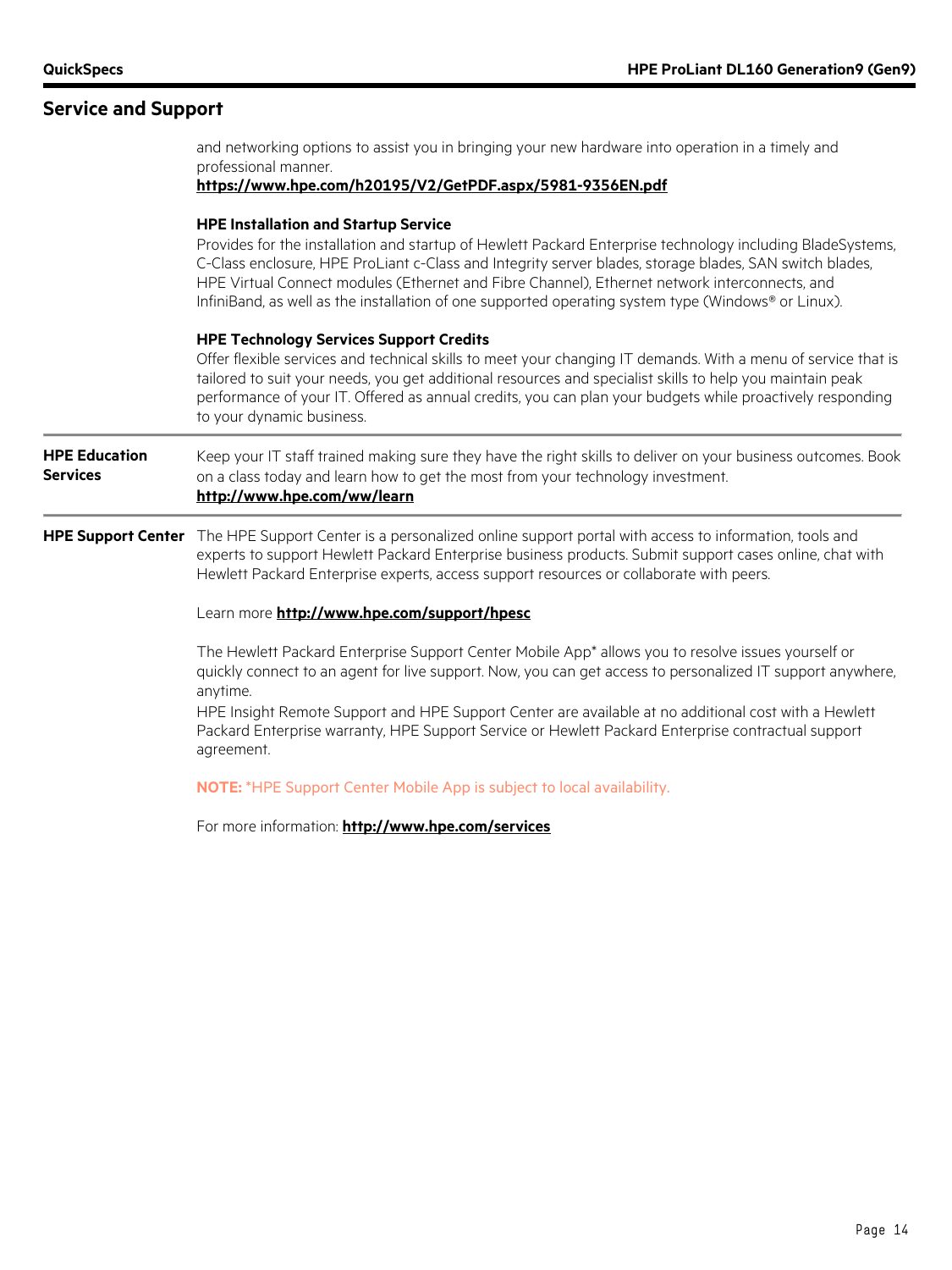## Service and Support

and networking options to assist you in bringing your new hardware into operation in a timely and professional manner.
**https://www.hpe.com/h20195/V2/GetPDF.aspx/5981-9356EN.pdf**

**HPE Installation and Startup Service**
Provides for the installation and startup of Hewlett Packard Enterprise technology including BladeSystems, C-Class enclosure, HPE ProLiant c-Class and Integrity server blades, storage blades, SAN switch blades, HPE Virtual Connect modules (Ethernet and Fibre Channel), Ethernet network interconnects, and InfiniBand, as well as the installation of one supported operating system type (Windows® or Linux).

**HPE Technology Services Support Credits**
Offer flexible services and technical skills to meet your changing IT demands. With a menu of service that is tailored to suit your needs, you get additional resources and specialist skills to help you maintain peak performance of your IT. Offered as annual credits, you can plan your budgets while proactively responding to your dynamic business.

**HPE Education Services**

Keep your IT staff trained making sure they have the right skills to deliver on your business outcomes. Book on a class today and learn how to get the most from your technology investment.
**http://www.hpe.com/ww/learn**

**HPE Support Center**

The HPE Support Center is a personalized online support portal with access to information, tools and experts to support Hewlett Packard Enterprise business products. Submit support cases online, chat with Hewlett Packard Enterprise experts, access support resources or collaborate with peers.

Learn more **http://www.hpe.com/support/hpesc**

The Hewlett Packard Enterprise Support Center Mobile App* allows you to resolve issues yourself or quickly connect to an agent for live support. Now, you can get access to personalized IT support anywhere, anytime.
HPE Insight Remote Support and HPE Support Center are available at no additional cost with a Hewlett Packard Enterprise warranty, HPE Support Service or Hewlett Packard Enterprise contractual support agreement.

**NOTE:** *HPE Support Center Mobile App is subject to local availability.

For more information: **http://www.hpe.com/services**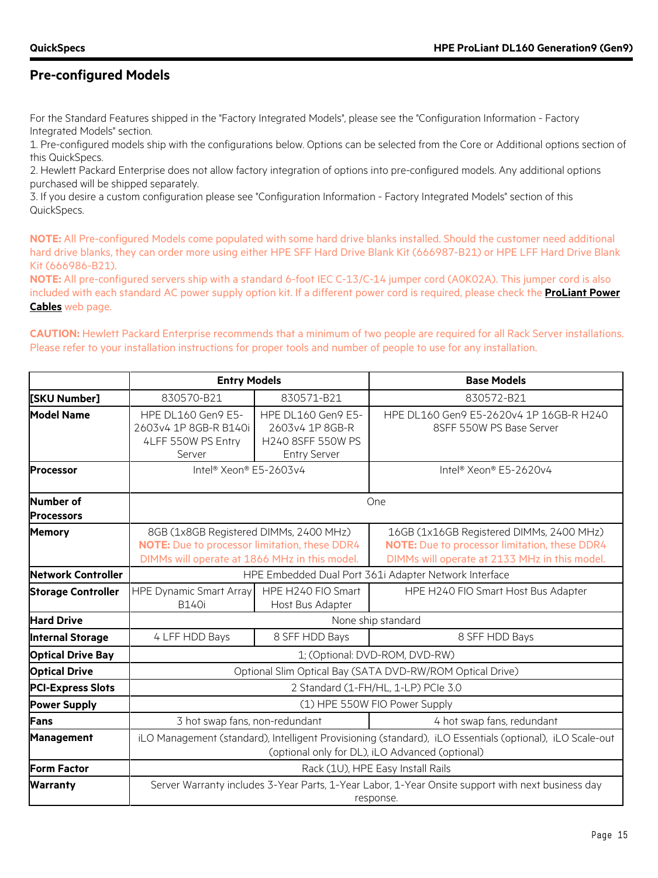## Pre-configured Models

For the Standard Features shipped in the "Factory Integrated Models", please see the "Configuration Information - Factory Integrated Models" section.

1. Pre-configured models ship with the configurations below. Options can be selected from the Core or Additional options section of this QuickSpecs.
2. Hewlett Packard Enterprise does not allow factory integration of options into pre-configured models. Any additional options purchased will be shipped separately.
3. If you desire a custom configuration please see "Configuration Information - Factory Integrated Models" section of this QuickSpecs.

**NOTE:** All Pre-configured Models come populated with some hard drive blanks installed. Should the customer need additional hard drive blanks, they can order more using either HPE SFF Hard Drive Blank Kit (666987-B21) or HPE LFF Hard Drive Blank Kit (666986-B21).

**NOTE:** All pre-configured servers ship with a standard 6-foot IEC C-13/C-14 jumper cord (A0K02A). This jumper cord is also included with each standard AC power supply option kit. If a different power cord is required, please check the **ProLiant Power Cables** web page.

**CAUTION:** Hewlett Packard Enterprise recommends that a minimum of two people are required for all Rack Server installations. Please refer to your installation instructions for proper tools and number of people to use for any installation.

| | Entry Models | | Base Models |
|---|---|---|---|
| **[SKU Number]** | 830570-B21 | 830571-B21 | 830572-B21 |
| **Model Name** | HPE DL160 Gen9 E5-2603v4 1P 8GB-R B140i 4LFF 550W PS Entry Server | HPE DL160 Gen9 E5-2603v4 1P 8GB-R H240 8SFF 550W PS Entry Server | HPE DL160 Gen9 E5-2620v4 1P 16GB-R H240 8SFF 550W PS Base Server |
| **Processor** | Intel® Xeon® E5-2603v4 | | Intel® Xeon® E5-2620v4 |
| **Number of Processors** | One | | |
| **Memory** | 8GB (1x8GB Registered DIMMs, 2400 MHz) **NOTE:** Due to processor limitation, these DDR4 DIMMs will operate at 1866 MHz in this model. | | 16GB (1x16GB Registered DIMMs, 2400 MHz) **NOTE:** Due to processor limitation, these DDR4 DIMMs will operate at 2133 MHz in this model. |
| **Network Controller** | HPE Embedded Dual Port 361i Adapter Network Interface | | |
| **Storage Controller** | HPE Dynamic Smart Array B140i | HPE H240 FIO Smart Host Bus Adapter | HPE H240 FIO Smart Host Bus Adapter |
| **Hard Drive** | None ship standard | | |
| **Internal Storage** | 4 LFF HDD Bays | 8 SFF HDD Bays | 8 SFF HDD Bays |
| **Optical Drive Bay** | 1; (Optional: DVD-ROM, DVD-RW) | | |
| **Optical Drive** | Optional Slim Optical Bay (SATA DVD-RW/ROM Optical Drive) | | |
| **PCI-Express Slots** | 2 Standard (1-FH/HL, 1-LP) PCIe 3.0 | | |
| **Power Supply** | (1) HPE 550W FIO Power Supply | | |
| **Fans** | 3 hot swap fans, non-redundant | | 4 hot swap fans, redundant |
| **Management** | iLO Management (standard), Intelligent Provisioning (standard), iLO Essentials (optional), iLO Scale-out (optional only for DL), iLO Advanced (optional) | | |
| **Form Factor** | Rack (1U), HPE Easy Install Rails | | |
| **Warranty** | Server Warranty includes 3-Year Parts, 1-Year Labor, 1-Year Onsite support with next business day response. | | |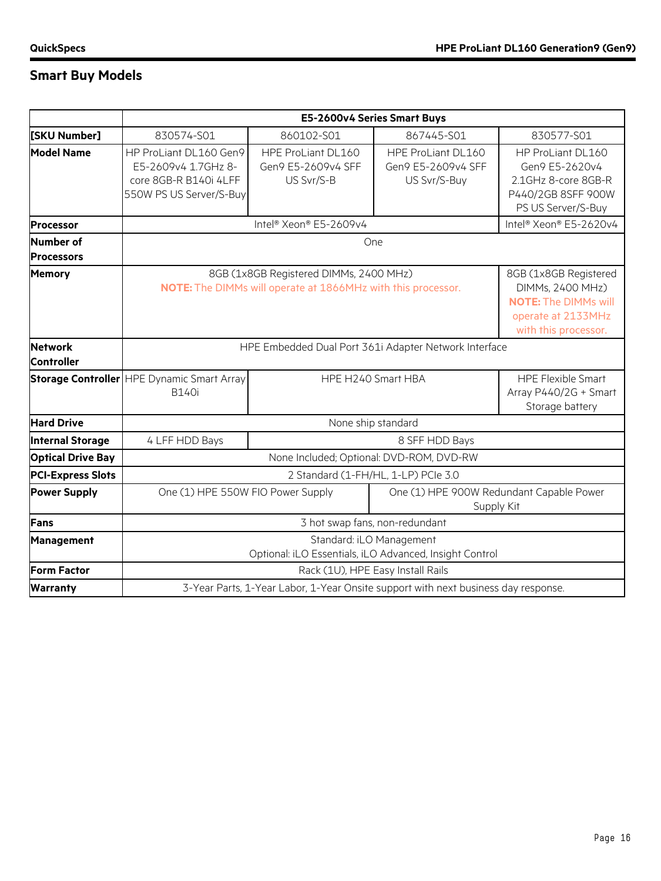## Smart Buy Models

| | E5-2600v4 Series Smart Buys | | | |
|---|---|---|---|---|
| **[SKU Number]** | 830574-S01 | 860102-S01 | 867445-S01 | 830577-S01 |
| **Model Name** | HP ProLiant DL160 Gen9 E5-2609v4 1.7GHz 8-core 8GB-R B140i 4LFF 550W PS US Server/S-Buy | HPE ProLiant DL160 Gen9 E5-2609v4 SFF US Svr/S-B | HPE ProLiant DL160 Gen9 E5-2609v4 SFF US Svr/S-Buy | HP ProLiant DL160 Gen9 E5-2620v4 2.1GHz 8-core 8GB-R P440/2GB 8SFF 900W PS US Server/S-Buy |
| **Processor** | Intel® Xeon® E5-2609v4 | | | Intel® Xeon® E5-2620v4 |
| **Number of Processors** | One | | | |
| **Memory** | 8GB (1x8GB Registered DIMMs, 2400 MHz) **NOTE:** The DIMMs will operate at 1866MHz with this processor. | | | 8GB (1x8GB Registered DIMMs, 2400 MHz) **NOTE:** The DIMMs will operate at 2133MHz with this processor. |
| **Network Controller** | HPE Embedded Dual Port 361i Adapter Network Interface | | | |
| **Storage Controller** | HPE Dynamic Smart Array B140i | HPE H240 Smart HBA | | HPE Flexible Smart Array P440/2G + Smart Storage battery |
| **Hard Drive** | None ship standard | | | |
| **Internal Storage** | 4 LFF HDD Bays | 8 SFF HDD Bays | | |
| **Optical Drive Bay** | None Included; Optional: DVD-ROM, DVD-RW | | | |
| **PCI-Express Slots** | 2 Standard (1-FH/HL, 1-LP) PCIe 3.0 | | | |
| **Power Supply** | One (1) HPE 550W FIO Power Supply | | One (1) HPE 900W Redundant Capable Power Supply Kit | |
| **Fans** | 3 hot swap fans, non-redundant | | | |
| **Management** | Standard: iLO Management Optional: iLO Essentials, iLO Advanced, Insight Control | | | |
| **Form Factor** | Rack (1U), HPE Easy Install Rails | | | |
| **Warranty** | 3-Year Parts, 1-Year Labor, 1-Year Onsite support with next business day response. | | | |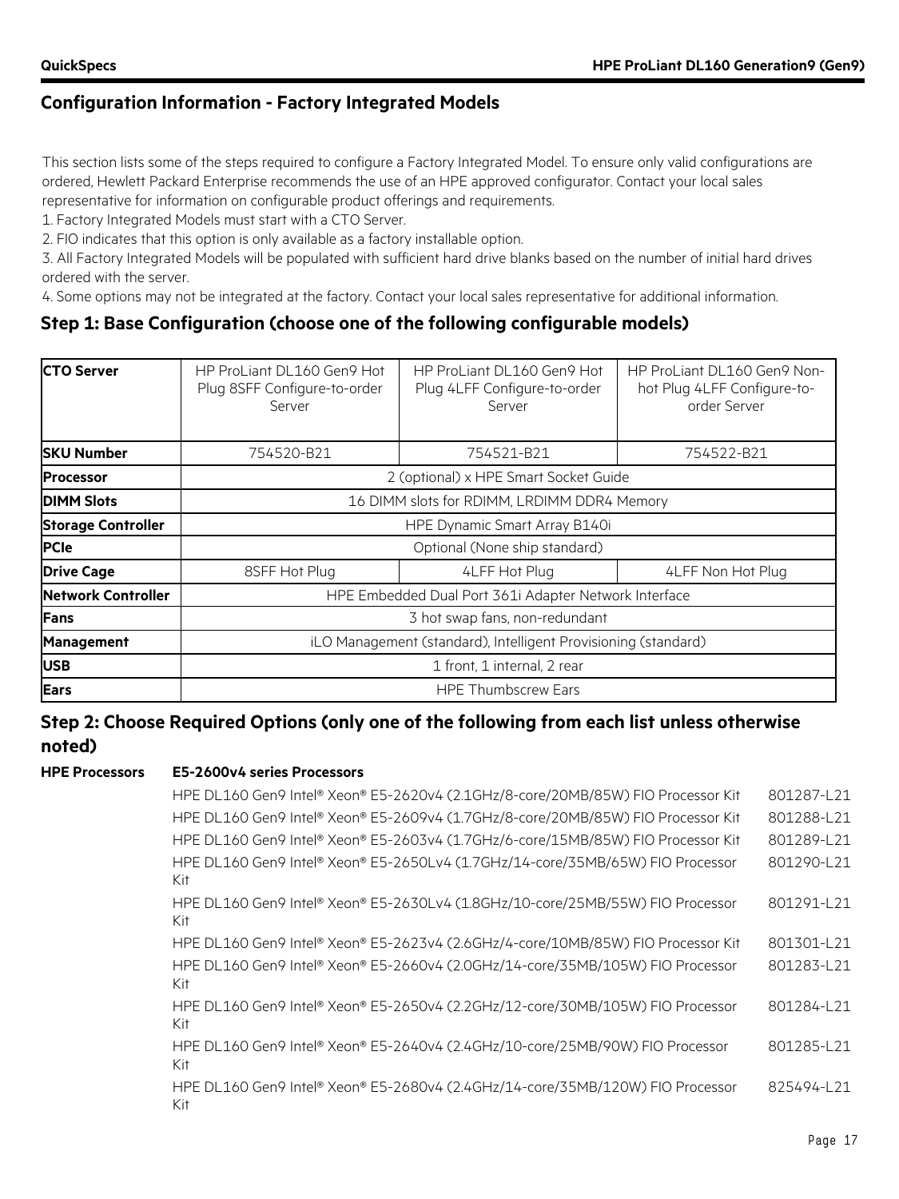## Configuration Information - Factory Integrated Models

This section lists some of the steps required to configure a Factory Integrated Model. To ensure only valid configurations are ordered, Hewlett Packard Enterprise recommends the use of an HPE approved configurator. Contact your local sales representative for information on configurable product offerings and requirements.

1. Factory Integrated Models must start with a CTO Server.
2. FIO indicates that this option is only available as a factory installable option.
3. All Factory Integrated Models will be populated with sufficient hard drive blanks based on the number of initial hard drives ordered with the server.
4. Some options may not be integrated at the factory. Contact your local sales representative for additional information.

### Step 1: Base Configuration (choose one of the following configurable models)

| CTO Server | HP ProLiant DL160 Gen9 Hot Plug 8SFF Configure-to-order Server | HP ProLiant DL160 Gen9 Hot Plug 4LFF Configure-to-order Server | HP ProLiant DL160 Gen9 Non-hot Plug 4LFF Configure-to-order Server |
|---|---|---|---|
| **SKU Number** | 754520-B21 | 754521-B21 | 754522-B21 |
| **Processor** | 2 (optional) x HPE Smart Socket Guide | | |
| **DIMM Slots** | 16 DIMM slots for RDIMM, LRDIMM DDR4 Memory | | |
| **Storage Controller** | HPE Dynamic Smart Array B140i | | |
| **PCIe** | Optional (None ship standard) | | |
| **Drive Cage** | 8SFF Hot Plug | 4LFF Hot Plug | 4LFF Non Hot Plug |
| **Network Controller** | HPE Embedded Dual Port 361i Adapter Network Interface | | |
| **Fans** | 3 hot swap fans, non-redundant | | |
| **Management** | iLO Management (standard), Intelligent Provisioning (standard) | | |
| **USB** | 1 front, 1 internal, 2 rear | | |
| **Ears** | HPE Thumbscrew Ears | | |

### Step 2: Choose Required Options (only one of the following from each list unless otherwise noted)

**HPE Processors**

**E5-2600v4 series Processors**

| Description | Part Number |
|---|---|
| HPE DL160 Gen9 Intel® Xeon® E5-2620v4 (2.1GHz/8-core/20MB/85W) FIO Processor Kit | 801287-L21 |
| HPE DL160 Gen9 Intel® Xeon® E5-2609v4 (1.7GHz/8-core/20MB/85W) FIO Processor Kit | 801288-L21 |
| HPE DL160 Gen9 Intel® Xeon® E5-2603v4 (1.7GHz/6-core/15MB/85W) FIO Processor Kit | 801289-L21 |
| HPE DL160 Gen9 Intel® Xeon® E5-2650Lv4 (1.7GHz/14-core/35MB/65W) FIO Processor Kit | 801290-L21 |
| HPE DL160 Gen9 Intel® Xeon® E5-2630Lv4 (1.8GHz/10-core/25MB/55W) FIO Processor Kit | 801291-L21 |
| HPE DL160 Gen9 Intel® Xeon® E5-2623v4 (2.6GHz/4-core/10MB/85W) FIO Processor Kit | 801301-L21 |
| HPE DL160 Gen9 Intel® Xeon® E5-2660v4 (2.0GHz/14-core/35MB/105W) FIO Processor Kit | 801283-L21 |
| HPE DL160 Gen9 Intel® Xeon® E5-2650v4 (2.2GHz/12-core/30MB/105W) FIO Processor Kit | 801284-L21 |
| HPE DL160 Gen9 Intel® Xeon® E5-2640v4 (2.4GHz/10-core/25MB/90W) FIO Processor Kit | 801285-L21 |
| HPE DL160 Gen9 Intel® Xeon® E5-2680v4 (2.4GHz/14-core/35MB/120W) FIO Processor Kit | 825494-L21 |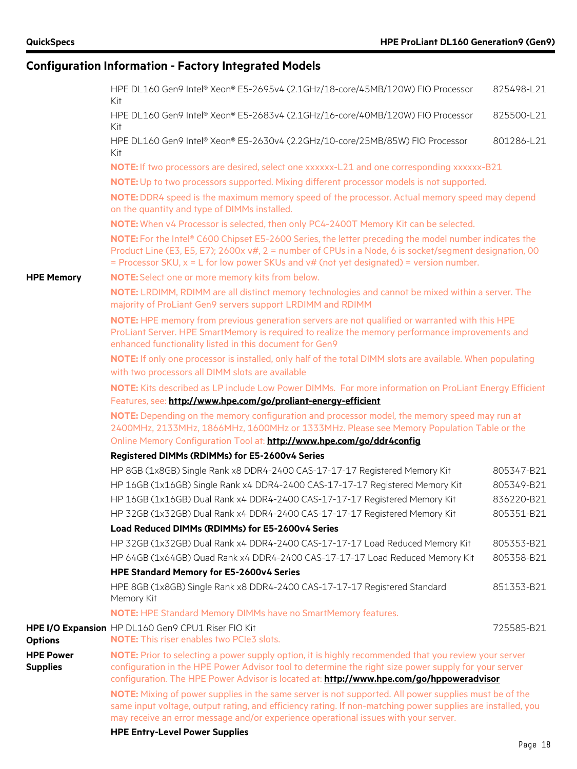## Configuration Information - Factory Integrated Models

| | | |
|---|---|---|
| | HPE DL160 Gen9 Intel® Xeon® E5-2695v4 (2.1GHz/18-core/45MB/120W) FIO Processor Kit | 825498-L21 |
| | HPE DL160 Gen9 Intel® Xeon® E5-2683v4 (2.1GHz/16-core/40MB/120W) FIO Processor Kit | 825500-L21 |
| | HPE DL160 Gen9 Intel® Xeon® E5-2630v4 (2.2GHz/10-core/25MB/85W) FIO Processor Kit | 801286-L21 |
| | **NOTE:** If two processors are desired, select one xxxxxx-L21 and one corresponding xxxxxx-B21 | |
| | **NOTE:** Up to two processors supported. Mixing different processor models is not supported. | |
| | **NOTE:** DDR4 speed is the maximum memory speed of the processor. Actual memory speed may depend on the quantity and type of DIMMs installed. | |
| | **NOTE:** When v4 Processor is selected, then only PC4-2400T Memory Kit can be selected. | |
| | **NOTE:** For the Intel® C600 Chipset E5-2600 Series, the letter preceding the model number indicates the Product Line (E3, E5, E7); 2600x v#, 2 = number of CPUs in a Node, 6 is socket/segment designation, 00 = Processor SKU, x = L for low power SKUs and v# (not yet designated) = version number. | |
| **HPE Memory** | **NOTE:** Select one or more memory kits from below. | |
| | **NOTE:** LRDIMM, RDIMM are all distinct memory technologies and cannot be mixed within a server. The majority of ProLiant Gen9 servers support LRDIMM and RDIMM | |
| | **NOTE:** HPE memory from previous generation servers are not qualified or warranted with this HPE ProLiant Server. HPE SmartMemory is required to realize the memory performance improvements and enhanced functionality listed in this document for Gen9 | |
| | **NOTE:** If only one processor is installed, only half of the total DIMM slots are available. When populating with two processors all DIMM slots are available | |
| | **NOTE:** Kits described as LP include Low Power DIMMs. For more information on ProLiant Energy Efficient Features, see: **http://www.hpe.com/go/proliant-energy-efficient** | |
| | **NOTE:** Depending on the memory configuration and processor model, the memory speed may run at 2400MHz, 2133MHz, 1866MHz, 1600MHz or 1333MHz. Please see Memory Population Table or the Online Memory Configuration Tool at: **http://www.hpe.com/go/ddr4config** | |
| | **Registered DIMMs (RDIMMs) for E5-2600v4 Series** | |
| | HP 8GB (1x8GB) Single Rank x8 DDR4-2400 CAS-17-17-17 Registered Memory Kit | 805347-B21 |
| | HP 16GB (1x16GB) Single Rank x4 DDR4-2400 CAS-17-17-17 Registered Memory Kit | 805349-B21 |
| | HP 16GB (1x16GB) Dual Rank x4 DDR4-2400 CAS-17-17-17 Registered Memory Kit | 836220-B21 |
| | HP 32GB (1x32GB) Dual Rank x4 DDR4-2400 CAS-17-17-17 Registered Memory Kit | 805351-B21 |
| | **Load Reduced DIMMs (RDIMMs) for E5-2600v4 Series** | |
| | HP 32GB (1x32GB) Dual Rank x4 DDR4-2400 CAS-17-17-17 Load Reduced Memory Kit | 805353-B21 |
| | HP 64GB (1x64GB) Quad Rank x4 DDR4-2400 CAS-17-17-17 Load Reduced Memory Kit | 805358-B21 |
| | **HPE Standard Memory for E5-2600v4 Series** | |
| | HPE 8GB (1x8GB) Single Rank x8 DDR4-2400 CAS-17-17-17 Registered Standard Memory Kit | 851353-B21 |
| | **NOTE:** HPE Standard Memory DIMMs have no SmartMemory features. | |
| **HPE I/O Expansion Options** | HP DL160 Gen9 CPU1 Riser FIO Kit | 725585-B21 |
| | **NOTE:** This riser enables two PCIe3 slots. | |
| **HPE Power Supplies** | **NOTE:** Prior to selecting a power supply option, it is highly recommended that you review your server configuration in the HPE Power Advisor tool to determine the right size power supply for your server configuration. The HPE Power Advisor is located at: **http://www.hpe.com/go/hppoweradvisor** | |
| | **NOTE:** Mixing of power supplies in the same server is not supported. All power supplies must be of the same input voltage, output rating, and efficiency rating. If non-matching power supplies are installed, you may receive an error message and/or experience operational issues with your server. | |
| | **HPE Entry-Level Power Supplies** | |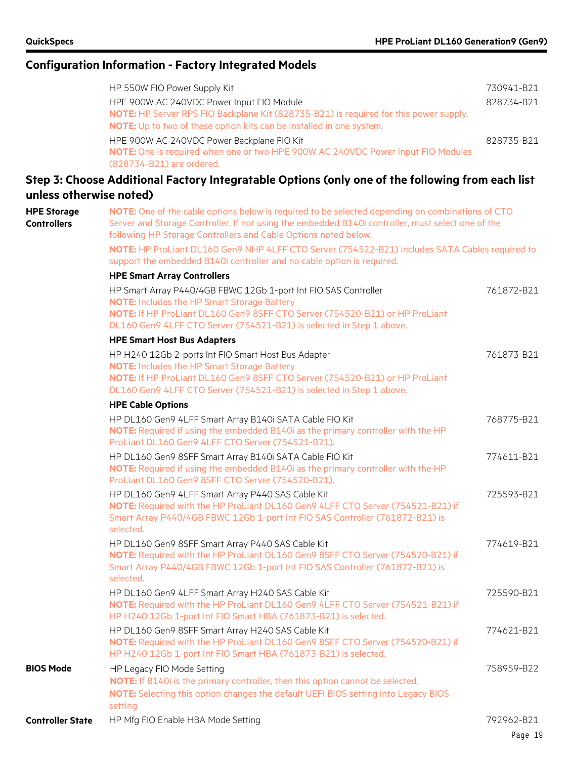## Configuration Information - Factory Integrated Models

| | | |
|---|---|---|
| | HP 550W FIO Power Supply Kit | 730941-B21 |
| | HPE 900W AC 240VDC Power Input FIO Module<br>**NOTE:** HP Server RPS FIO Backplane Kit (828735-B21) is required for this power supply.<br>**NOTE:** Up to two of these option kits can be installed in one system. | 828734-B21 |
| | HPE 900W AC 240VDC Power Backplane FIO Kit<br>**NOTE:** One is required when one or two HPE 900W AC 240VDC Power Input FIO Modules (828734-B21) are ordered. | 828735-B21 |

### Step 3: Choose Additional Factory Integratable Options (only one of the following from each list unless otherwise noted)

| | | |
|---|---|---|
| **HPE Storage Controllers** | **NOTE:** One of the cable options below is required to be selected depending on combinations of CTO Server and Storage Controller. If not using the embedded B140i controller, must select one of the following HP Storage Controllers and Cable Options noted below.<br>**NOTE:** HP ProLiant DL160 Gen9 NHP 4LFF CTO Server (754522-B21) includes SATA Cables required to support the embedded B140i controller and no cable option is required. | |
| | **HPE Smart Array Controllers** | |
| | HP Smart Array P440/4GB FBWC 12Gb 1-port Int FIO SAS Controller<br>**NOTE:** Includes the HP Smart Storage Battery<br>**NOTE:** If HP ProLiant DL160 Gen9 8SFF CTO Server (754520-B21) or HP ProLiant DL160 Gen9 4LFF CTO Server (754521-B21) is selected in Step 1 above. | 761872-B21 |
| | **HPE Smart Host Bus Adapters** | |
| | HP H240 12Gb 2-ports Int FIO Smart Host Bus Adapter<br>**NOTE:** Includes the HP Smart Storage Battery<br>**NOTE:** If HP ProLiant DL160 Gen9 8SFF CTO Server (754520-B21) or HP ProLiant DL160 Gen9 4LFF CTO Server (754521-B21) is selected in Step 1 above. | 761873-B21 |
| | **HPE Cable Options** | |
| | HP DL160 Gen9 4LFF Smart Array B140i SATA Cable FIO Kit<br>**NOTE:** Required if using the embedded B140i as the primary controller with the HP ProLiant DL160 Gen9 4LFF CTO Server (754521-B21). | 768775-B21 |
| | HP DL160 Gen9 8SFF Smart Array B140i SATA Cable FIO Kit<br>**NOTE:** Required if using the embedded B140i as the primary controller with the HP ProLiant DL160 Gen9 8SFF CTO Server (754520-B21). | 774611-B21 |
| | HP DL160 Gen9 4LFF Smart Array P440 SAS Cable Kit<br>**NOTE:** Required with the HP ProLiant DL160 Gen9 4LFF CTO Server (754521-B21) if Smart Array P440/4GB FBWC 12Gb 1-port Int FIO SAS Controller (761872-B21) is selected. | 725593-B21 |
| | HP DL160 Gen9 8SFF Smart Array P440 SAS Cable Kit<br>**NOTE:** Required with the HP ProLiant DL160 Gen9 8SFF CTO Server (754520-B21) if Smart Array P440/4GB FBWC 12Gb 1-port Int FIO SAS Controller (761872-B21) is selected. | 774619-B21 |
| | HP DL160 Gen9 4LFF Smart Array H240 SAS Cable Kit<br>**NOTE:** Required with the HP ProLiant DL160 Gen9 4LFF CTO Server (754521-B21) if HP H240 12Gb 1-port Int FIO Smart HBA (761873-B21) is selected. | 725590-B21 |
| | HP DL160 Gen9 8SFF Smart Array H240 SAS Cable Kit<br>**NOTE:** Required with the HP ProLiant DL160 Gen9 8SFF CTO Server (754520-B21) if HP H240 12Gb 1-port Int FIO Smart HBA (761873-B21) is selected. | 774621-B21 |
| **BIOS Mode** | HP Legacy FIO Mode Setting<br>**NOTE:** If B140i is the primary controller, then this option cannot be selected.<br>**NOTE:** Selecting this option changes the default UEFI BIOS setting into Legacy BIOS setting | 758959-B22 |
| **Controller State** | HP Mfg FIO Enable HBA Mode Setting | 792962-B21 |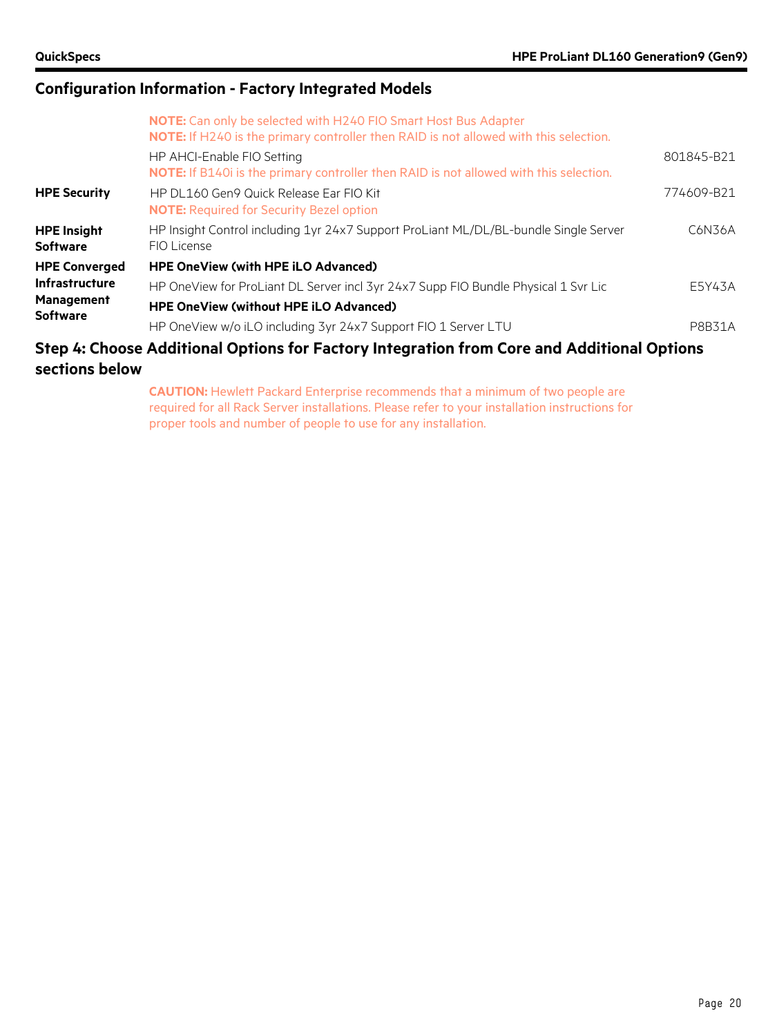## Configuration Information - Factory Integrated Models

| | | |
|---|---|---|
| | **NOTE:** Can only be selected with H240 FIO Smart Host Bus Adapter<br>**NOTE:** If H240 is the primary controller then RAID is not allowed with this selection. | |
| | HP AHCI-Enable FIO Setting<br>**NOTE:** If B140i is the primary controller then RAID is not allowed with this selection. | 801845-B21 |
| **HPE Security** | HP DL160 Gen9 Quick Release Ear FIO Kit<br>**NOTE:** Required for Security Bezel option | 774609-B21 |
| **HPE Insight Software** | HP Insight Control including 1yr 24x7 Support ProLiant ML/DL/BL-bundle Single Server FIO License | C6N36A |
| **HPE Converged Infrastructure Management Software** | **HPE OneView (with HPE iLO Advanced)** | |
| | HP OneView for ProLiant DL Server incl 3yr 24x7 Supp FIO Bundle Physical 1 Svr Lic | E5Y43A |
| | **HPE OneView (without HPE iLO Advanced)** | |
| | HP OneView w/o iLO including 3yr 24x7 Support FIO 1 Server LTU | P8B31A |

## Step 4: Choose Additional Options for Factory Integration from Core and Additional Options sections below

**CAUTION:** Hewlett Packard Enterprise recommends that a minimum of two people are required for all Rack Server installations. Please refer to your installation instructions for proper tools and number of people to use for any installation.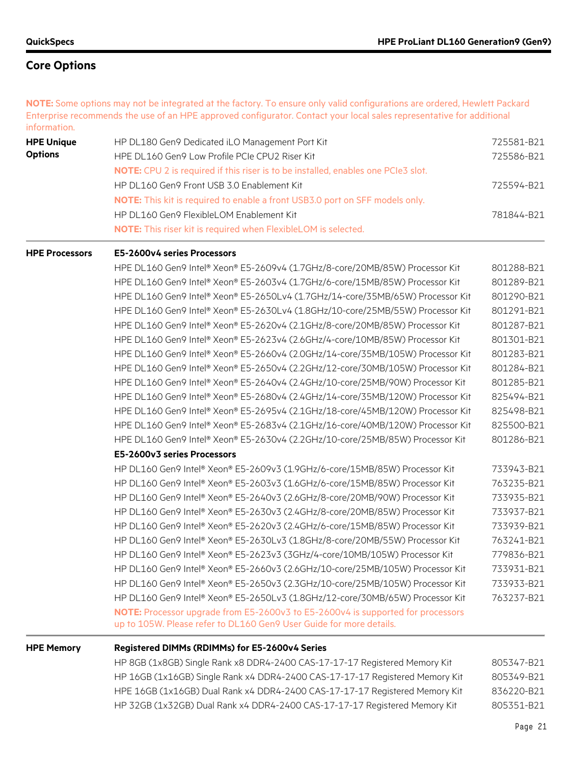## Core Options

**NOTE:** Some options may not be integrated at the factory. To ensure only valid configurations are ordered, Hewlett Packard Enterprise recommends the use of an HPE approved configurator. Contact your local sales representative for additional information.

| | | |
|---|---|---|
| **HPE Unique Options** | HP DL180 Gen9 Dedicated iLO Management Port Kit | 725581-B21 |
| | HPE DL160 Gen9 Low Profile PCIe CPU2 Riser Kit | 725586-B21 |
| | **NOTE:** CPU 2 is required if this riser is to be installed, enables one PCIe3 slot. | |
| | HP DL160 Gen9 Front USB 3.0 Enablement Kit | 725594-B21 |
| | **NOTE:** This kit is required to enable a front USB3.0 port on SFF models only. | |
| | HP DL160 Gen9 FlexibleLOM Enablement Kit | 781844-B21 |
| | **NOTE:** This riser kit is required when FlexibleLOM is selected. | |
| **HPE Processors** | **E5-2600v4 series Processors** | |
| | HPE DL160 Gen9 Intel® Xeon® E5-2609v4 (1.7GHz/8-core/20MB/85W) Processor Kit | 801288-B21 |
| | HPE DL160 Gen9 Intel® Xeon® E5-2603v4 (1.7GHz/6-core/15MB/85W) Processor Kit | 801289-B21 |
| | HPE DL160 Gen9 Intel® Xeon® E5-2650Lv4 (1.7GHz/14-core/35MB/65W) Processor Kit | 801290-B21 |
| | HPE DL160 Gen9 Intel® Xeon® E5-2630Lv4 (1.8GHz/10-core/25MB/55W) Processor Kit | 801291-B21 |
| | HPE DL160 Gen9 Intel® Xeon® E5-2620v4 (2.1GHz/8-core/20MB/85W) Processor Kit | 801287-B21 |
| | HPE DL160 Gen9 Intel® Xeon® E5-2623v4 (2.6GHz/4-core/10MB/85W) Processor Kit | 801301-B21 |
| | HPE DL160 Gen9 Intel® Xeon® E5-2660v4 (2.0GHz/14-core/35MB/105W) Processor Kit | 801283-B21 |
| | HPE DL160 Gen9 Intel® Xeon® E5-2650v4 (2.2GHz/12-core/30MB/105W) Processor Kit | 801284-B21 |
| | HPE DL160 Gen9 Intel® Xeon® E5-2640v4 (2.4GHz/10-core/25MB/90W) Processor Kit | 801285-B21 |
| | HPE DL160 Gen9 Intel® Xeon® E5-2680v4 (2.4GHz/14-core/35MB/120W) Processor Kit | 825494-B21 |
| | HPE DL160 Gen9 Intel® Xeon® E5-2695v4 (2.1GHz/18-core/45MB/120W) Processor Kit | 825498-B21 |
| | HPE DL160 Gen9 Intel® Xeon® E5-2683v4 (2.1GHz/16-core/40MB/120W) Processor Kit | 825500-B21 |
| | HPE DL160 Gen9 Intel® Xeon® E5-2630v4 (2.2GHz/10-core/25MB/85W) Processor Kit | 801286-B21 |
| | **E5-2600v3 series Processors** | |
| | HP DL160 Gen9 Intel® Xeon® E5-2609v3 (1.9GHz/6-core/15MB/85W) Processor Kit | 733943-B21 |
| | HP DL160 Gen9 Intel® Xeon® E5-2603v3 (1.6GHz/6-core/15MB/85W) Processor Kit | 763235-B21 |
| | HP DL160 Gen9 Intel® Xeon® E5-2640v3 (2.6GHz/8-core/20MB/90W) Processor Kit | 733935-B21 |
| | HP DL160 Gen9 Intel® Xeon® E5-2630v3 (2.4GHz/8-core/20MB/85W) Processor Kit | 733937-B21 |
| | HP DL160 Gen9 Intel® Xeon® E5-2620v3 (2.4GHz/6-core/15MB/85W) Processor Kit | 733939-B21 |
| | HP DL160 Gen9 Intel® Xeon® E5-2630Lv3 (1.8GHz/8-core/20MB/55W) Processor Kit | 763241-B21 |
| | HP DL160 Gen9 Intel® Xeon® E5-2623v3 (3GHz/4-core/10MB/105W) Processor Kit | 779836-B21 |
| | HP DL160 Gen9 Intel® Xeon® E5-2660v3 (2.6GHz/10-core/25MB/105W) Processor Kit | 733931-B21 |
| | HP DL160 Gen9 Intel® Xeon® E5-2650v3 (2.3GHz/10-core/25MB/105W) Processor Kit | 733933-B21 |
| | HP DL160 Gen9 Intel® Xeon® E5-2650Lv3 (1.8GHz/12-core/30MB/65W) Processor Kit | 763237-B21 |
| | **NOTE:** Processor upgrade from E5-2600v3 to E5-2600v4 is supported for processors up to 105W. Please refer to DL160 Gen9 User Guide for more details. | |
| **HPE Memory** | **Registered DIMMs (RDIMMs) for E5-2600v4 Series** | |
| | HP 8GB (1x8GB) Single Rank x8 DDR4-2400 CAS-17-17-17 Registered Memory Kit | 805347-B21 |
| | HP 16GB (1x16GB) Single Rank x4 DDR4-2400 CAS-17-17-17 Registered Memory Kit | 805349-B21 |
| | HPE 16GB (1x16GB) Dual Rank x4 DDR4-2400 CAS-17-17-17 Registered Memory Kit | 836220-B21 |
| | HP 32GB (1x32GB) Dual Rank x4 DDR4-2400 CAS-17-17-17 Registered Memory Kit | 805351-B21 |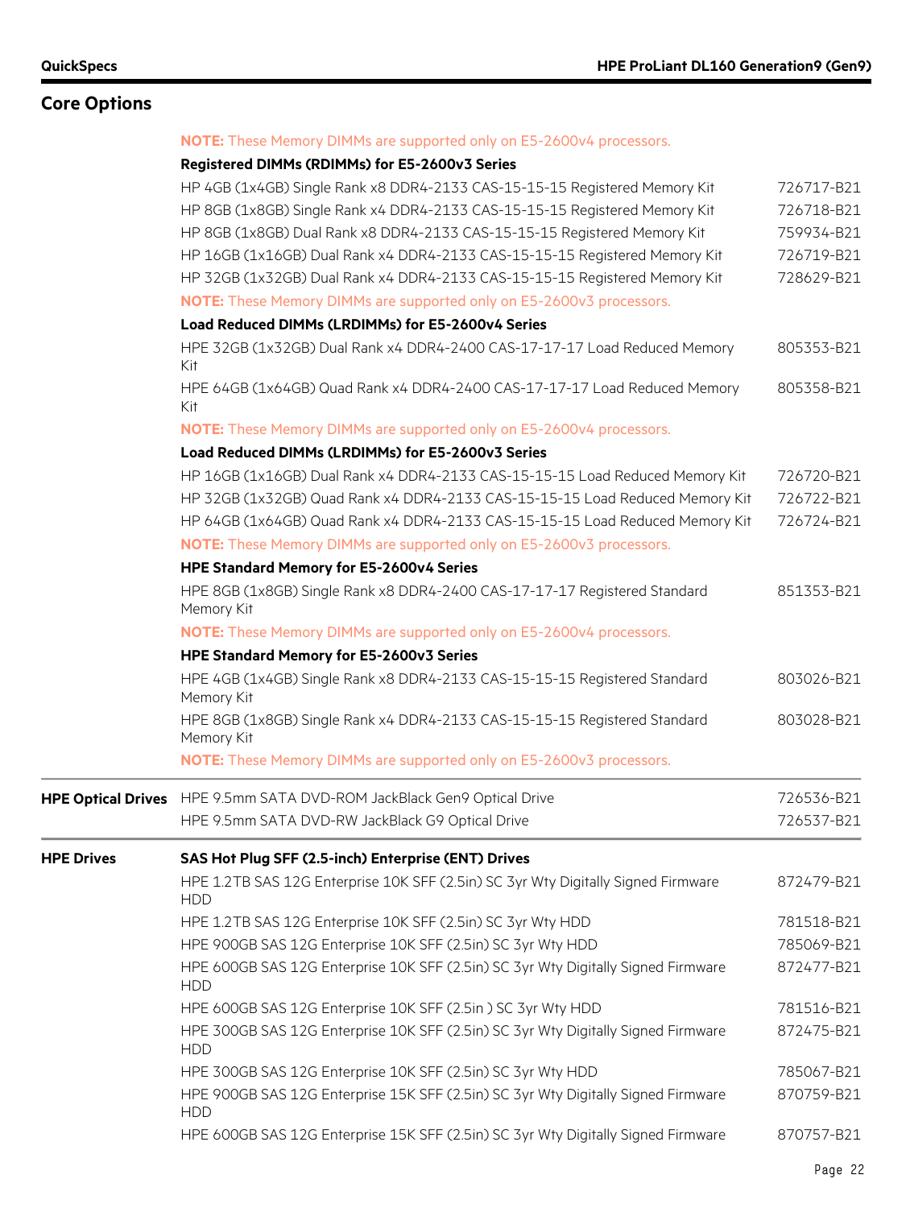## Core Options

**NOTE:** These Memory DIMMs are supported only on E5-2600v4 processors.

| | | |
|---|---|---|
| | **Registered DIMMs (RDIMMs) for E5-2600v3 Series** | |
| | HP 4GB (1x4GB) Single Rank x8 DDR4-2133 CAS-15-15-15 Registered Memory Kit | 726717-B21 |
| | HP 8GB (1x8GB) Single Rank x4 DDR4-2133 CAS-15-15-15 Registered Memory Kit | 726718-B21 |
| | HP 8GB (1x8GB) Dual Rank x8 DDR4-2133 CAS-15-15-15 Registered Memory Kit | 759934-B21 |
| | HP 16GB (1x16GB) Dual Rank x4 DDR4-2133 CAS-15-15-15 Registered Memory Kit | 726719-B21 |
| | HP 32GB (1x32GB) Dual Rank x4 DDR4-2133 CAS-15-15-15 Registered Memory Kit | 728629-B21 |
| | **NOTE:** These Memory DIMMs are supported only on E5-2600v3 processors. | |
| | **Load Reduced DIMMs (LRDIMMs) for E5-2600v4 Series** | |
| | HPE 32GB (1x32GB) Dual Rank x4 DDR4-2400 CAS-17-17-17 Load Reduced Memory Kit | 805353-B21 |
| | HPE 64GB (1x64GB) Quad Rank x4 DDR4-2400 CAS-17-17-17 Load Reduced Memory Kit | 805358-B21 |
| | **NOTE:** These Memory DIMMs are supported only on E5-2600v4 processors. | |
| | **Load Reduced DIMMs (LRDIMMs) for E5-2600v3 Series** | |
| | HP 16GB (1x16GB) Dual Rank x4 DDR4-2133 CAS-15-15-15 Load Reduced Memory Kit | 726720-B21 |
| | HP 32GB (1x32GB) Quad Rank x4 DDR4-2133 CAS-15-15-15 Load Reduced Memory Kit | 726722-B21 |
| | HP 64GB (1x64GB) Quad Rank x4 DDR4-2133 CAS-15-15-15 Load Reduced Memory Kit | 726724-B21 |
| | **NOTE:** These Memory DIMMs are supported only on E5-2600v3 processors. | |
| | **HPE Standard Memory for E5-2600v4 Series** | |
| | HPE 8GB (1x8GB) Single Rank x8 DDR4-2400 CAS-17-17-17 Registered Standard Memory Kit | 851353-B21 |
| | **NOTE:** These Memory DIMMs are supported only on E5-2600v4 processors. | |
| | **HPE Standard Memory for E5-2600v3 Series** | |
| | HPE 4GB (1x4GB) Single Rank x8 DDR4-2133 CAS-15-15-15 Registered Standard Memory Kit | 803026-B21 |
| | HPE 8GB (1x8GB) Single Rank x4 DDR4-2133 CAS-15-15-15 Registered Standard Memory Kit | 803028-B21 |
| | **NOTE:** These Memory DIMMs are supported only on E5-2600v3 processors. | |
| **HPE Optical Drives** | HPE 9.5mm SATA DVD-ROM JackBlack Gen9 Optical Drive | 726536-B21 |
| | HPE 9.5mm SATA DVD-RW JackBlack G9 Optical Drive | 726537-B21 |
| **HPE Drives** | **SAS Hot Plug SFF (2.5-inch) Enterprise (ENT) Drives** | |
| | HPE 1.2TB SAS 12G Enterprise 10K SFF (2.5in) SC 3yr Wty Digitally Signed Firmware HDD | 872479-B21 |
| | HPE 1.2TB SAS 12G Enterprise 10K SFF (2.5in) SC 3yr Wty HDD | 781518-B21 |
| | HPE 900GB SAS 12G Enterprise 10K SFF (2.5in) SC 3yr Wty HDD | 785069-B21 |
| | HPE 600GB SAS 12G Enterprise 10K SFF (2.5in) SC 3yr Wty Digitally Signed Firmware HDD | 872477-B21 |
| | HPE 600GB SAS 12G Enterprise 10K SFF (2.5in ) SC 3yr Wty HDD | 781516-B21 |
| | HPE 300GB SAS 12G Enterprise 10K SFF (2.5in) SC 3yr Wty Digitally Signed Firmware HDD | 872475-B21 |
| | HPE 300GB SAS 12G Enterprise 10K SFF (2.5in) SC 3yr Wty HDD | 785067-B21 |
| | HPE 900GB SAS 12G Enterprise 15K SFF (2.5in) SC 3yr Wty Digitally Signed Firmware HDD | 870759-B21 |
| | HPE 600GB SAS 12G Enterprise 15K SFF (2.5in) SC 3yr Wty Digitally Signed Firmware | 870757-B21 |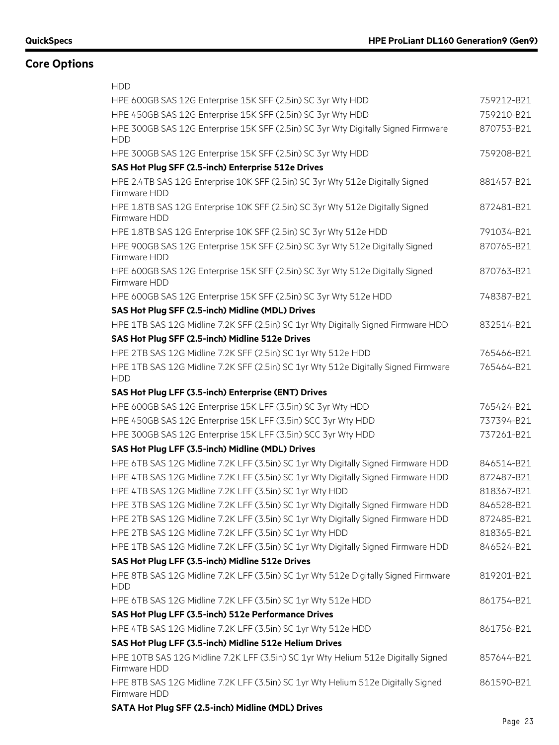## Core Options

| | |
|---|---|
| HDD | |
| HPE 600GB SAS 12G Enterprise 15K SFF (2.5in) SC 3yr Wty HDD | 759212-B21 |
| HPE 450GB SAS 12G Enterprise 15K SFF (2.5in) SC 3yr Wty HDD | 759210-B21 |
| HPE 300GB SAS 12G Enterprise 15K SFF (2.5in) SC 3yr Wty Digitally Signed Firmware HDD | 870753-B21 |
| HPE 300GB SAS 12G Enterprise 15K SFF (2.5in) SC 3yr Wty HDD | 759208-B21 |
| **SAS Hot Plug SFF (2.5-inch) Enterprise 512e Drives** | |
| HPE 2.4TB SAS 12G Enterprise 10K SFF (2.5in) SC 3yr Wty 512e Digitally Signed Firmware HDD | 881457-B21 |
| HPE 1.8TB SAS 12G Enterprise 10K SFF (2.5in) SC 3yr Wty 512e Digitally Signed Firmware HDD | 872481-B21 |
| HPE 1.8TB SAS 12G Enterprise 10K SFF (2.5in) SC 3yr Wty 512e HDD | 791034-B21 |
| HPE 900GB SAS 12G Enterprise 15K SFF (2.5in) SC 3yr Wty 512e Digitally Signed Firmware HDD | 870765-B21 |
| HPE 600GB SAS 12G Enterprise 15K SFF (2.5in) SC 3yr Wty 512e Digitally Signed Firmware HDD | 870763-B21 |
| HPE 600GB SAS 12G Enterprise 15K SFF (2.5in) SC 3yr Wty 512e HDD | 748387-B21 |
| **SAS Hot Plug SFF (2.5-inch) Midline (MDL) Drives** | |
| HPE 1TB SAS 12G Midline 7.2K SFF (2.5in) SC 1yr Wty Digitally Signed Firmware HDD | 832514-B21 |
| **SAS Hot Plug SFF (2.5-inch) Midline 512e Drives** | |
| HPE 2TB SAS 12G Midline 7.2K SFF (2.5in) SC 1yr Wty 512e HDD | 765466-B21 |
| HPE 1TB SAS 12G Midline 7.2K SFF (2.5in) SC 1yr Wty 512e Digitally Signed Firmware HDD | 765464-B21 |
| **SAS Hot Plug LFF (3.5-inch) Enterprise (ENT) Drives** | |
| HPE 600GB SAS 12G Enterprise 15K LFF (3.5in) SC 3yr Wty HDD | 765424-B21 |
| HPE 450GB SAS 12G Enterprise 15K LFF (3.5in) SCC 3yr Wty HDD | 737394-B21 |
| HPE 300GB SAS 12G Enterprise 15K LFF (3.5in) SCC 3yr Wty HDD | 737261-B21 |
| **SAS Hot Plug LFF (3.5-inch) Midline (MDL) Drives** | |
| HPE 6TB SAS 12G Midline 7.2K LFF (3.5in) SC 1yr Wty Digitally Signed Firmware HDD | 846514-B21 |
| HPE 4TB SAS 12G Midline 7.2K LFF (3.5in) SC 1yr Wty Digitally Signed Firmware HDD | 872487-B21 |
| HPE 4TB SAS 12G Midline 7.2K LFF (3.5in) SC 1yr Wty HDD | 818367-B21 |
| HPE 3TB SAS 12G Midline 7.2K LFF (3.5in) SC 1yr Wty Digitally Signed Firmware HDD | 846528-B21 |
| HPE 2TB SAS 12G Midline 7.2K LFF (3.5in) SC 1yr Wty Digitally Signed Firmware HDD | 872485-B21 |
| HPE 2TB SAS 12G Midline 7.2K LFF (3.5in) SC 1yr Wty HDD | 818365-B21 |
| HPE 1TB SAS 12G Midline 7.2K LFF (3.5in) SC 1yr Wty Digitally Signed Firmware HDD | 846524-B21 |
| **SAS Hot Plug LFF (3.5-inch) Midline 512e Drives** | |
| HPE 8TB SAS 12G Midline 7.2K LFF (3.5in) SC 1yr Wty 512e Digitally Signed Firmware HDD | 819201-B21 |
| HPE 6TB SAS 12G Midline 7.2K LFF (3.5in) SC 1yr Wty 512e HDD | 861754-B21 |
| **SAS Hot Plug LFF (3.5-inch) 512e Performance Drives** | |
| HPE 4TB SAS 12G Midline 7.2K LFF (3.5in) SC 1yr Wty 512e HDD | 861756-B21 |
| **SAS Hot Plug LFF (3.5-inch) Midline 512e Helium Drives** | |
| HPE 10TB SAS 12G Midline 7.2K LFF (3.5in) SC 1yr Wty Helium 512e Digitally Signed Firmware HDD | 857644-B21 |
| HPE 8TB SAS 12G Midline 7.2K LFF (3.5in) SC 1yr Wty Helium 512e Digitally Signed Firmware HDD | 861590-B21 |
| **SATA Hot Plug SFF (2.5-inch) Midline (MDL) Drives** | |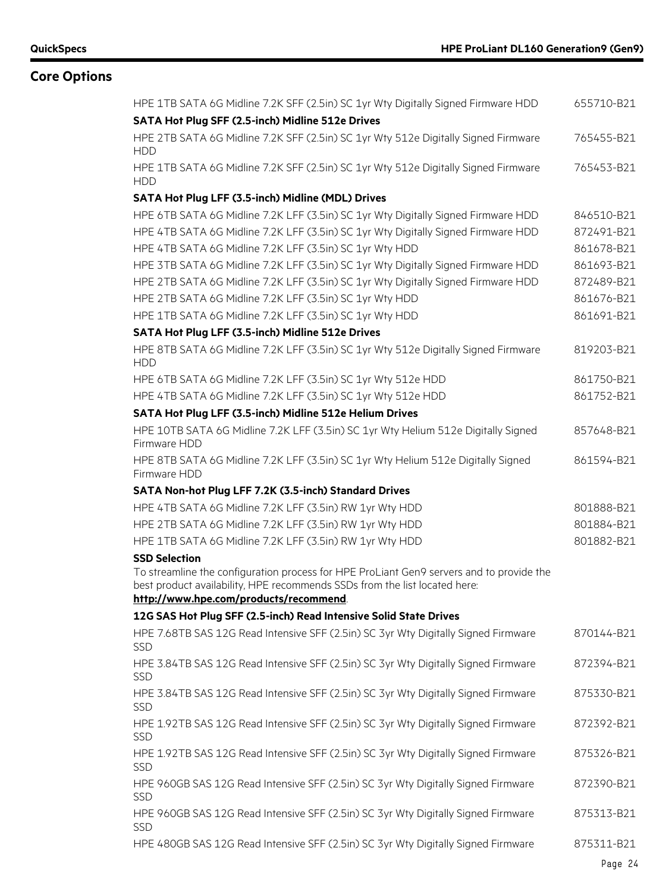## Core Options

| | |
|---|---|
| HPE 1TB SATA 6G Midline 7.2K SFF (2.5in) SC 1yr Wty Digitally Signed Firmware HDD | 655710-B21 |
| **SATA Hot Plug SFF (2.5-inch) Midline 512e Drives** | |
| HPE 2TB SATA 6G Midline 7.2K SFF (2.5in) SC 1yr Wty 512e Digitally Signed Firmware HDD | 765455-B21 |
| HPE 1TB SATA 6G Midline 7.2K SFF (2.5in) SC 1yr Wty 512e Digitally Signed Firmware HDD | 765453-B21 |
| **SATA Hot Plug LFF (3.5-inch) Midline (MDL) Drives** | |
| HPE 6TB SATA 6G Midline 7.2K LFF (3.5in) SC 1yr Wty Digitally Signed Firmware HDD | 846510-B21 |
| HPE 4TB SATA 6G Midline 7.2K LFF (3.5in) SC 1yr Wty Digitally Signed Firmware HDD | 872491-B21 |
| HPE 4TB SATA 6G Midline 7.2K LFF (3.5in) SC 1yr Wty HDD | 861678-B21 |
| HPE 3TB SATA 6G Midline 7.2K LFF (3.5in) SC 1yr Wty Digitally Signed Firmware HDD | 861693-B21 |
| HPE 2TB SATA 6G Midline 7.2K LFF (3.5in) SC 1yr Wty Digitally Signed Firmware HDD | 872489-B21 |
| HPE 2TB SATA 6G Midline 7.2K LFF (3.5in) SC 1yr Wty HDD | 861676-B21 |
| HPE 1TB SATA 6G Midline 7.2K LFF (3.5in) SC 1yr Wty HDD | 861691-B21 |
| **SATA Hot Plug LFF (3.5-inch) Midline 512e Drives** | |
| HPE 8TB SATA 6G Midline 7.2K LFF (3.5in) SC 1yr Wty 512e Digitally Signed Firmware HDD | 819203-B21 |
| HPE 6TB SATA 6G Midline 7.2K LFF (3.5in) SC 1yr Wty 512e HDD | 861750-B21 |
| HPE 4TB SATA 6G Midline 7.2K LFF (3.5in) SC 1yr Wty 512e HDD | 861752-B21 |
| **SATA Hot Plug LFF (3.5-inch) Midline 512e Helium Drives** | |
| HPE 10TB SATA 6G Midline 7.2K LFF (3.5in) SC 1yr Wty Helium 512e Digitally Signed Firmware HDD | 857648-B21 |
| HPE 8TB SATA 6G Midline 7.2K LFF (3.5in) SC 1yr Wty Helium 512e Digitally Signed Firmware HDD | 861594-B21 |
| **SATA Non-hot Plug LFF 7.2K (3.5-inch) Standard Drives** | |
| HPE 4TB SATA 6G Midline 7.2K LFF (3.5in) RW 1yr Wty HDD | 801888-B21 |
| HPE 2TB SATA 6G Midline 7.2K LFF (3.5in) RW 1yr Wty HDD | 801884-B21 |
| HPE 1TB SATA 6G Midline 7.2K LFF (3.5in) RW 1yr Wty HDD | 801882-B21 |

**SSD Selection**

To streamline the configuration process for HPE ProLiant Gen9 servers and to provide the best product availability, HPE recommends SSDs from the list located here: **http://www.hpe.com/products/recommend**.

| | |
|---|---|
| **12G SAS Hot Plug SFF (2.5-inch) Read Intensive Solid State Drives** | |
| HPE 7.68TB SAS 12G Read Intensive SFF (2.5in) SC 3yr Wty Digitally Signed Firmware SSD | 870144-B21 |
| HPE 3.84TB SAS 12G Read Intensive SFF (2.5in) SC 3yr Wty Digitally Signed Firmware SSD | 872394-B21 |
| HPE 3.84TB SAS 12G Read Intensive SFF (2.5in) SC 3yr Wty Digitally Signed Firmware SSD | 875330-B21 |
| HPE 1.92TB SAS 12G Read Intensive SFF (2.5in) SC 3yr Wty Digitally Signed Firmware SSD | 872392-B21 |
| HPE 1.92TB SAS 12G Read Intensive SFF (2.5in) SC 3yr Wty Digitally Signed Firmware SSD | 875326-B21 |
| HPE 960GB SAS 12G Read Intensive SFF (2.5in) SC 3yr Wty Digitally Signed Firmware SSD | 872390-B21 |
| HPE 960GB SAS 12G Read Intensive SFF (2.5in) SC 3yr Wty Digitally Signed Firmware SSD | 875313-B21 |
| HPE 480GB SAS 12G Read Intensive SFF (2.5in) SC 3yr Wty Digitally Signed Firmware | 875311-B21 |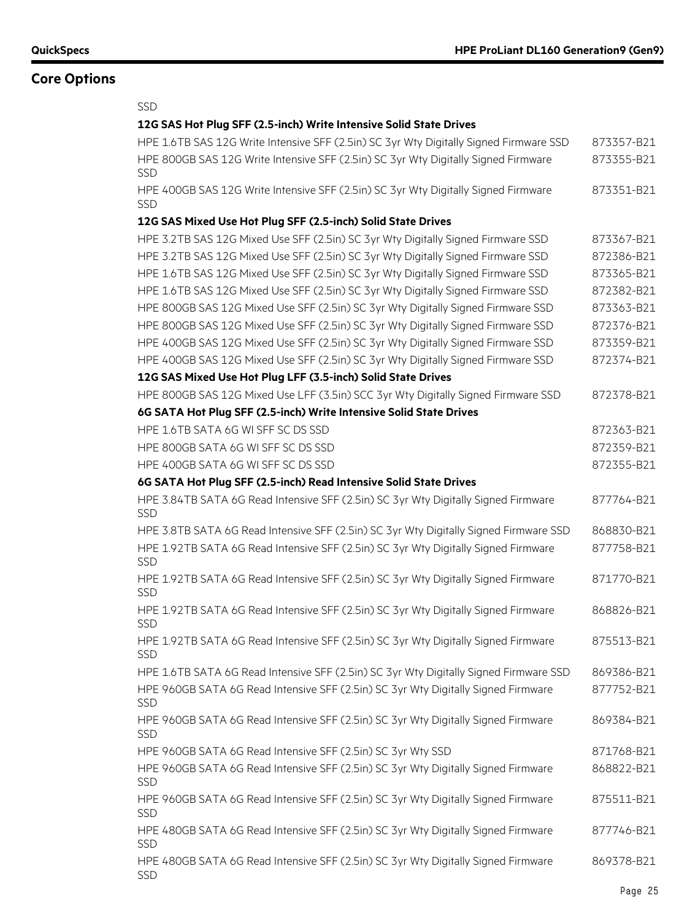## Core Options

SSD

| | |
|---|---|
| **12G SAS Hot Plug SFF (2.5-inch) Write Intensive Solid State Drives** | |
| HPE 1.6TB SAS 12G Write Intensive SFF (2.5in) SC 3yr Wty Digitally Signed Firmware SSD | 873357-B21 |
| HPE 800GB SAS 12G Write Intensive SFF (2.5in) SC 3yr Wty Digitally Signed Firmware SSD | 873355-B21 |
| HPE 400GB SAS 12G Write Intensive SFF (2.5in) SC 3yr Wty Digitally Signed Firmware SSD | 873351-B21 |
| **12G SAS Mixed Use Hot Plug SFF (2.5-inch) Solid State Drives** | |
| HPE 3.2TB SAS 12G Mixed Use SFF (2.5in) SC 3yr Wty Digitally Signed Firmware SSD | 873367-B21 |
| HPE 3.2TB SAS 12G Mixed Use SFF (2.5in) SC 3yr Wty Digitally Signed Firmware SSD | 872386-B21 |
| HPE 1.6TB SAS 12G Mixed Use SFF (2.5in) SC 3yr Wty Digitally Signed Firmware SSD | 873365-B21 |
| HPE 1.6TB SAS 12G Mixed Use SFF (2.5in) SC 3yr Wty Digitally Signed Firmware SSD | 872382-B21 |
| HPE 800GB SAS 12G Mixed Use SFF (2.5in) SC 3yr Wty Digitally Signed Firmware SSD | 873363-B21 |
| HPE 800GB SAS 12G Mixed Use SFF (2.5in) SC 3yr Wty Digitally Signed Firmware SSD | 872376-B21 |
| HPE 400GB SAS 12G Mixed Use SFF (2.5in) SC 3yr Wty Digitally Signed Firmware SSD | 873359-B21 |
| HPE 400GB SAS 12G Mixed Use SFF (2.5in) SC 3yr Wty Digitally Signed Firmware SSD | 872374-B21 |
| **12G SAS Mixed Use Hot Plug LFF (3.5-inch) Solid State Drives** | |
| HPE 800GB SAS 12G Mixed Use LFF (3.5in) SCC 3yr Wty Digitally Signed Firmware SSD | 872378-B21 |
| **6G SATA Hot Plug SFF (2.5-inch) Write Intensive Solid State Drives** | |
| HPE 1.6TB SATA 6G WI SFF SC DS SSD | 872363-B21 |
| HPE 800GB SATA 6G WI SFF SC DS SSD | 872359-B21 |
| HPE 400GB SATA 6G WI SFF SC DS SSD | 872355-B21 |
| **6G SATA Hot Plug SFF (2.5-inch) Read Intensive Solid State Drives** | |
| HPE 3.84TB SATA 6G Read Intensive SFF (2.5in) SC 3yr Wty Digitally Signed Firmware SSD | 877764-B21 |
| HPE 3.8TB SATA 6G Read Intensive SFF (2.5in) SC 3yr Wty Digitally Signed Firmware SSD | 868830-B21 |
| HPE 1.92TB SATA 6G Read Intensive SFF (2.5in) SC 3yr Wty Digitally Signed Firmware SSD | 877758-B21 |
| HPE 1.92TB SATA 6G Read Intensive SFF (2.5in) SC 3yr Wty Digitally Signed Firmware SSD | 871770-B21 |
| HPE 1.92TB SATA 6G Read Intensive SFF (2.5in) SC 3yr Wty Digitally Signed Firmware SSD | 868826-B21 |
| HPE 1.92TB SATA 6G Read Intensive SFF (2.5in) SC 3yr Wty Digitally Signed Firmware SSD | 875513-B21 |
| HPE 1.6TB SATA 6G Read Intensive SFF (2.5in) SC 3yr Wty Digitally Signed Firmware SSD | 869386-B21 |
| HPE 960GB SATA 6G Read Intensive SFF (2.5in) SC 3yr Wty Digitally Signed Firmware SSD | 877752-B21 |
| HPE 960GB SATA 6G Read Intensive SFF (2.5in) SC 3yr Wty Digitally Signed Firmware SSD | 869384-B21 |
| HPE 960GB SATA 6G Read Intensive SFF (2.5in) SC 3yr Wty SSD | 871768-B21 |
| HPE 960GB SATA 6G Read Intensive SFF (2.5in) SC 3yr Wty Digitally Signed Firmware SSD | 868822-B21 |
| HPE 960GB SATA 6G Read Intensive SFF (2.5in) SC 3yr Wty Digitally Signed Firmware SSD | 875511-B21 |
| HPE 480GB SATA 6G Read Intensive SFF (2.5in) SC 3yr Wty Digitally Signed Firmware SSD | 877746-B21 |
| HPE 480GB SATA 6G Read Intensive SFF (2.5in) SC 3yr Wty Digitally Signed Firmware SSD | 869378-B21 |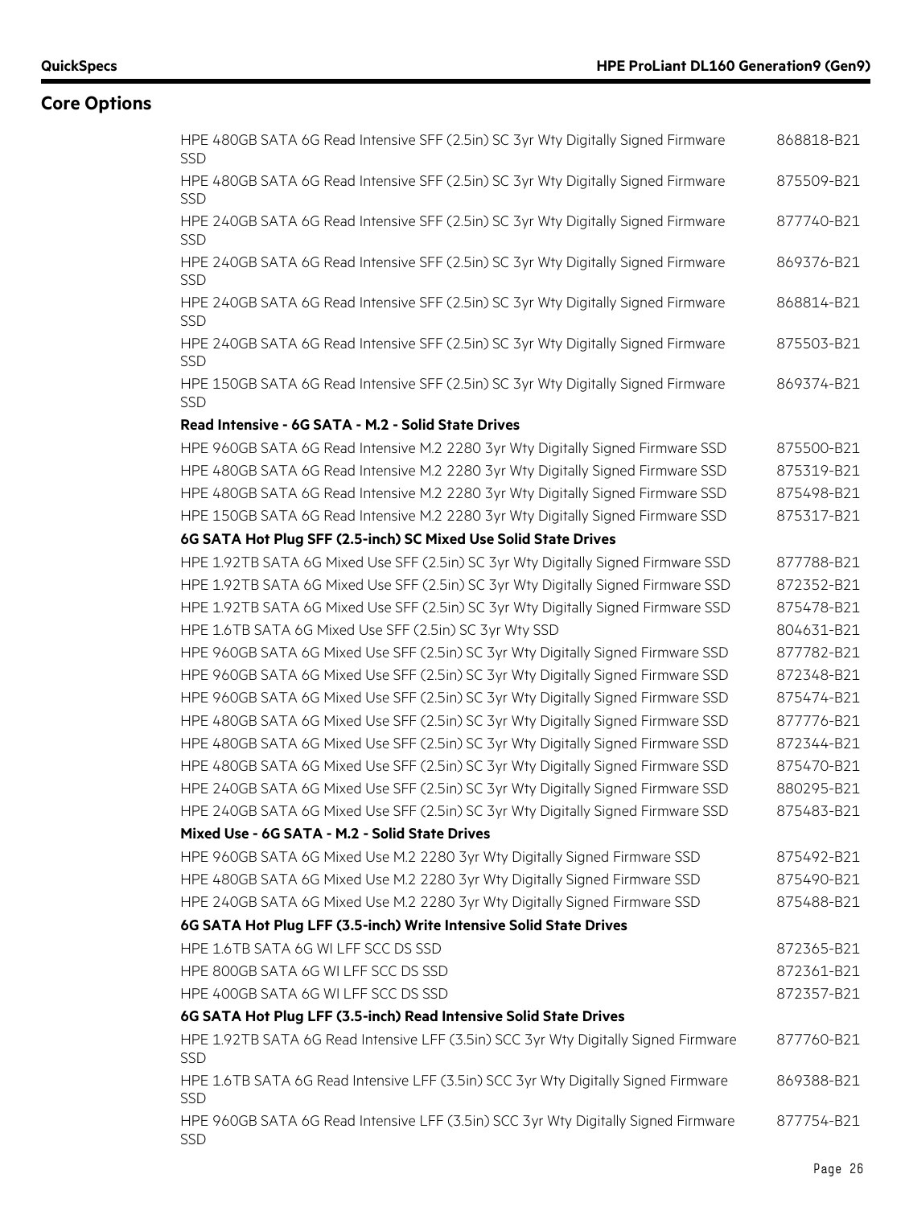## Core Options

| | |
|---|---|
| HPE 480GB SATA 6G Read Intensive SFF (2.5in) SC 3yr Wty Digitally Signed Firmware SSD | 868818-B21 |
| HPE 480GB SATA 6G Read Intensive SFF (2.5in) SC 3yr Wty Digitally Signed Firmware SSD | 875509-B21 |
| HPE 240GB SATA 6G Read Intensive SFF (2.5in) SC 3yr Wty Digitally Signed Firmware SSD | 877740-B21 |
| HPE 240GB SATA 6G Read Intensive SFF (2.5in) SC 3yr Wty Digitally Signed Firmware SSD | 869376-B21 |
| HPE 240GB SATA 6G Read Intensive SFF (2.5in) SC 3yr Wty Digitally Signed Firmware SSD | 868814-B21 |
| HPE 240GB SATA 6G Read Intensive SFF (2.5in) SC 3yr Wty Digitally Signed Firmware SSD | 875503-B21 |
| HPE 150GB SATA 6G Read Intensive SFF (2.5in) SC 3yr Wty Digitally Signed Firmware SSD | 869374-B21 |
| **Read Intensive - 6G SATA - M.2 - Solid State Drives** | |
| HPE 960GB SATA 6G Read Intensive M.2 2280 3yr Wty Digitally Signed Firmware SSD | 875500-B21 |
| HPE 480GB SATA 6G Read Intensive M.2 2280 3yr Wty Digitally Signed Firmware SSD | 875319-B21 |
| HPE 480GB SATA 6G Read Intensive M.2 2280 3yr Wty Digitally Signed Firmware SSD | 875498-B21 |
| HPE 150GB SATA 6G Read Intensive M.2 2280 3yr Wty Digitally Signed Firmware SSD | 875317-B21 |
| **6G SATA Hot Plug SFF (2.5-inch) SC Mixed Use Solid State Drives** | |
| HPE 1.92TB SATA 6G Mixed Use SFF (2.5in) SC 3yr Wty Digitally Signed Firmware SSD | 877788-B21 |
| HPE 1.92TB SATA 6G Mixed Use SFF (2.5in) SC 3yr Wty Digitally Signed Firmware SSD | 872352-B21 |
| HPE 1.92TB SATA 6G Mixed Use SFF (2.5in) SC 3yr Wty Digitally Signed Firmware SSD | 875478-B21 |
| HPE 1.6TB SATA 6G Mixed Use SFF (2.5in) SC 3yr Wty SSD | 804631-B21 |
| HPE 960GB SATA 6G Mixed Use SFF (2.5in) SC 3yr Wty Digitally Signed Firmware SSD | 877782-B21 |
| HPE 960GB SATA 6G Mixed Use SFF (2.5in) SC 3yr Wty Digitally Signed Firmware SSD | 872348-B21 |
| HPE 960GB SATA 6G Mixed Use SFF (2.5in) SC 3yr Wty Digitally Signed Firmware SSD | 875474-B21 |
| HPE 480GB SATA 6G Mixed Use SFF (2.5in) SC 3yr Wty Digitally Signed Firmware SSD | 877776-B21 |
| HPE 480GB SATA 6G Mixed Use SFF (2.5in) SC 3yr Wty Digitally Signed Firmware SSD | 872344-B21 |
| HPE 480GB SATA 6G Mixed Use SFF (2.5in) SC 3yr Wty Digitally Signed Firmware SSD | 875470-B21 |
| HPE 240GB SATA 6G Mixed Use SFF (2.5in) SC 3yr Wty Digitally Signed Firmware SSD | 880295-B21 |
| HPE 240GB SATA 6G Mixed Use SFF (2.5in) SC 3yr Wty Digitally Signed Firmware SSD | 875483-B21 |
| **Mixed Use - 6G SATA - M.2 - Solid State Drives** | |
| HPE 960GB SATA 6G Mixed Use M.2 2280 3yr Wty Digitally Signed Firmware SSD | 875492-B21 |
| HPE 480GB SATA 6G Mixed Use M.2 2280 3yr Wty Digitally Signed Firmware SSD | 875490-B21 |
| HPE 240GB SATA 6G Mixed Use M.2 2280 3yr Wty Digitally Signed Firmware SSD | 875488-B21 |
| **6G SATA Hot Plug LFF (3.5-inch) Write Intensive Solid State Drives** | |
| HPE 1.6TB SATA 6G WI LFF SCC DS SSD | 872365-B21 |
| HPE 800GB SATA 6G WI LFF SCC DS SSD | 872361-B21 |
| HPE 400GB SATA 6G WI LFF SCC DS SSD | 872357-B21 |
| **6G SATA Hot Plug LFF (3.5-inch) Read Intensive Solid State Drives** | |
| HPE 1.92TB SATA 6G Read Intensive LFF (3.5in) SCC 3yr Wty Digitally Signed Firmware SSD | 877760-B21 |
| HPE 1.6TB SATA 6G Read Intensive LFF (3.5in) SCC 3yr Wty Digitally Signed Firmware SSD | 869388-B21 |
| HPE 960GB SATA 6G Read Intensive LFF (3.5in) SCC 3yr Wty Digitally Signed Firmware SSD | 877754-B21 |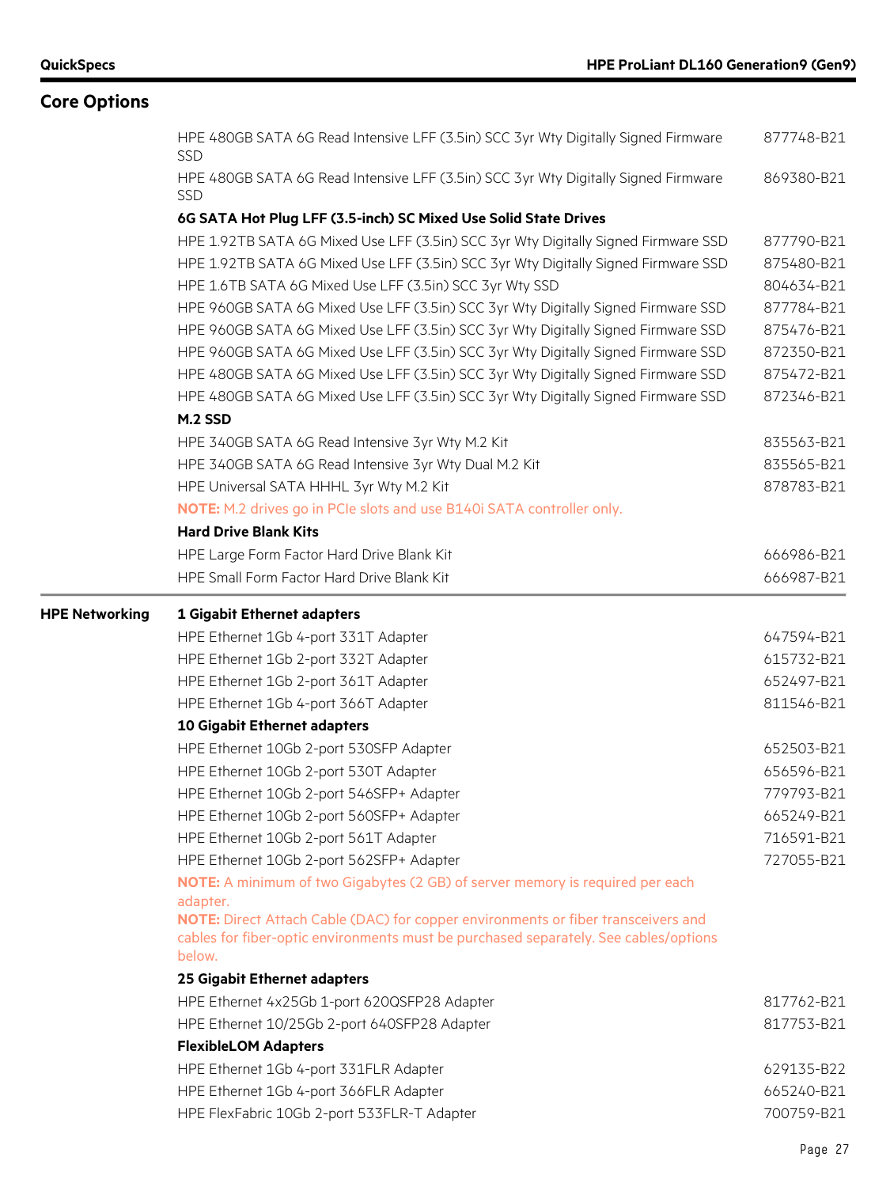## Core Options

| | | |
|---|---|---|
| | HPE 480GB SATA 6G Read Intensive LFF (3.5in) SCC 3yr Wty Digitally Signed Firmware SSD | 877748-B21 |
| | HPE 480GB SATA 6G Read Intensive LFF (3.5in) SCC 3yr Wty Digitally Signed Firmware SSD | 869380-B21 |
| | **6G SATA Hot Plug LFF (3.5-inch) SC Mixed Use Solid State Drives** | |
| | HPE 1.92TB SATA 6G Mixed Use LFF (3.5in) SCC 3yr Wty Digitally Signed Firmware SSD | 877790-B21 |
| | HPE 1.92TB SATA 6G Mixed Use LFF (3.5in) SCC 3yr Wty Digitally Signed Firmware SSD | 875480-B21 |
| | HPE 1.6TB SATA 6G Mixed Use LFF (3.5in) SCC 3yr Wty SSD | 804634-B21 |
| | HPE 960GB SATA 6G Mixed Use LFF (3.5in) SCC 3yr Wty Digitally Signed Firmware SSD | 877784-B21 |
| | HPE 960GB SATA 6G Mixed Use LFF (3.5in) SCC 3yr Wty Digitally Signed Firmware SSD | 875476-B21 |
| | HPE 960GB SATA 6G Mixed Use LFF (3.5in) SCC 3yr Wty Digitally Signed Firmware SSD | 872350-B21 |
| | HPE 480GB SATA 6G Mixed Use LFF (3.5in) SCC 3yr Wty Digitally Signed Firmware SSD | 875472-B21 |
| | HPE 480GB SATA 6G Mixed Use LFF (3.5in) SCC 3yr Wty Digitally Signed Firmware SSD | 872346-B21 |
| | **M.2 SSD** | |
| | HPE 340GB SATA 6G Read Intensive 3yr Wty M.2 Kit | 835563-B21 |
| | HPE 340GB SATA 6G Read Intensive 3yr Wty Dual M.2 Kit | 835565-B21 |
| | HPE Universal SATA HHHL 3yr Wty M.2 Kit | 878783-B21 |
| | **NOTE:** M.2 drives go in PCIe slots and use B140i SATA controller only. | |
| | **Hard Drive Blank Kits** | |
| | HPE Large Form Factor Hard Drive Blank Kit | 666986-B21 |
| | HPE Small Form Factor Hard Drive Blank Kit | 666987-B21 |
| **HPE Networking** | **1 Gigabit Ethernet adapters** | |
| | HPE Ethernet 1Gb 4-port 331T Adapter | 647594-B21 |
| | HPE Ethernet 1Gb 2-port 332T Adapter | 615732-B21 |
| | HPE Ethernet 1Gb 2-port 361T Adapter | 652497-B21 |
| | HPE Ethernet 1Gb 4-port 366T Adapter | 811546-B21 |
| | **10 Gigabit Ethernet adapters** | |
| | HPE Ethernet 10Gb 2-port 530SFP Adapter | 652503-B21 |
| | HPE Ethernet 10Gb 2-port 530T Adapter | 656596-B21 |
| | HPE Ethernet 10Gb 2-port 546SFP+ Adapter | 779793-B21 |
| | HPE Ethernet 10Gb 2-port 560SFP+ Adapter | 665249-B21 |
| | HPE Ethernet 10Gb 2-port 561T Adapter | 716591-B21 |
| | HPE Ethernet 10Gb 2-port 562SFP+ Adapter | 727055-B21 |
| | **NOTE:** A minimum of two Gigabytes (2 GB) of server memory is required per each adapter. **NOTE:** Direct Attach Cable (DAC) for copper environments or fiber transceivers and cables for fiber-optic environments must be purchased separately. See cables/options below. | |
| | **25 Gigabit Ethernet adapters** | |
| | HPE Ethernet 4x25Gb 1-port 620QSFP28 Adapter | 817762-B21 |
| | HPE Ethernet 10/25Gb 2-port 640SFP28 Adapter | 817753-B21 |
| | **FlexibleLOM Adapters** | |
| | HPE Ethernet 1Gb 4-port 331FLR Adapter | 629135-B22 |
| | HPE Ethernet 1Gb 4-port 366FLR Adapter | 665240-B21 |
| | HPE FlexFabric 10Gb 2-port 533FLR-T Adapter | 700759-B21 |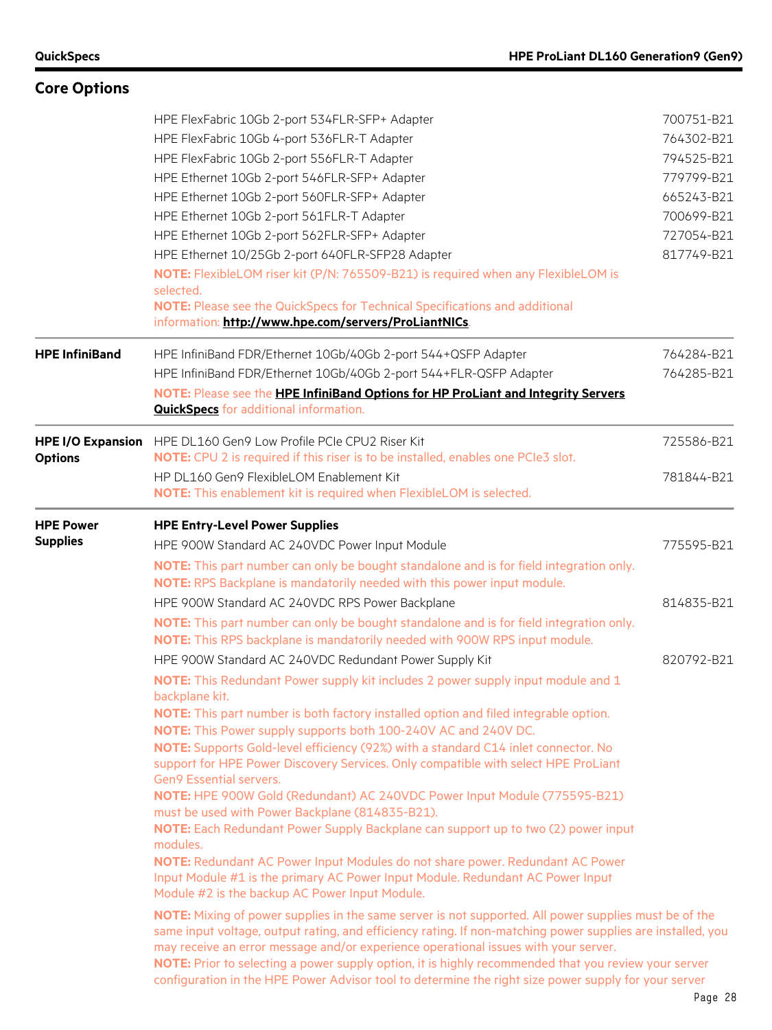## Core Options

| | | |
|---|---|---|
| | HPE FlexFabric 10Gb 2-port 534FLR-SFP+ Adapter | 700751-B21 |
| | HPE FlexFabric 10Gb 4-port 536FLR-T Adapter | 764302-B21 |
| | HPE FlexFabric 10Gb 2-port 556FLR-T Adapter | 794525-B21 |
| | HPE Ethernet 10Gb 2-port 546FLR-SFP+ Adapter | 779799-B21 |
| | HPE Ethernet 10Gb 2-port 560FLR-SFP+ Adapter | 665243-B21 |
| | HPE Ethernet 10Gb 2-port 561FLR-T Adapter | 700699-B21 |
| | HPE Ethernet 10Gb 2-port 562FLR-SFP+ Adapter | 727054-B21 |
| | HPE Ethernet 10/25Gb 2-port 640FLR-SFP28 Adapter | 817749-B21 |
| | **NOTE:** FlexibleLOM riser kit (P/N: 765509-B21) is required when any FlexibleLOM is selected.<br>**NOTE:** Please see the QuickSpecs for Technical Specifications and additional information: **http://www.hpe.com/servers/ProLiantNICs**. | |
| **HPE InfiniBand** | HPE InfiniBand FDR/Ethernet 10Gb/40Gb 2-port 544+QSFP Adapter | 764284-B21 |
| | HPE InfiniBand FDR/Ethernet 10Gb/40Gb 2-port 544+FLR-QSFP Adapter | 764285-B21 |
| | **NOTE:** Please see the **HPE InfiniBand Options for HP ProLiant and Integrity Servers QuickSpecs** for additional information. | |
| **HPE I/O Expansion Options** | HPE DL160 Gen9 Low Profile PCIe CPU2 Riser Kit<br>**NOTE:** CPU 2 is required if this riser is to be installed, enables one PCIe3 slot. | 725586-B21 |
| | HP DL160 Gen9 FlexibleLOM Enablement Kit<br>**NOTE:** This enablement kit is required when FlexibleLOM is selected. | 781844-B21 |
| **HPE Power Supplies** | **HPE Entry-Level Power Supplies** | |
| | HPE 900W Standard AC 240VDC Power Input Module | 775595-B21 |
| | **NOTE:** This part number can only be bought standalone and is for field integration only.<br>**NOTE:** RPS Backplane is mandatorily needed with this power input module. | |
| | HPE 900W Standard AC 240VDC RPS Power Backplane | 814835-B21 |
| | **NOTE:** This part number can only be bought standalone and is for field integration only.<br>**NOTE:** This RPS backplane is mandatorily needed with 900W RPS input module. | |
| | HPE 900W Standard AC 240VDC Redundant Power Supply Kit | 820792-B21 |
| | **NOTE:** This Redundant Power supply kit includes 2 power supply input module and 1 backplane kit.<br>**NOTE:** This part number is both factory installed option and filed integrable option.<br>**NOTE:** This Power supply supports both 100-240V AC and 240V DC.<br>**NOTE:** Supports Gold-level efficiency (92%) with a standard C14 inlet connector. No support for HPE Power Discovery Services. Only compatible with select HPE ProLiant Gen9 Essential servers.<br>**NOTE:** HPE 900W Gold (Redundant) AC 240VDC Power Input Module (775595-B21) must be used with Power Backplane (814835-B21).<br>**NOTE:** Each Redundant Power Supply Backplane can support up to two (2) power input modules.<br>**NOTE:** Redundant AC Power Input Modules do not share power. Redundant AC Power Input Module #1 is the primary AC Power Input Module. Redundant AC Power Input Module #2 is the backup AC Power Input Module. | |
| | **NOTE:** Mixing of power supplies in the same server is not supported. All power supplies must be of the same input voltage, output rating, and efficiency rating. If non-matching power supplies are installed, you may receive an error message and/or experience operational issues with your server.<br>**NOTE:** Prior to selecting a power supply option, it is highly recommended that you review your server configuration in the HPE Power Advisor tool to determine the right size power supply for your server | |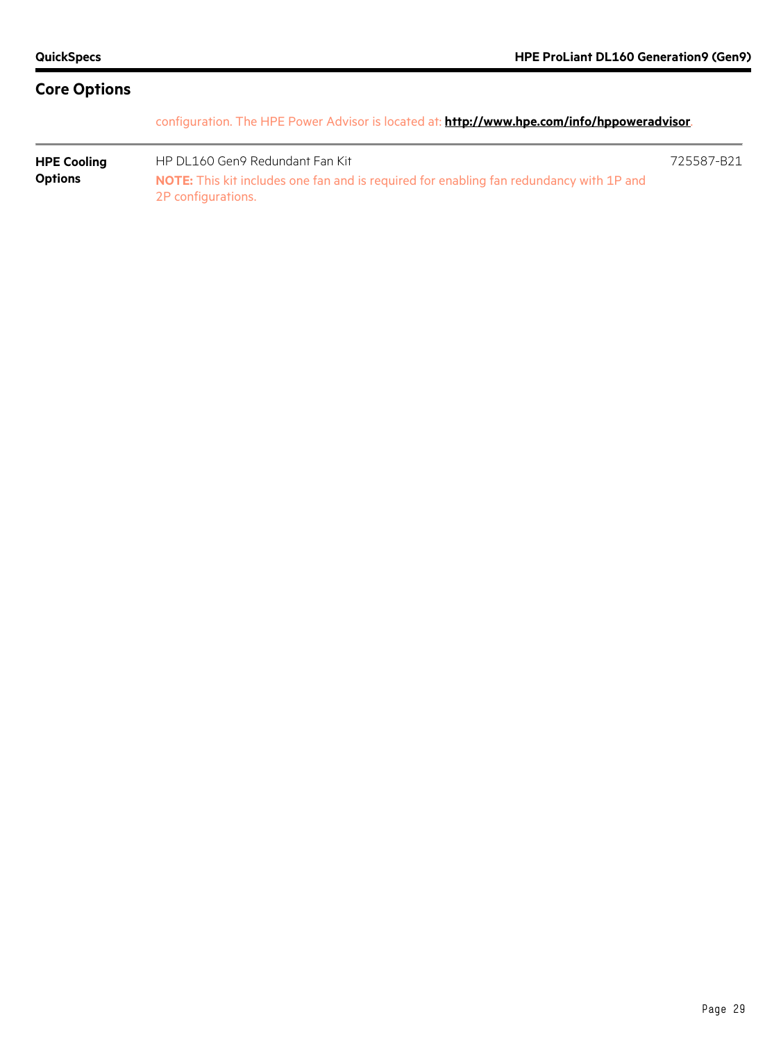## Core Options

| | | |
|---|---|---|
| | configuration. The HPE Power Advisor is located at: **http://www.hpe.com/info/hppoweradvisor**. | |
| **HPE Cooling Options** | HP DL160 Gen9 Redundant Fan Kit<br>**NOTE:** This kit includes one fan and is required for enabling fan redundancy with 1P and 2P configurations. | 725587-B21 |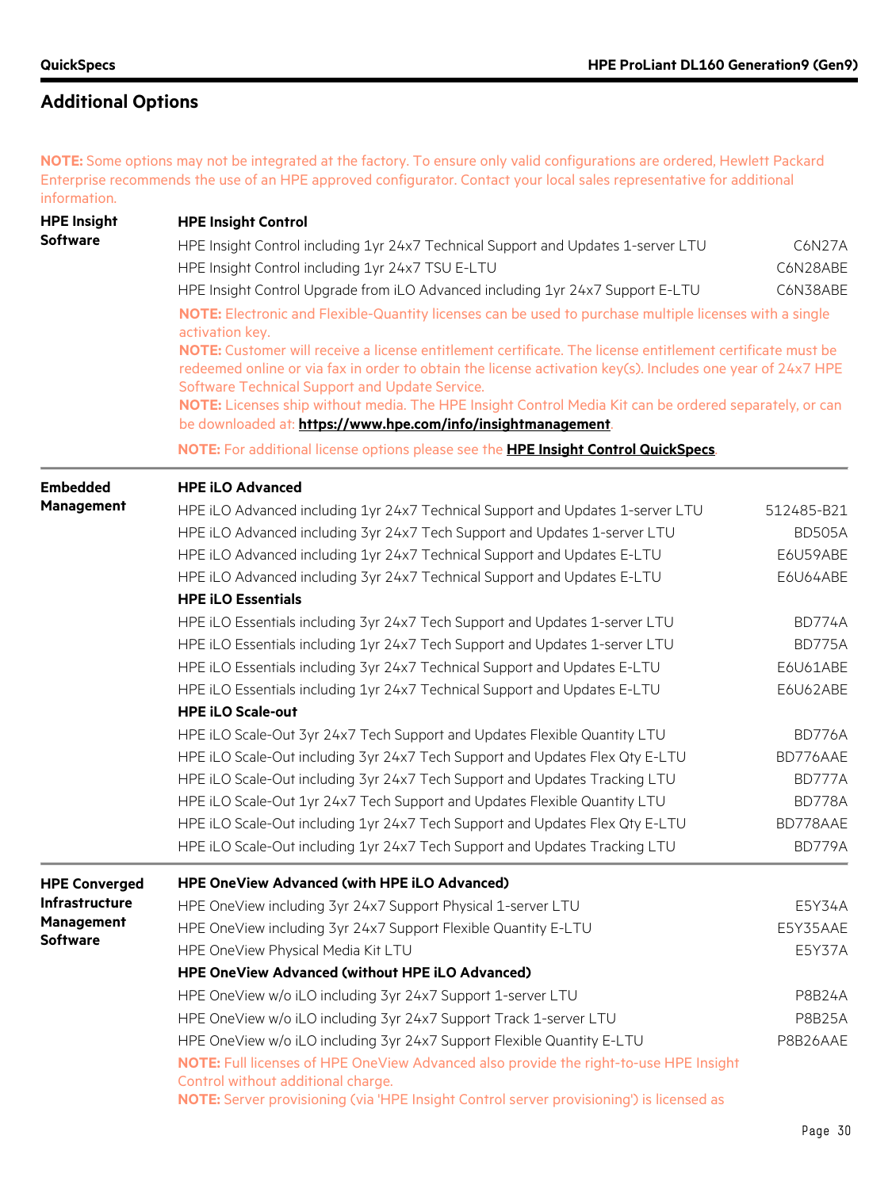## Additional Options

**NOTE:** Some options may not be integrated at the factory. To ensure only valid configurations are ordered, Hewlett Packard Enterprise recommends the use of an HPE approved configurator. Contact your local sales representative for additional information.

### HPE Insight Software

**HPE Insight Control**

| Description | Part Number |
|---|---|
| HPE Insight Control including 1yr 24x7 Technical Support and Updates 1-server LTU | C6N27A |
| HPE Insight Control including 1yr 24x7 TSU E-LTU | C6N28ABE |
| HPE Insight Control Upgrade from iLO Advanced including 1yr 24x7 Support E-LTU | C6N38ABE |

**NOTE:** Electronic and Flexible-Quantity licenses can be used to purchase multiple licenses with a single activation key.
**NOTE:** Customer will receive a license entitlement certificate. The license entitlement certificate must be redeemed online or via fax in order to obtain the license activation key(s). Includes one year of 24x7 HPE Software Technical Support and Update Service.
**NOTE:** Licenses ship without media. The HPE Insight Control Media Kit can be ordered separately, or can be downloaded at: **https://www.hpe.com/info/insightmanagement**.

**NOTE:** For additional license options please see the **HPE Insight Control QuickSpecs**.

### Embedded Management

**HPE iLO Advanced**

| Description | Part Number |
|---|---|
| HPE iLO Advanced including 1yr 24x7 Technical Support and Updates 1-server LTU | 512485-B21 |
| HPE iLO Advanced including 3yr 24x7 Tech Support and Updates 1-server LTU | BD505A |
| HPE iLO Advanced including 1yr 24x7 Technical Support and Updates E-LTU | E6U59ABE |
| HPE iLO Advanced including 3yr 24x7 Technical Support and Updates E-LTU | E6U64ABE |

**HPE iLO Essentials**

| Description | Part Number |
|---|---|
| HPE iLO Essentials including 3yr 24x7 Tech Support and Updates 1-server LTU | BD774A |
| HPE iLO Essentials including 1yr 24x7 Tech Support and Updates 1-server LTU | BD775A |
| HPE iLO Essentials including 3yr 24x7 Technical Support and Updates E-LTU | E6U61ABE |
| HPE iLO Essentials including 1yr 24x7 Technical Support and Updates E-LTU | E6U62ABE |

**HPE iLO Scale-out**

| Description | Part Number |
|---|---|
| HPE iLO Scale-Out 3yr 24x7 Tech Support and Updates Flexible Quantity LTU | BD776A |
| HPE iLO Scale-Out including 3yr 24x7 Tech Support and Updates Flex Qty E-LTU | BD776AAE |
| HPE iLO Scale-Out including 3yr 24x7 Tech Support and Updates Tracking LTU | BD777A |
| HPE iLO Scale-Out 1yr 24x7 Tech Support and Updates Flexible Quantity LTU | BD778A |
| HPE iLO Scale-Out including 1yr 24x7 Tech Support and Updates Flex Qty E-LTU | BD778AAE |
| HPE iLO Scale-Out including 1yr 24x7 Tech Support and Updates Tracking LTU | BD779A |

### HPE Converged Infrastructure Management Software

**HPE OneView Advanced (with HPE iLO Advanced)**

| Description | Part Number |
|---|---|
| HPE OneView including 3yr 24x7 Support Physical 1-server LTU | E5Y34A |
| HPE OneView including 3yr 24x7 Support Flexible Quantity E-LTU | E5Y35AAE |
| HPE OneView Physical Media Kit LTU | E5Y37A |

**HPE OneView Advanced (without HPE iLO Advanced)**

| Description | Part Number |
|---|---|
| HPE OneView w/o iLO including 3yr 24x7 Support 1-server LTU | P8B24A |
| HPE OneView w/o iLO including 3yr 24x7 Support Track 1-server LTU | P8B25A |
| HPE OneView w/o iLO including 3yr 24x7 Support Flexible Quantity E-LTU | P8B26AAE |

**NOTE:** Full licenses of HPE OneView Advanced also provide the right-to-use HPE Insight Control without additional charge.
**NOTE:** Server provisioning (via 'HPE Insight Control server provisioning') is licensed as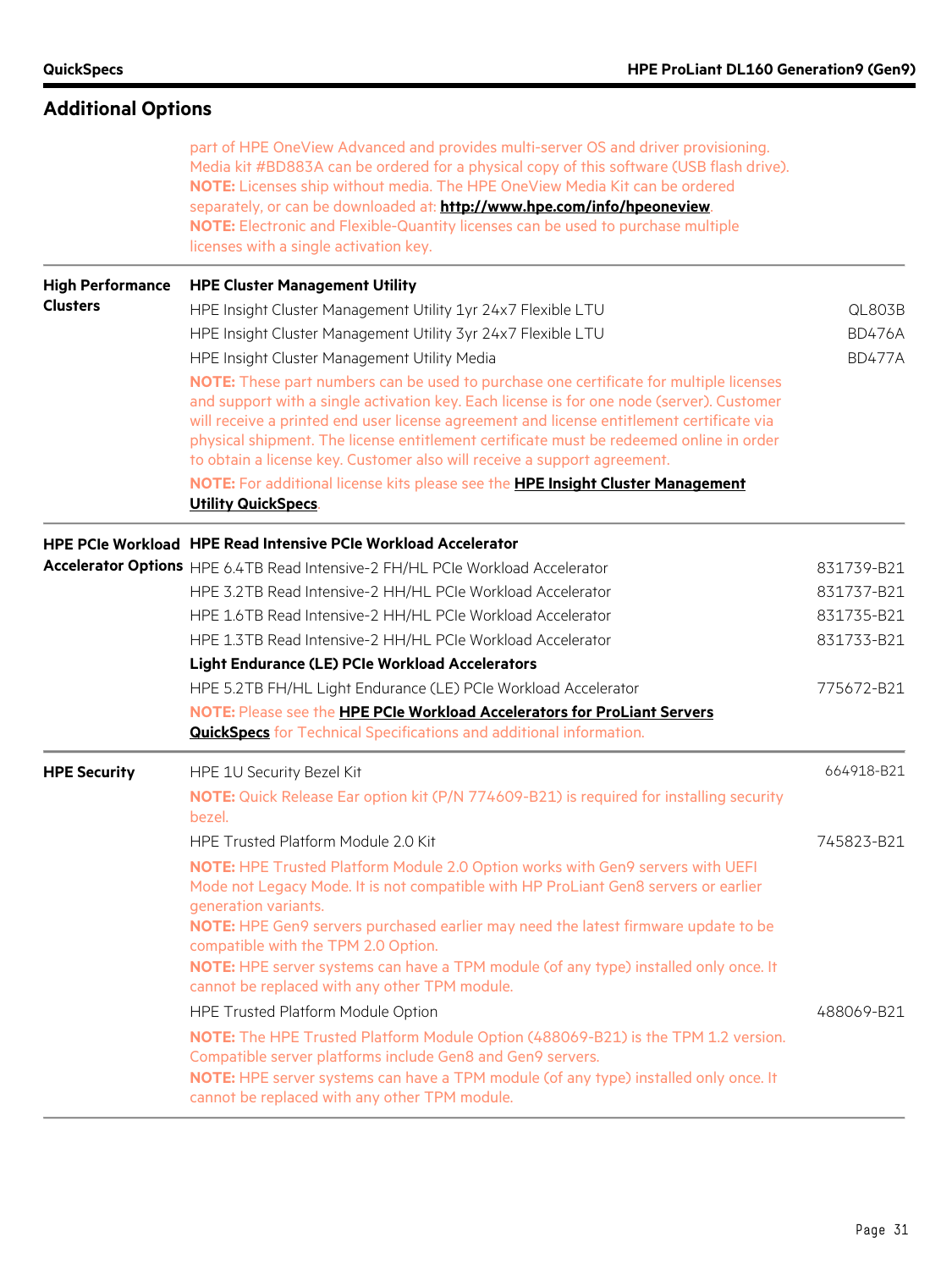## Additional Options

| | | |
|---|---|---|
| | part of HPE OneView Advanced and provides multi-server OS and driver provisioning. Media kit #BD883A can be ordered for a physical copy of this software (USB flash drive).<br>**NOTE:** Licenses ship without media. The HPE OneView Media Kit can be ordered separately, or can be downloaded at: **http://www.hpe.com/info/hpeoneview**.<br>**NOTE:** Electronic and Flexible-Quantity licenses can be used to purchase multiple licenses with a single activation key. | |
| **High Performance Clusters** | **HPE Cluster Management Utility** | |
| | HPE Insight Cluster Management Utility 1yr 24x7 Flexible LTU | QL803B |
| | HPE Insight Cluster Management Utility 3yr 24x7 Flexible LTU | BD476A |
| | HPE Insight Cluster Management Utility Media | BD477A |
| | **NOTE:** These part numbers can be used to purchase one certificate for multiple licenses and support with a single activation key. Each license is for one node (server). Customer will receive a printed end user license agreement and license entitlement certificate via physical shipment. The license entitlement certificate must be redeemed online in order to obtain a license key. Customer also will receive a support agreement. | |
| | **NOTE:** For additional license kits please see the **HPE Insight Cluster Management Utility QuickSpecs**. | |
| **HPE PCIe Workload Accelerator Options** | **HPE Read Intensive PCIe Workload Accelerator** | |
| | HPE 6.4TB Read Intensive-2 FH/HL PCIe Workload Accelerator | 831739-B21 |
| | HPE 3.2TB Read Intensive-2 HH/HL PCIe Workload Accelerator | 831737-B21 |
| | HPE 1.6TB Read Intensive-2 HH/HL PCIe Workload Accelerator | 831735-B21 |
| | HPE 1.3TB Read Intensive-2 HH/HL PCIe Workload Accelerator | 831733-B21 |
| | **Light Endurance (LE) PCIe Workload Accelerators** | |
| | HPE 5.2TB FH/HL Light Endurance (LE) PCIe Workload Accelerator | 775672-B21 |
| | **NOTE:** Please see the **HPE PCIe Workload Accelerators for ProLiant Servers QuickSpecs** for Technical Specifications and additional information. | |
| **HPE Security** | HPE 1U Security Bezel Kit | 664918-B21 |
| | **NOTE:** Quick Release Ear option kit (P/N 774609-B21) is required for installing security bezel. | |
| | HPE Trusted Platform Module 2.0 Kit | 745823-B21 |
| | **NOTE:** HPE Trusted Platform Module 2.0 Option works with Gen9 servers with UEFI Mode not Legacy Mode. It is not compatible with HP ProLiant Gen8 servers or earlier generation variants.<br>**NOTE:** HPE Gen9 servers purchased earlier may need the latest firmware update to be compatible with the TPM 2.0 Option.<br>**NOTE:** HPE server systems can have a TPM module (of any type) installed only once. It cannot be replaced with any other TPM module. | |
| | HPE Trusted Platform Module Option | 488069-B21 |
| | **NOTE:** The HPE Trusted Platform Module Option (488069-B21) is the TPM 1.2 version. Compatible server platforms include Gen8 and Gen9 servers.<br>**NOTE:** HPE server systems can have a TPM module (of any type) installed only once. It cannot be replaced with any other TPM module. | |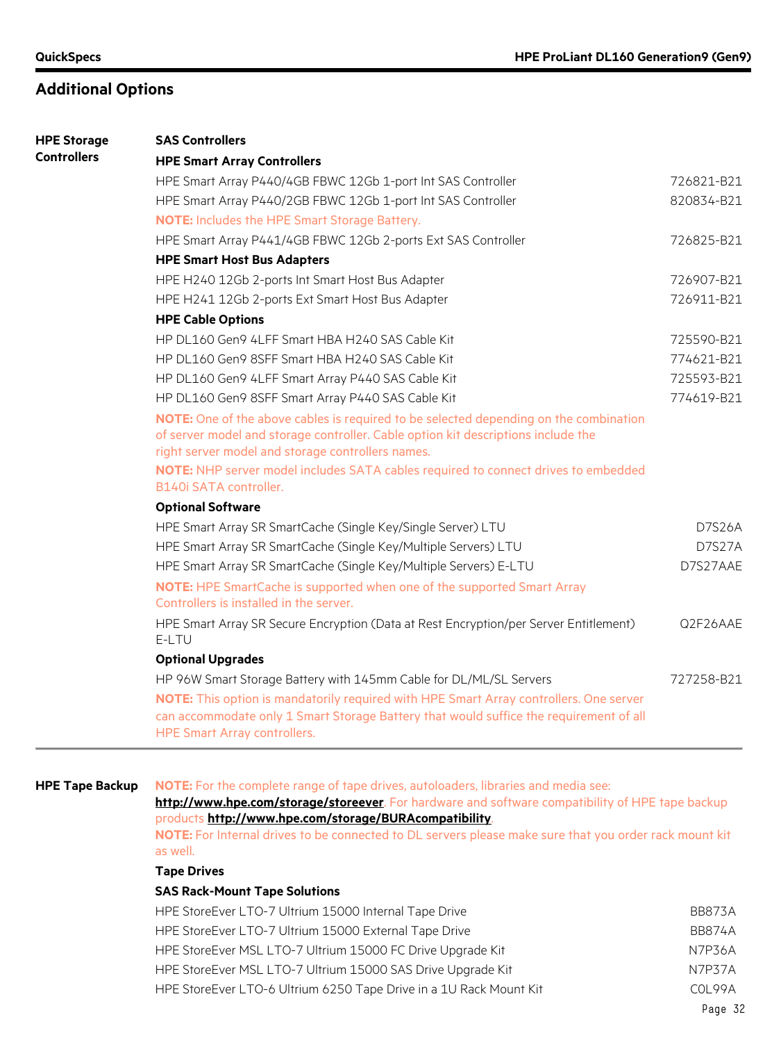## Additional Options

### HPE Storage Controllers

**SAS Controllers**

**HPE Smart Array Controllers**

| | |
|---|---|
| HPE Smart Array P440/4GB FBWC 12Gb 1-port Int SAS Controller | 726821-B21 |
| HPE Smart Array P440/2GB FBWC 12Gb 1-port Int SAS Controller | 820834-B21 |

**NOTE:** Includes the HPE Smart Storage Battery.

| | |
|---|---|
| HPE Smart Array P441/4GB FBWC 12Gb 2-ports Ext SAS Controller | 726825-B21 |

**HPE Smart Host Bus Adapters**

| | |
|---|---|
| HPE H240 12Gb 2-ports Int Smart Host Bus Adapter | 726907-B21 |
| HPE H241 12Gb 2-ports Ext Smart Host Bus Adapter | 726911-B21 |

**HPE Cable Options**

| | |
|---|---|
| HP DL160 Gen9 4LFF Smart HBA H240 SAS Cable Kit | 725590-B21 |
| HP DL160 Gen9 8SFF Smart HBA H240 SAS Cable Kit | 774621-B21 |
| HP DL160 Gen9 4LFF Smart Array P440 SAS Cable Kit | 725593-B21 |
| HP DL160 Gen9 8SFF Smart Array P440 SAS Cable Kit | 774619-B21 |

**NOTE:** One of the above cables is required to be selected depending on the combination of server model and storage controller. Cable option kit descriptions include the right server model and storage controllers names.

**NOTE:** NHP server model includes SATA cables required to connect drives to embedded B140i SATA controller.

**Optional Software**

| | |
|---|---|
| HPE Smart Array SR SmartCache (Single Key/Single Server) LTU | D7S26A |
| HPE Smart Array SR SmartCache (Single Key/Multiple Servers) LTU | D7S27A |
| HPE Smart Array SR SmartCache (Single Key/Multiple Servers) E-LTU | D7S27AAE |

**NOTE:** HPE SmartCache is supported when one of the supported Smart Array Controllers is installed in the server.

| | |
|---|---|
| HPE Smart Array SR Secure Encryption (Data at Rest Encryption/per Server Entitlement) E-LTU | Q2F26AAE |

**Optional Upgrades**

| | |
|---|---|
| HP 96W Smart Storage Battery with 145mm Cable for DL/ML/SL Servers | 727258-B21 |

**NOTE:** This option is mandatorily required with HPE Smart Array controllers. One server can accommodate only 1 Smart Storage Battery that would suffice the requirement of all HPE Smart Array controllers.

### HPE Tape Backup

**NOTE:** For the complete range of tape drives, autoloaders, libraries and media see: **http://www.hpe.com/storage/storeever**. For hardware and software compatibility of HPE tape backup products **http://www.hpe.com/storage/BURAcompatibility**.

**NOTE:** For Internal drives to be connected to DL servers please make sure that you order rack mount kit as well.

**Tape Drives**

**SAS Rack-Mount Tape Solutions**

| | |
|---|---|
| HPE StoreEver LTO-7 Ultrium 15000 Internal Tape Drive | BB873A |
| HPE StoreEver LTO-7 Ultrium 15000 External Tape Drive | BB874A |
| HPE StoreEver MSL LTO-7 Ultrium 15000 FC Drive Upgrade Kit | N7P36A |
| HPE StoreEver MSL LTO-7 Ultrium 15000 SAS Drive Upgrade Kit | N7P37A |
| HPE StoreEver LTO-6 Ultrium 6250 Tape Drive in a 1U Rack Mount Kit | C0L99A |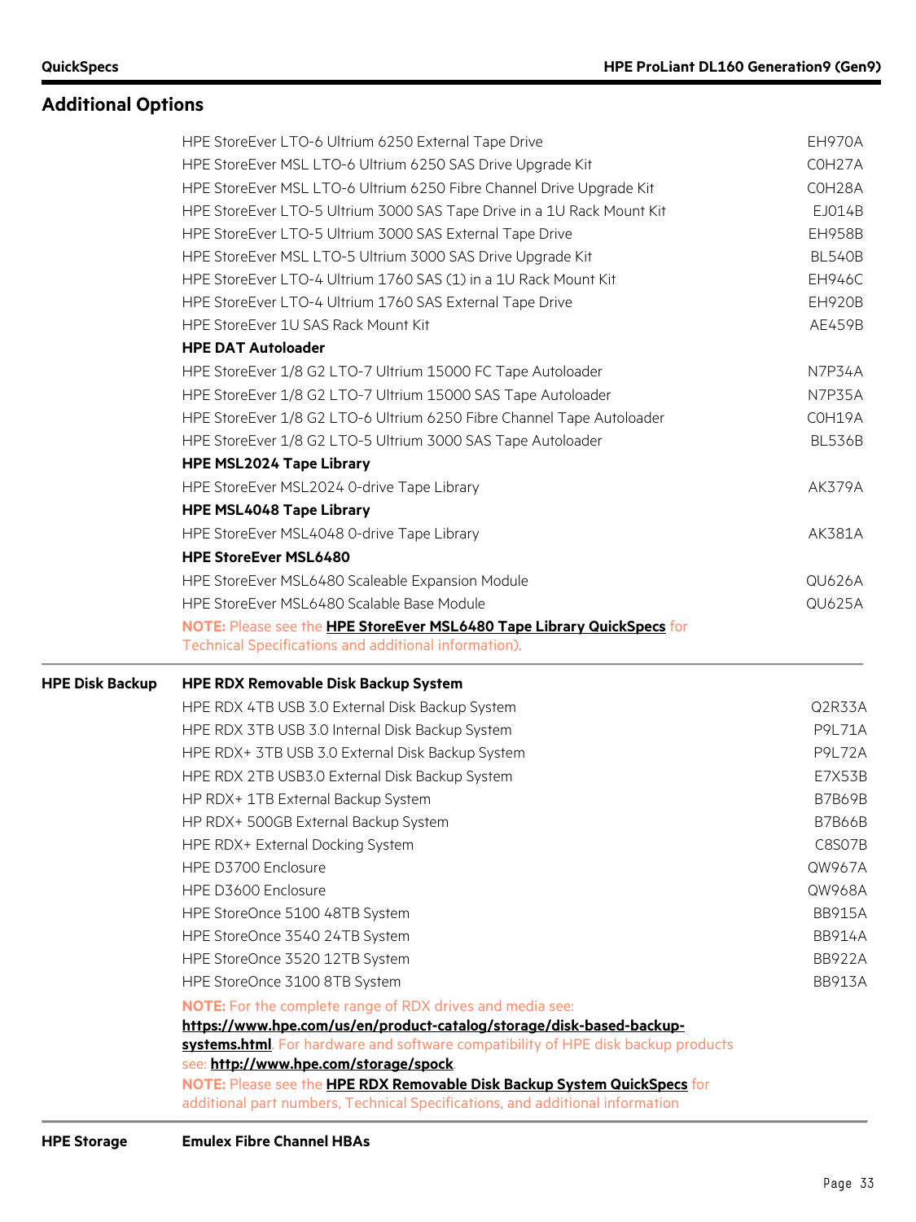## Additional Options

| | | |
|---|---|---|
| | HPE StoreEver LTO-6 Ultrium 6250 External Tape Drive | EH970A |
| | HPE StoreEver MSL LTO-6 Ultrium 6250 SAS Drive Upgrade Kit | C0H27A |
| | HPE StoreEver MSL LTO-6 Ultrium 6250 Fibre Channel Drive Upgrade Kit | C0H28A |
| | HPE StoreEver LTO-5 Ultrium 3000 SAS Tape Drive in a 1U Rack Mount Kit | EJ014B |
| | HPE StoreEver LTO-5 Ultrium 3000 SAS External Tape Drive | EH958B |
| | HPE StoreEver MSL LTO-5 Ultrium 3000 SAS Drive Upgrade Kit | BL540B |
| | HPE StoreEver LTO-4 Ultrium 1760 SAS (1) in a 1U Rack Mount Kit | EH946C |
| | HPE StoreEver LTO-4 Ultrium 1760 SAS External Tape Drive | EH920B |
| | HPE StoreEver 1U SAS Rack Mount Kit | AE459B |
| | **HPE DAT Autoloader** | |
| | HPE StoreEver 1/8 G2 LTO-7 Ultrium 15000 FC Tape Autoloader | N7P34A |
| | HPE StoreEver 1/8 G2 LTO-7 Ultrium 15000 SAS Tape Autoloader | N7P35A |
| | HPE StoreEver 1/8 G2 LTO-6 Ultrium 6250 Fibre Channel Tape Autoloader | C0H19A |
| | HPE StoreEver 1/8 G2 LTO-5 Ultrium 3000 SAS Tape Autoloader | BL536B |
| | **HPE MSL2024 Tape Library** | |
| | HPE StoreEver MSL2024 0-drive Tape Library | AK379A |
| | **HPE MSL4048 Tape Library** | |
| | HPE StoreEver MSL4048 0-drive Tape Library | AK381A |
| | **HPE StoreEver MSL6480** | |
| | HPE StoreEver MSL6480 Scaleable Expansion Module | QU626A |
| | HPE StoreEver MSL6480 Scalable Base Module | QU625A |
| | **NOTE:** Please see the **HPE StoreEver MSL6480 Tape Library QuickSpecs** for Technical Specifications and additional information). | |
| **HPE Disk Backup** | **HPE RDX Removable Disk Backup System** | |
| | HPE RDX 4TB USB 3.0 External Disk Backup System | Q2R33A |
| | HPE RDX 3TB USB 3.0 Internal Disk Backup System | P9L71A |
| | HPE RDX+ 3TB USB 3.0 External Disk Backup System | P9L72A |
| | HPE RDX 2TB USB3.0 External Disk Backup System | E7X53B |
| | HP RDX+ 1TB External Backup System | B7B69B |
| | HP RDX+ 500GB External Backup System | B7B66B |
| | HPE RDX+ External Docking System | C8S07B |
| | HPE D3700 Enclosure | QW967A |
| | HPE D3600 Enclosure | QW968A |
| | HPE StoreOnce 5100 48TB System | BB915A |
| | HPE StoreOnce 3540 24TB System | BB914A |
| | HPE StoreOnce 3520 12TB System | BB922A |
| | HPE StoreOnce 3100 8TB System | BB913A |
| | **NOTE:** For the complete range of RDX drives and media see: **https://www.hpe.com/us/en/product-catalog/storage/disk-based-backup-systems.html**. For hardware and software compatibility of HPE disk backup products see: **http://www.hpe.com/storage/spock**. **NOTE:** Please see the **HPE RDX Removable Disk Backup System QuickSpecs** for additional part numbers, Technical Specifications, and additional information | |
| **HPE Storage** | **Emulex Fibre Channel HBAs** | |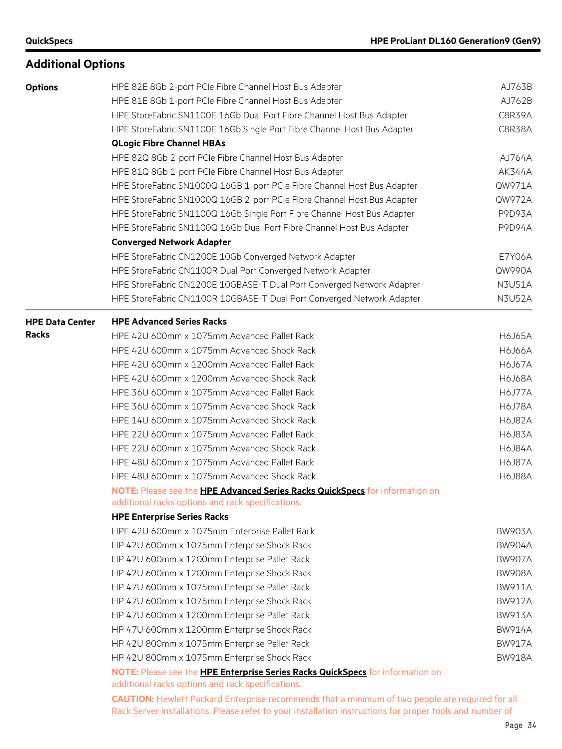## Additional Options

| | | |
|---|---|---|
| **Options** | HPE 82E 8Gb 2-port PCIe Fibre Channel Host Bus Adapter | AJ763B |
| | HPE 81E 8Gb 1-port PCIe Fibre Channel Host Bus Adapter | AJ762B |
| | HPE StoreFabric SN1100E 16Gb Dual Port Fibre Channel Host Bus Adapter | C8R39A |
| | HPE StoreFabric SN1100E 16Gb Single Port Fibre Channel Host Bus Adapter | C8R38A |
| | **QLogic Fibre Channel HBAs** | |
| | HPE 82Q 8Gb 2-port PCIe Fibre Channel Host Bus Adapter | AJ764A |
| | HPE 81Q 8Gb 1-port PCIe Fibre Channel Host Bus Adapter | AK344A |
| | HPE StoreFabric SN1000Q 16GB 1-port PCIe Fibre Channel Host Bus Adapter | QW971A |
| | HPE StoreFabric SN1000Q 16GB 2-port PCIe Fibre Channel Host Bus Adapter | QW972A |
| | HPE StoreFabric SN1100Q 16Gb Single Port Fibre Channel Host Bus Adapter | P9D93A |
| | HPE StoreFabric SN1100Q 16Gb Dual Port Fibre Channel Host Bus Adapter | P9D94A |
| | **Converged Network Adapter** | |
| | HPE StoreFabric CN1200E 10Gb Converged Network Adapter | E7Y06A |
| | HPE StoreFabric CN1100R Dual Port Converged Network Adapter | QW990A |
| | HPE StoreFabric CN1200E 10GBASE-T Dual Port Converged Network Adapter | N3U51A |
| | HPE StoreFabric CN1100R 10GBASE-T Dual Port Converged Network Adapter | N3U52A |

| | | |
|---|---|---|
| **HPE Data Center Racks** | **HPE Advanced Series Racks** | |
| | HPE 42U 600mm x 1075mm Advanced Pallet Rack | H6J65A |
| | HPE 42U 600mm x 1075mm Advanced Shock Rack | H6J66A |
| | HPE 42U 600mm x 1200mm Advanced Pallet Rack | H6J67A |
| | HPE 42U 600mm x 1200mm Advanced Shock Rack | H6J68A |
| | HPE 36U 600mm x 1075mm Advanced Pallet Rack | H6J77A |
| | HPE 36U 600mm x 1075mm Advanced Shock Rack | H6J78A |
| | HPE 14U 600mm x 1075mm Advanced Shock Rack | H6J82A |
| | HPE 22U 600mm x 1075mm Advanced Pallet Rack | H6J83A |
| | HPE 22U 600mm x 1075mm Advanced Shock Rack | H6J84A |
| | HPE 48U 600mm x 1075mm Advanced Pallet Rack | H6J87A |
| | HPE 48U 600mm x 1075mm Advanced Shock Rack | H6J88A |

**NOTE:** Please see the **HPE Advanced Series Racks QuickSpecs** for information on additional racks options and rack specifications.

| | |
|---|---|
| **HPE Enterprise Series Racks** | |
| HPE 42U 600mm x 1075mm Enterprise Pallet Rack | BW903A |
| HP 42U 600mm x 1075mm Enterprise Shock Rack | BW904A |
| HP 42U 600mm x 1200mm Enterprise Pallet Rack | BW907A |
| HP 42U 600mm x 1200mm Enterprise Shock Rack | BW908A |
| HP 47U 600mm x 1075mm Enterprise Pallet Rack | BW911A |
| HP 47U 600mm x 1075mm Enterprise Shock Rack | BW912A |
| HP 47U 600mm x 1200mm Enterprise Pallet Rack | BW913A |
| HP 47U 600mm x 1200mm Enterprise Shock Rack | BW914A |
| HP 42U 800mm x 1075mm Enterprise Pallet Rack | BW917A |
| HP 42U 800mm x 1075mm Enterprise Shock Rack | BW918A |

**NOTE:** Please see the **HPE Enterprise Series Racks QuickSpecs** for information on additional racks options and rack specifications.

**CAUTION:** Hewlett Packard Enterprise recommends that a minimum of two people are required for all Rack Server installations. Please refer to your installation instructions for proper tools and number of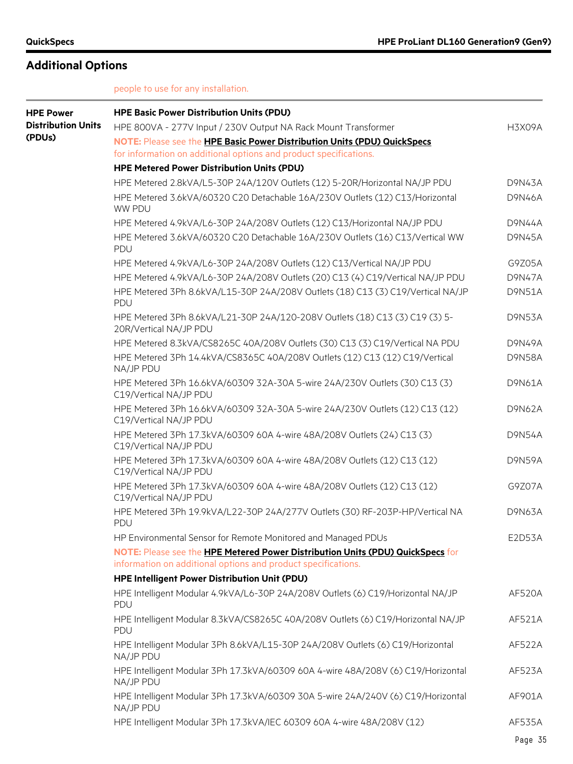## Additional Options

people to use for any installation.

| | | |
|---|---|---|
| **HPE Power Distribution Units (PDUs)** | **HPE Basic Power Distribution Units (PDU)** | |
| | HPE 800VA - 277V Input / 230V Output NA Rack Mount Transformer | H3X09A |
| | **NOTE:** Please see the **HPE Basic Power Distribution Units (PDU) QuickSpecs** for information on additional options and product specifications. | |
| | **HPE Metered Power Distribution Units (PDU)** | |
| | HPE Metered 2.8kVA/L5-30P 24A/120V Outlets (12) 5-20R/Horizontal NA/JP PDU | D9N43A |
| | HPE Metered 3.6kVA/60320 C20 Detachable 16A/230V Outlets (12) C13/Horizontal WW PDU | D9N46A |
| | HPE Metered 4.9kVA/L6-30P 24A/208V Outlets (12) C13/Horizontal NA/JP PDU | D9N44A |
| | HPE Metered 3.6kVA/60320 C20 Detachable 16A/230V Outlets (16) C13/Vertical WW PDU | D9N45A |
| | HPE Metered 4.9kVA/L6-30P 24A/208V Outlets (12) C13/Vertical NA/JP PDU | G9Z05A |
| | HPE Metered 4.9kVA/L6-30P 24A/208V Outlets (20) C13 (4) C19/Vertical NA/JP PDU | D9N47A |
| | HPE Metered 3Ph 8.6kVA/L15-30P 24A/208V Outlets (18) C13 (3) C19/Vertical NA/JP PDU | D9N51A |
| | HPE Metered 3Ph 8.6kVA/L21-30P 24A/120-208V Outlets (18) C13 (3) C19 (3) 5-20R/Vertical NA/JP PDU | D9N53A |
| | HPE Metered 8.3kVA/CS8265C 40A/208V Outlets (30) C13 (3) C19/Vertical NA PDU | D9N49A |
| | HPE Metered 3Ph 14.4kVA/CS8365C 40A/208V Outlets (12) C13 (12) C19/Vertical NA/JP PDU | D9N58A |
| | HPE Metered 3Ph 16.6kVA/60309 32A-30A 5-wire 24A/230V Outlets (30) C13 (3) C19/Vertical NA/JP PDU | D9N61A |
| | HPE Metered 3Ph 16.6kVA/60309 32A-30A 5-wire 24A/230V Outlets (12) C13 (12) C19/Vertical NA/JP PDU | D9N62A |
| | HPE Metered 3Ph 17.3kVA/60309 60A 4-wire 48A/208V Outlets (24) C13 (3) C19/Vertical NA/JP PDU | D9N54A |
| | HPE Metered 3Ph 17.3kVA/60309 60A 4-wire 48A/208V Outlets (12) C13 (12) C19/Vertical NA/JP PDU | D9N59A |
| | HPE Metered 3Ph 17.3kVA/60309 60A 4-wire 48A/208V Outlets (12) C13 (12) C19/Vertical NA/JP PDU | G9Z07A |
| | HPE Metered 3Ph 19.9kVA/L22-30P 24A/277V Outlets (30) RF-203P-HP/Vertical NA PDU | D9N63A |
| | HP Environmental Sensor for Remote Monitored and Managed PDUs | E2D53A |
| | **NOTE:** Please see the **HPE Metered Power Distribution Units (PDU) QuickSpecs** for information on additional options and product specifications. | |
| | **HPE Intelligent Power Distribution Unit (PDU)** | |
| | HPE Intelligent Modular 4.9kVA/L6-30P 24A/208V Outlets (6) C19/Horizontal NA/JP PDU | AF520A |
| | HPE Intelligent Modular 8.3kVA/CS8265C 40A/208V Outlets (6) C19/Horizontal NA/JP PDU | AF521A |
| | HPE Intelligent Modular 3Ph 8.6kVA/L15-30P 24A/208V Outlets (6) C19/Horizontal NA/JP PDU | AF522A |
| | HPE Intelligent Modular 3Ph 17.3kVA/60309 60A 4-wire 48A/208V (6) C19/Horizontal NA/JP PDU | AF523A |
| | HPE Intelligent Modular 3Ph 17.3kVA/60309 30A 5-wire 24A/240V (6) C19/Horizontal NA/JP PDU | AF901A |
| | HPE Intelligent Modular 3Ph 17.3kVA/IEC 60309 60A 4-wire 48A/208V (12) | AF535A |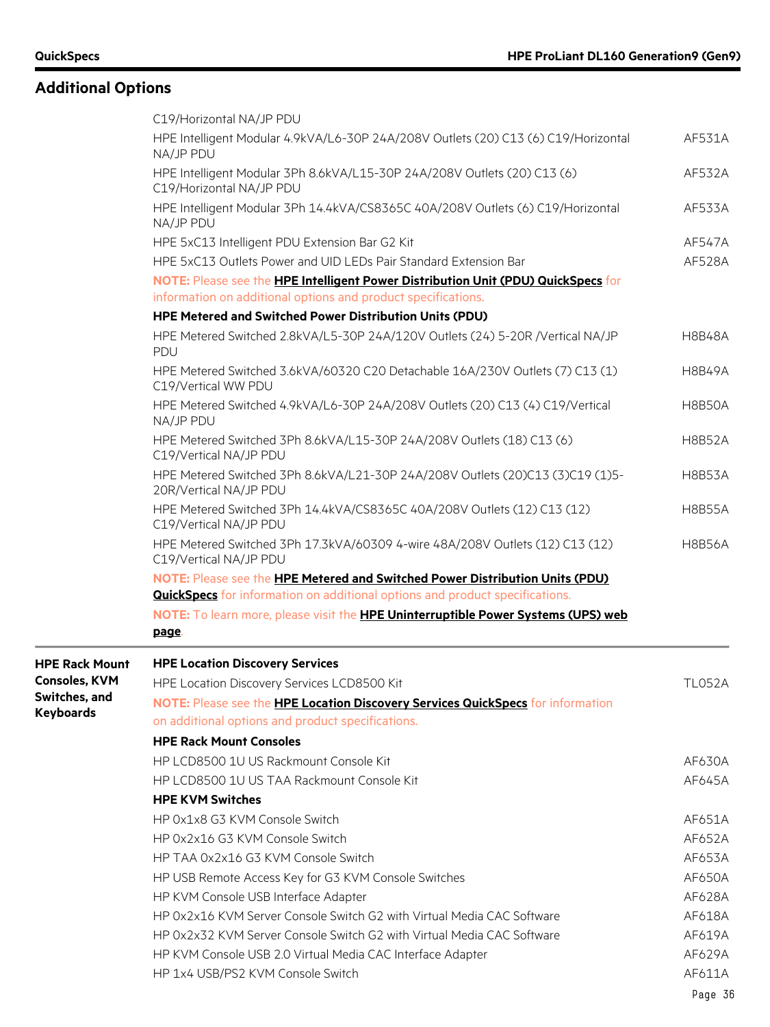## Additional Options

| | | |
|---|---|---|
| | C19/Horizontal NA/JP PDU | |
| | HPE Intelligent Modular 4.9kVA/L6-30P 24A/208V Outlets (20) C13 (6) C19/Horizontal NA/JP PDU | AF531A |
| | HPE Intelligent Modular 3Ph 8.6kVA/L15-30P 24A/208V Outlets (20) C13 (6) C19/Horizontal NA/JP PDU | AF532A |
| | HPE Intelligent Modular 3Ph 14.4kVA/CS8365C 40A/208V Outlets (6) C19/Horizontal NA/JP PDU | AF533A |
| | HPE 5xC13 Intelligent PDU Extension Bar G2 Kit | AF547A |
| | HPE 5xC13 Outlets Power and UID LEDs Pair Standard Extension Bar | AF528A |
| | **NOTE:** Please see the **HPE Intelligent Power Distribution Unit (PDU) QuickSpecs** for information on additional options and product specifications. | |
| | **HPE Metered and Switched Power Distribution Units (PDU)** | |
| | HPE Metered Switched 2.8kVA/L5-30P 24A/120V Outlets (24) 5-20R /Vertical NA/JP PDU | H8B48A |
| | HPE Metered Switched 3.6kVA/60320 C20 Detachable 16A/230V Outlets (7) C13 (1) C19/Vertical WW PDU | H8B49A |
| | HPE Metered Switched 4.9kVA/L6-30P 24A/208V Outlets (20) C13 (4) C19/Vertical NA/JP PDU | H8B50A |
| | HPE Metered Switched 3Ph 8.6kVA/L15-30P 24A/208V Outlets (18) C13 (6) C19/Vertical NA/JP PDU | H8B52A |
| | HPE Metered Switched 3Ph 8.6kVA/L21-30P 24A/208V Outlets (20)C13 (3)C19 (1)5-20R/Vertical NA/JP PDU | H8B53A |
| | HPE Metered Switched 3Ph 14.4kVA/CS8365C 40A/208V Outlets (12) C13 (12) C19/Vertical NA/JP PDU | H8B55A |
| | HPE Metered Switched 3Ph 17.3kVA/60309 4-wire 48A/208V Outlets (12) C13 (12) C19/Vertical NA/JP PDU | H8B56A |
| | **NOTE:** Please see the **HPE Metered and Switched Power Distribution Units (PDU) QuickSpecs** for information on additional options and product specifications. | |
| | **NOTE:** To learn more, please visit the **HPE Uninterruptible Power Systems (UPS) web page**. | |
| **HPE Rack Mount Consoles, KVM Switches, and Keyboards** | **HPE Location Discovery Services** | |
| | HPE Location Discovery Services LCD8500 Kit | TL052A |
| | **NOTE:** Please see the **HPE Location Discovery Services QuickSpecs** for information on additional options and product specifications. | |
| | **HPE Rack Mount Consoles** | |
| | HP LCD8500 1U US Rackmount Console Kit | AF630A |
| | HP LCD8500 1U US TAA Rackmount Console Kit | AF645A |
| | **HPE KVM Switches** | |
| | HP 0x1x8 G3 KVM Console Switch | AF651A |
| | HP 0x2x16 G3 KVM Console Switch | AF652A |
| | HP TAA 0x2x16 G3 KVM Console Switch | AF653A |
| | HP USB Remote Access Key for G3 KVM Console Switches | AF650A |
| | HP KVM Console USB Interface Adapter | AF628A |
| | HP 0x2x16 KVM Server Console Switch G2 with Virtual Media CAC Software | AF618A |
| | HP 0x2x32 KVM Server Console Switch G2 with Virtual Media CAC Software | AF619A |
| | HP KVM Console USB 2.0 Virtual Media CAC Interface Adapter | AF629A |
| | HP 1x4 USB/PS2 KVM Console Switch | AF611A |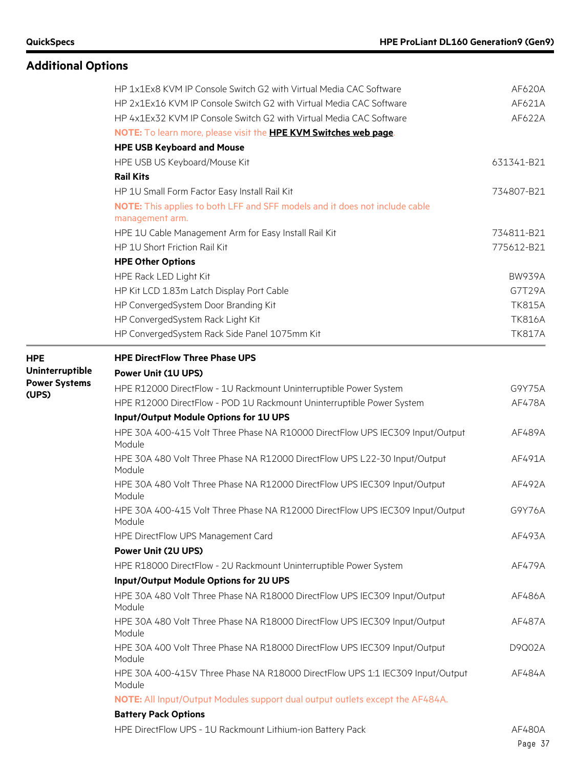## Additional Options

| | |
|---|---|
| HP 1x1Ex8 KVM IP Console Switch G2 with Virtual Media CAC Software | AF620A |
| HP 2x1Ex16 KVM IP Console Switch G2 with Virtual Media CAC Software | AF621A |
| HP 4x1Ex32 KVM IP Console Switch G2 with Virtual Media CAC Software | AF622A |

**NOTE:** To learn more, please visit the **HPE KVM Switches web page**.

**HPE USB Keyboard and Mouse**

| | |
|---|---|
| HPE USB US Keyboard/Mouse Kit | 631341-B21 |

**Rail Kits**

| | |
|---|---|
| HP 1U Small Form Factor Easy Install Rail Kit | 734807-B21 |

**NOTE:** This applies to both LFF and SFF models and it does not include cable management arm.

| | |
|---|---|
| HPE 1U Cable Management Arm for Easy Install Rail Kit | 734811-B21 |
| HP 1U Short Friction Rail Kit | 775612-B21 |

**HPE Other Options**

| | |
|---|---|
| HPE Rack LED Light Kit | BW939A |
| HP Kit LCD 1.83m Latch Display Port Cable | G7T29A |
| HP ConvergedSystem Door Branding Kit | TK815A |
| HP ConvergedSystem Rack Light Kit | TK816A |
| HP ConvergedSystem Rack Side Panel 1075mm Kit | TK817A |

## HPE Uninterruptible Power Systems (UPS)

**HPE DirectFlow Three Phase UPS**

**Power Unit (1U UPS)**

| | |
|---|---|
| HPE R12000 DirectFlow - 1U Rackmount Uninterruptible Power System | G9Y75A |
| HPE R12000 DirectFlow - POD 1U Rackmount Uninterruptible Power System | AF478A |

**Input/Output Module Options for 1U UPS**

| | |
|---|---|
| HPE 30A 400-415 Volt Three Phase NA R10000 DirectFlow UPS IEC309 Input/Output Module | AF489A |
| HPE 30A 480 Volt Three Phase NA R12000 DirectFlow UPS L22-30 Input/Output Module | AF491A |
| HPE 30A 480 Volt Three Phase NA R12000 DirectFlow UPS IEC309 Input/Output Module | AF492A |
| HPE 30A 400-415 Volt Three Phase NA R12000 DirectFlow UPS IEC309 Input/Output Module | G9Y76A |
| HPE DirectFlow UPS Management Card | AF493A |

**Power Unit (2U UPS)**

| | |
|---|---|
| HPE R18000 DirectFlow - 2U Rackmount Uninterruptible Power System | AF479A |

**Input/Output Module Options for 2U UPS**

| | |
|---|---|
| HPE 30A 480 Volt Three Phase NA R18000 DirectFlow UPS IEC309 Input/Output Module | AF486A |
| HPE 30A 480 Volt Three Phase NA R18000 DirectFlow UPS IEC309 Input/Output Module | AF487A |
| HPE 30A 400 Volt Three Phase NA R18000 DirectFlow UPS IEC309 Input/Output Module | D9Q02A |
| HPE 30A 400-415V Three Phase NA R18000 DirectFlow UPS 1:1 IEC309 Input/Output Module | AF484A |

**NOTE:** All Input/Output Modules support dual output outlets except the AF484A.

**Battery Pack Options**

| | |
|---|---|
| HPE DirectFlow UPS - 1U Rackmount Lithium-ion Battery Pack | AF480A |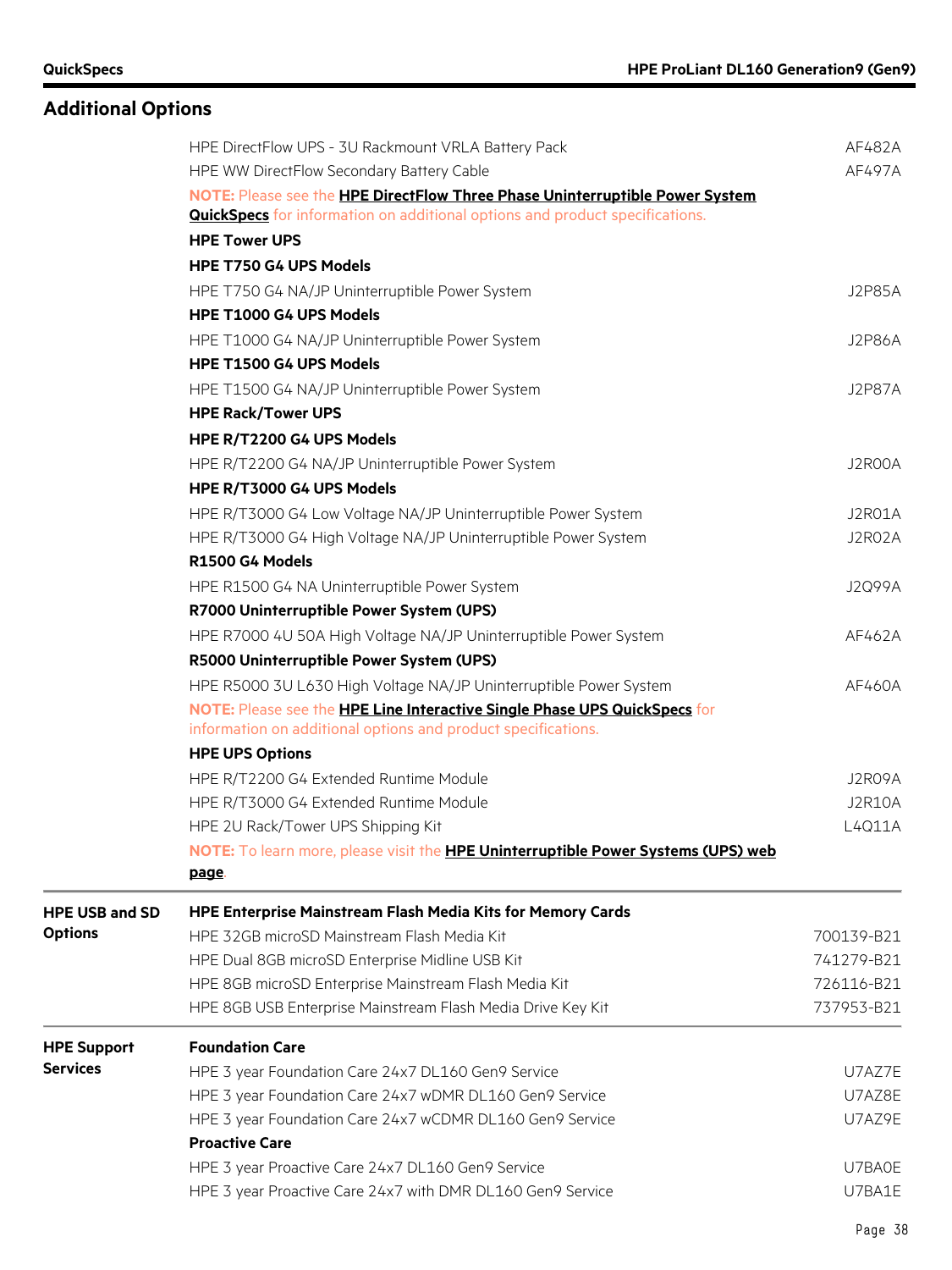## Additional Options

| | | |
|---|---|---|
| | HPE DirectFlow UPS - 3U Rackmount VRLA Battery Pack | AF482A |
| | HPE WW DirectFlow Secondary Battery Cable | AF497A |
| | **NOTE:** Please see the **HPE DirectFlow Three Phase Uninterruptible Power System QuickSpecs** for information on additional options and product specifications. | |
| | **HPE Tower UPS** | |
| | **HPE T750 G4 UPS Models** | |
| | HPE T750 G4 NA/JP Uninterruptible Power System | J2P85A |
| | **HPE T1000 G4 UPS Models** | |
| | HPE T1000 G4 NA/JP Uninterruptible Power System | J2P86A |
| | **HPE T1500 G4 UPS Models** | |
| | HPE T1500 G4 NA/JP Uninterruptible Power System | J2P87A |
| | **HPE Rack/Tower UPS** | |
| | **HPE R/T2200 G4 UPS Models** | |
| | HPE R/T2200 G4 NA/JP Uninterruptible Power System | J2R00A |
| | **HPE R/T3000 G4 UPS Models** | |
| | HPE R/T3000 G4 Low Voltage NA/JP Uninterruptible Power System | J2R01A |
| | HPE R/T3000 G4 High Voltage NA/JP Uninterruptible Power System | J2R02A |
| | **R1500 G4 Models** | |
| | HPE R1500 G4 NA Uninterruptible Power System | J2Q99A |
| | **R7000 Uninterruptible Power System (UPS)** | |
| | HPE R7000 4U 50A High Voltage NA/JP Uninterruptible Power System | AF462A |
| | **R5000 Uninterruptible Power System (UPS)** | |
| | HPE R5000 3U L630 High Voltage NA/JP Uninterruptible Power System | AF460A |
| | **NOTE:** Please see the **HPE Line Interactive Single Phase UPS QuickSpecs** for information on additional options and product specifications. | |
| | **HPE UPS Options** | |
| | HPE R/T2200 G4 Extended Runtime Module | J2R09A |
| | HPE R/T3000 G4 Extended Runtime Module | J2R10A |
| | HPE 2U Rack/Tower UPS Shipping Kit | L4Q11A |
| | **NOTE:** To learn more, please visit the **HPE Uninterruptible Power Systems (UPS) web page**. | |
| **HPE USB and SD Options** | **HPE Enterprise Mainstream Flash Media Kits for Memory Cards** | |
| | HPE 32GB microSD Mainstream Flash Media Kit | 700139-B21 |
| | HPE Dual 8GB microSD Enterprise Midline USB Kit | 741279-B21 |
| | HPE 8GB microSD Enterprise Mainstream Flash Media Kit | 726116-B21 |
| | HPE 8GB USB Enterprise Mainstream Flash Media Drive Key Kit | 737953-B21 |
| **HPE Support Services** | **Foundation Care** | |
| | HPE 3 year Foundation Care 24x7 DL160 Gen9 Service | U7AZ7E |
| | HPE 3 year Foundation Care 24x7 wDMR DL160 Gen9 Service | U7AZ8E |
| | HPE 3 year Foundation Care 24x7 wCDMR DL160 Gen9 Service | U7AZ9E |
| | **Proactive Care** | |
| | HPE 3 year Proactive Care 24x7 DL160 Gen9 Service | U7BA0E |
| | HPE 3 year Proactive Care 24x7 with DMR DL160 Gen9 Service | U7BA1E |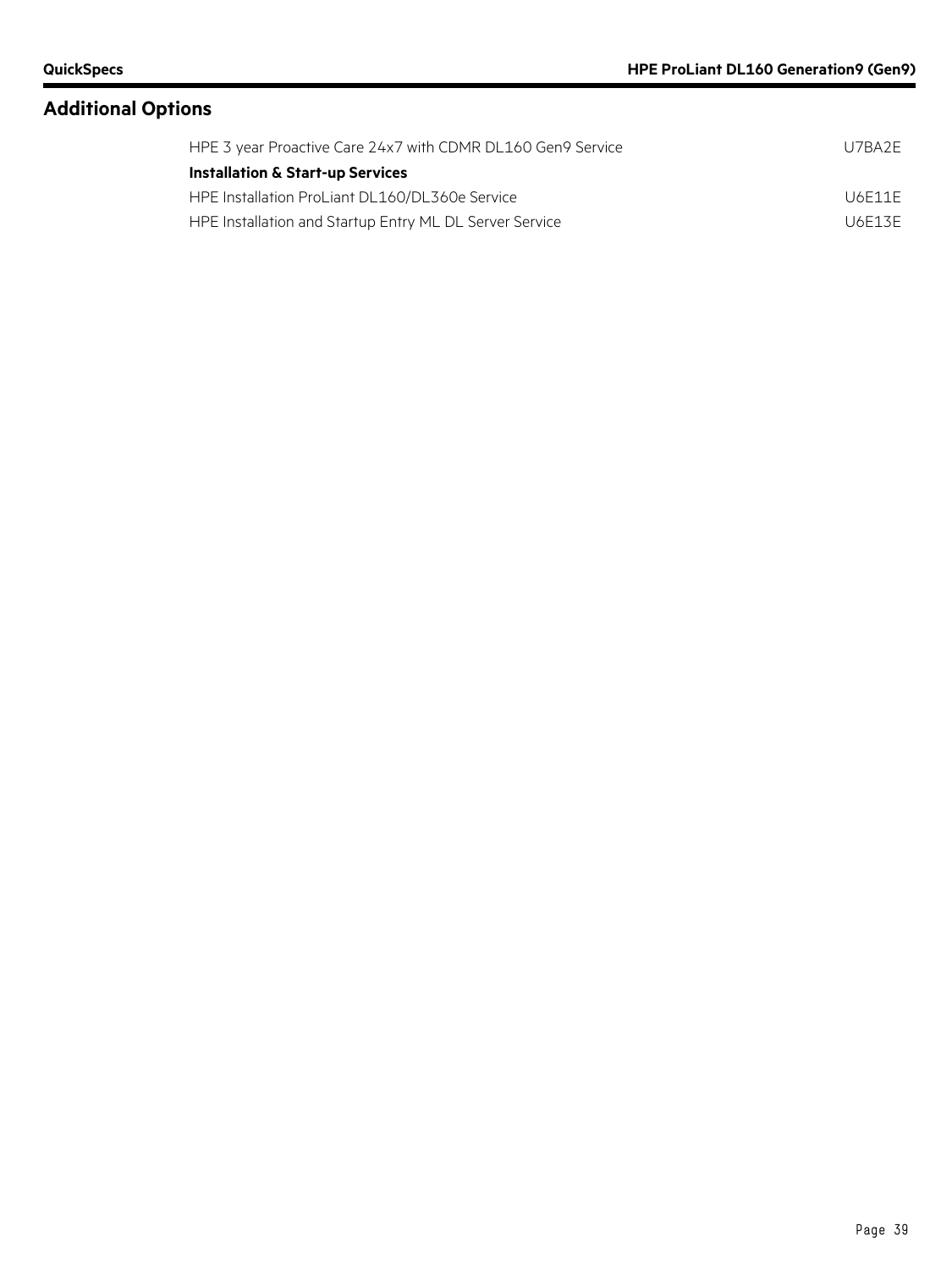## Additional Options

| | |
|---|---|
| HPE 3 year Proactive Care 24x7 with CDMR DL160 Gen9 Service | U7BA2E |
| **Installation & Start-up Services** | |
| HPE Installation ProLiant DL160/DL360e Service | U6E11E |
| HPE Installation and Startup Entry ML DL Server Service | U6E13E |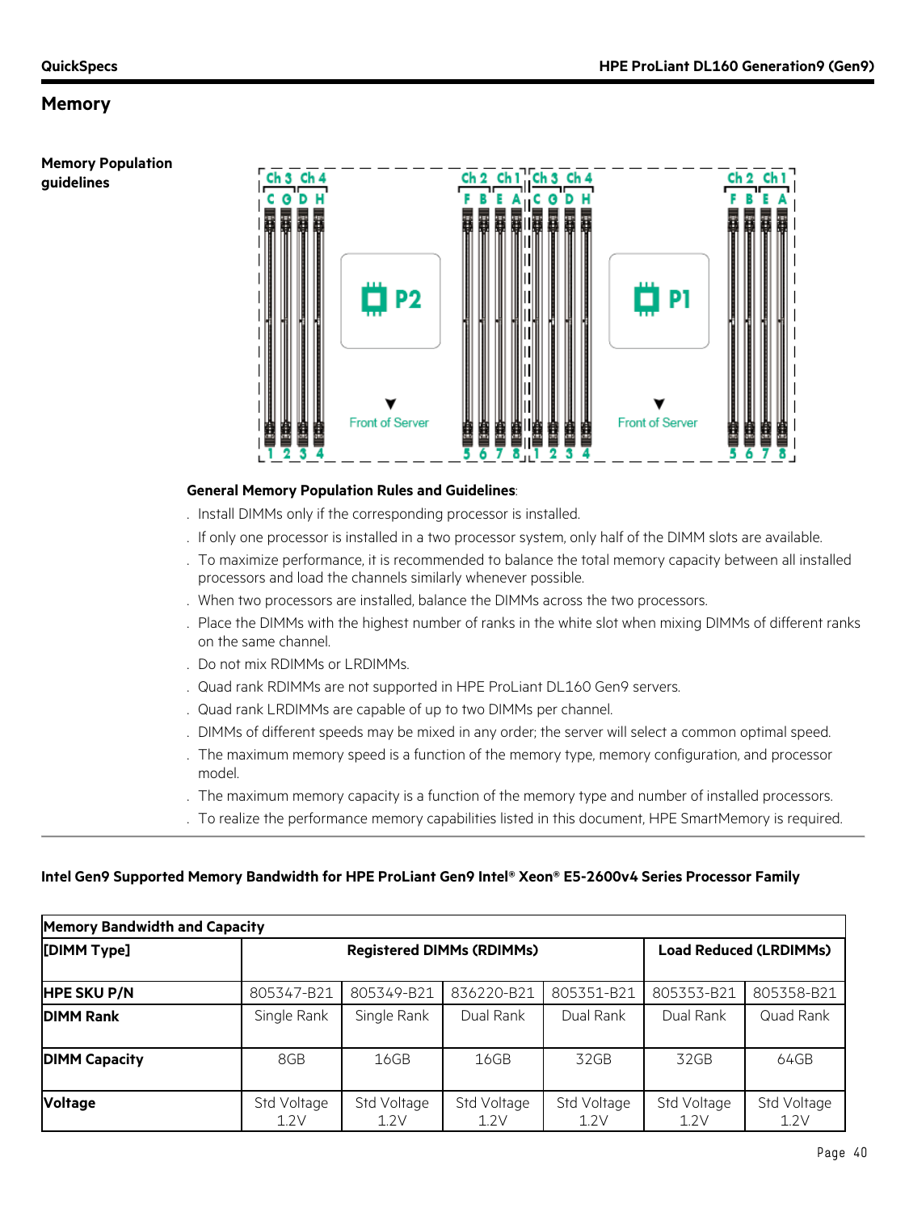## Memory

**Memory Population guidelines**

**General Memory Population Rules and Guidelines**:

- Install DIMMs only if the corresponding processor is installed.
- If only one processor is installed in a two processor system, only half of the DIMM slots are available.
- To maximize performance, it is recommended to balance the total memory capacity between all installed processors and load the channels similarly whenever possible.
- When two processors are installed, balance the DIMMs across the two processors.
- Place the DIMMs with the highest number of ranks in the white slot when mixing DIMMs of different ranks on the same channel.
- Do not mix RDIMMs or LRDIMMs.
- Quad rank RDIMMs are not supported in HPE ProLiant DL160 Gen9 servers.
- Quad rank LRDIMMs are capable of up to two DIMMs per channel.
- DIMMs of different speeds may be mixed in any order; the server will select a common optimal speed.
- The maximum memory speed is a function of the memory type, memory configuration, and processor model.
- The maximum memory capacity is a function of the memory type and number of installed processors.
- To realize the performance memory capabilities listed in this document, HPE SmartMemory is required.

**Intel Gen9 Supported Memory Bandwidth for HPE ProLiant Gen9 Intel® Xeon® E5-2600v4 Series Processor Family**

| Memory Bandwidth and Capacity | | | | | | |
|---|---|---|---|---|---|---|
| **[DIMM Type]** | **Registered DIMMs (RDIMMs)** | | | | **Load Reduced (LRDIMMs)** | |
| **HPE SKU P/N** | 805347-B21 | 805349-B21 | 836220-B21 | 805351-B21 | 805353-B21 | 805358-B21 |
| **DIMM Rank** | Single Rank | Single Rank | Dual Rank | Dual Rank | Dual Rank | Quad Rank |
| **DIMM Capacity** | 8GB | 16GB | 16GB | 32GB | 32GB | 64GB |
| **Voltage** | Std Voltage 1.2V | Std Voltage 1.2V | Std Voltage 1.2V | Std Voltage 1.2V | Std Voltage 1.2V | Std Voltage 1.2V |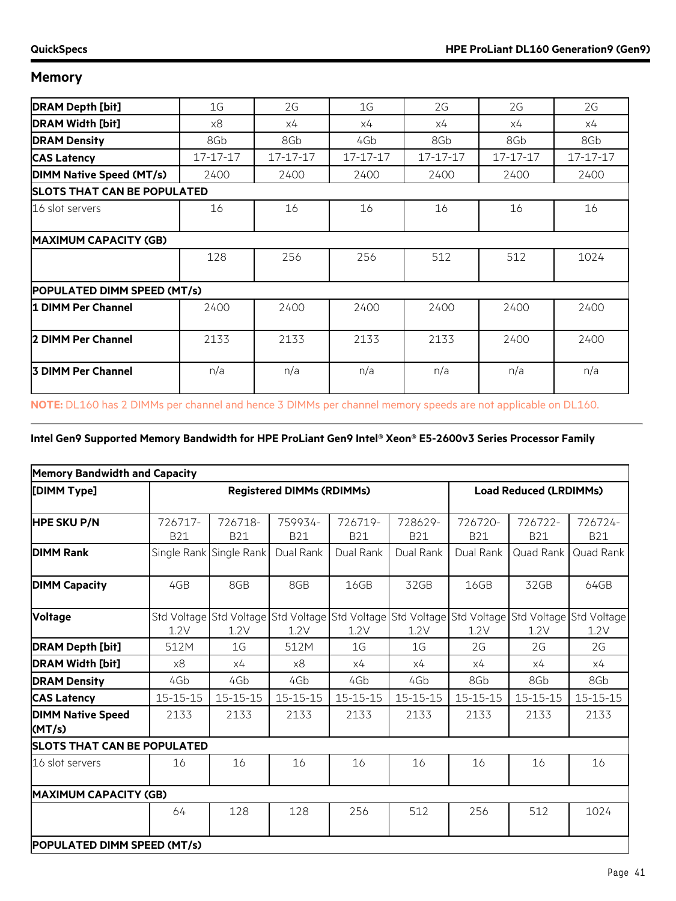## Memory

| DRAM Depth [bit] | 1G | 2G | 1G | 2G | 2G | 2G |
|---|---|---|---|---|---|---|
| DRAM Width [bit] | x8 | x4 | x4 | x4 | x4 | x4 |
| DRAM Density | 8Gb | 8Gb | 4Gb | 8Gb | 8Gb | 8Gb |
| CAS Latency | 17-17-17 | 17-17-17 | 17-17-17 | 17-17-17 | 17-17-17 | 17-17-17 |
| DIMM Native Speed (MT/s) | 2400 | 2400 | 2400 | 2400 | 2400 | 2400 |
| **SLOTS THAT CAN BE POPULATED** | | | | | | |
| 16 slot servers | 16 | 16 | 16 | 16 | 16 | 16 |
| **MAXIMUM CAPACITY (GB)** | | | | | | |
| | 128 | 256 | 256 | 512 | 512 | 1024 |
| **POPULATED DIMM SPEED (MT/s)** | | | | | | |
| 1 DIMM Per Channel | 2400 | 2400 | 2400 | 2400 | 2400 | 2400 |
| 2 DIMM Per Channel | 2133 | 2133 | 2133 | 2133 | 2400 | 2400 |
| 3 DIMM Per Channel | n/a | n/a | n/a | n/a | n/a | n/a |

**NOTE:** DL160 has 2 DIMMs per channel and hence 3 DIMMs per channel memory speeds are not applicable on DL160.

**Intel Gen9 Supported Memory Bandwidth for HPE ProLiant Gen9 Intel® Xeon® E5-2600v3 Series Processor Family**

| Memory Bandwidth and Capacity | | | | | | | | |
|---|---|---|---|---|---|---|---|---|
| [DIMM Type] | Registered DIMMs (RDIMMs) | | | | | Load Reduced (LRDIMMs) | | |
| HPE SKU P/N | 726717-B21 | 726718-B21 | 759934-B21 | 726719-B21 | 728629-B21 | 726720-B21 | 726722-B21 | 726724-B21 |
| DIMM Rank | Single Rank | Single Rank | Dual Rank | Dual Rank | Dual Rank | Dual Rank | Quad Rank | Quad Rank |
| DIMM Capacity | 4GB | 8GB | 8GB | 16GB | 32GB | 16GB | 32GB | 64GB |
| Voltage | Std Voltage 1.2V | Std Voltage 1.2V | Std Voltage 1.2V | Std Voltage 1.2V | Std Voltage 1.2V | Std Voltage 1.2V | Std Voltage 1.2V | Std Voltage 1.2V |
| DRAM Depth [bit] | 512M | 1G | 512M | 1G | 1G | 2G | 2G | 2G |
| DRAM Width [bit] | x8 | x4 | x8 | x4 | x4 | x4 | x4 | x4 |
| DRAM Density | 4Gb | 4Gb | 4Gb | 4Gb | 4Gb | 8Gb | 8Gb | 8Gb |
| CAS Latency | 15-15-15 | 15-15-15 | 15-15-15 | 15-15-15 | 15-15-15 | 15-15-15 | 15-15-15 | 15-15-15 |
| DIMM Native Speed (MT/s) | 2133 | 2133 | 2133 | 2133 | 2133 | 2133 | 2133 | 2133 |
| **SLOTS THAT CAN BE POPULATED** | | | | | | | | |
| 16 slot servers | 16 | 16 | 16 | 16 | 16 | 16 | 16 | 16 |
| **MAXIMUM CAPACITY (GB)** | | | | | | | | |
| | 64 | 128 | 128 | 256 | 512 | 256 | 512 | 1024 |
| **POPULATED DIMM SPEED (MT/s)** | | | | | | | | |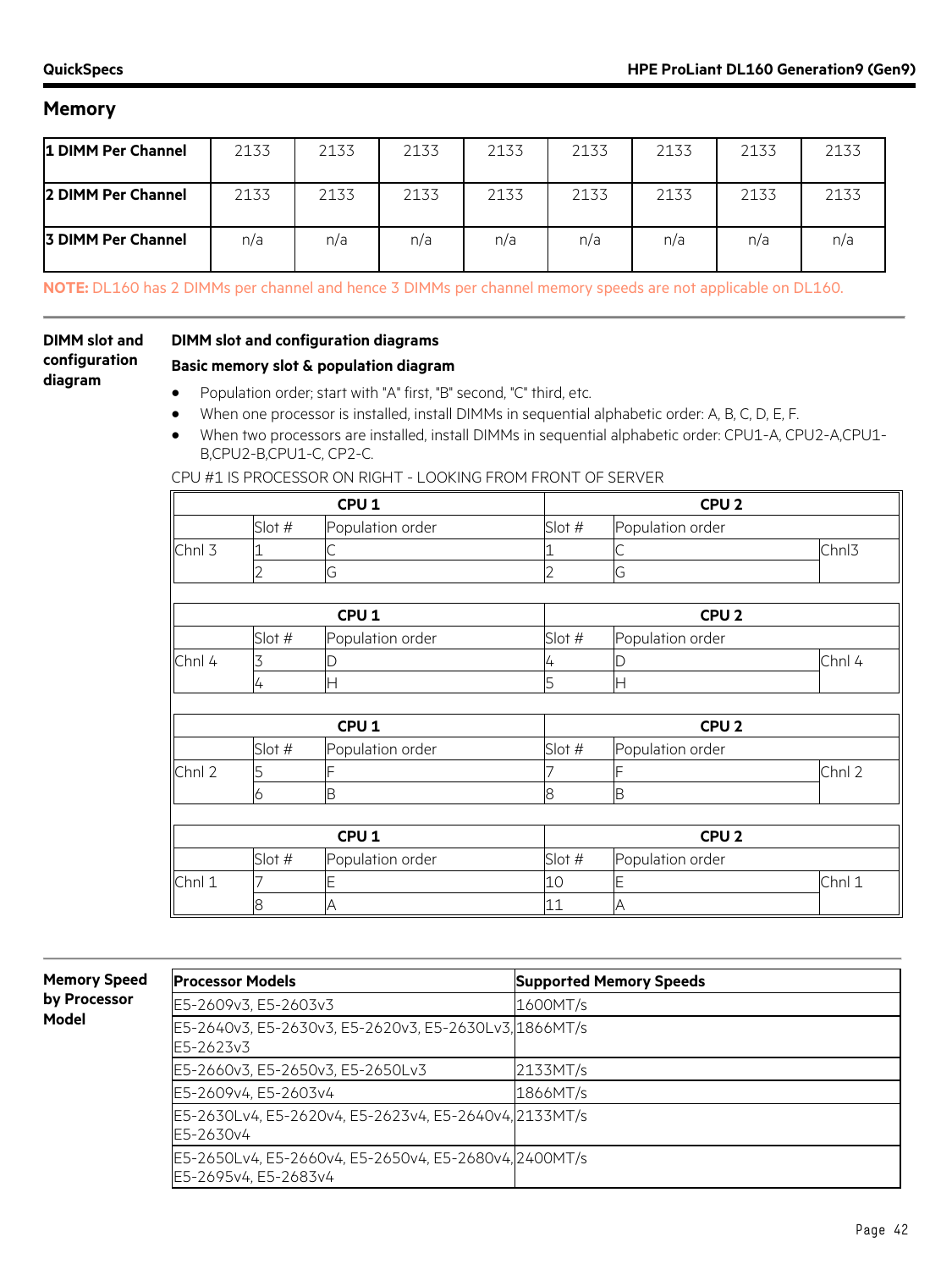## Memory

| 1 DIMM Per Channel | 2133 | 2133 | 2133 | 2133 | 2133 | 2133 | 2133 | 2133 |
|---|---|---|---|---|---|---|---|---|
| **2 DIMM Per Channel** | 2133 | 2133 | 2133 | 2133 | 2133 | 2133 | 2133 | 2133 |
| **3 DIMM Per Channel** | n/a | n/a | n/a | n/a | n/a | n/a | n/a | n/a |

**NOTE:** DL160 has 2 DIMMs per channel and hence 3 DIMMs per channel memory speeds are not applicable on DL160.

### DIMM slot and configuration diagram

**DIMM slot and configuration diagrams**

**Basic memory slot & population diagram**

- Population order; start with "A" first, "B" second, "C" third, etc.
- When one processor is installed, install DIMMs in sequential alphabetic order: A, B, C, D, E, F.
- When two processors are installed, install DIMMs in sequential alphabetic order: CPU1-A, CPU2-A,CPU1-B,CPU2-B,CPU1-C, CP2-C.

CPU #1 IS PROCESSOR ON RIGHT - LOOKING FROM FRONT OF SERVER

| | CPU 1 | | CPU 2 | | |
|---|---|---|---|---|---|
| | Slot # | Population order | Slot # | Population order | |
| Chnl 3 | 1 | C | 1 | C | Chnl3 |
| | 2 | G | 2 | G | |

| | CPU 1 | | CPU 2 | | |
|---|---|---|---|---|---|
| | Slot # | Population order | Slot # | Population order | |
| Chnl 4 | 3 | D | 4 | D | Chnl 4 |
| | 4 | H | 5 | H | |

| | CPU 1 | | CPU 2 | | |
|---|---|---|---|---|---|
| | Slot # | Population order | Slot # | Population order | |
| Chnl 2 | 5 | F | 7 | F | Chnl 2 |
| | 6 | B | 8 | B | |

| | CPU 1 | | CPU 2 | | |
|---|---|---|---|---|---|
| | Slot # | Population order | Slot # | Population order | |
| Chnl 1 | 7 | E | 10 | E | Chnl 1 |
| | 8 | A | 11 | A | |

### Memory Speed by Processor Model

| Processor Models | Supported Memory Speeds |
|---|---|
| E5-2609v3, E5-2603v3 | 1600MT/s |
| E5-2640v3, E5-2630v3, E5-2620v3, E5-2630Lv3, E5-2623v3 | 1866MT/s |
| E5-2660v3, E5-2650v3, E5-2650Lv3 | 2133MT/s |
| E5-2609v4, E5-2603v4 | 1866MT/s |
| E5-2630Lv4, E5-2620v4, E5-2623v4, E5-2640v4, E5-2630v4 | 2133MT/s |
| E5-2650Lv4, E5-2660v4, E5-2650v4, E5-2680v4, E5-2695v4, E5-2683v4 | 2400MT/s |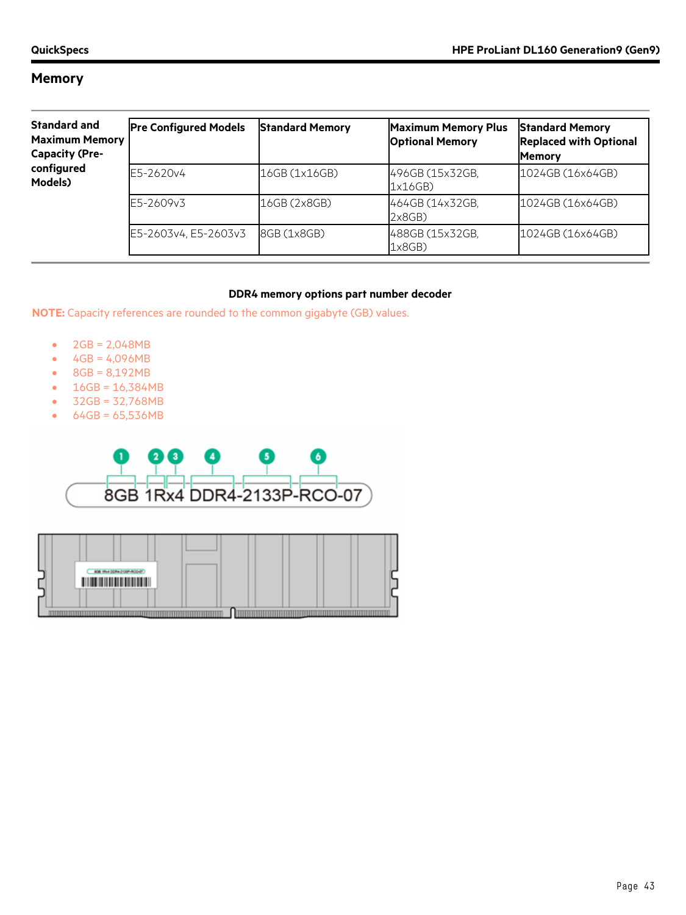## Memory

| Standard and Maximum Memory Capacity (Pre-configured Models) | Pre Configured Models | Standard Memory | Maximum Memory Plus Optional Memory | Standard Memory Replaced with Optional Memory |
|---|---|---|---|---|
| | E5-2620v4 | 16GB (1x16GB) | 496GB (15x32GB, 1x16GB) | 1024GB (16x64GB) |
| | E5-2609v3 | 16GB (2x8GB) | 464GB (14x32GB, 2x8GB) | 1024GB (16x64GB) |
| | E5-2603v4, E5-2603v3 | 8GB (1x8GB) | 488GB (15x32GB, 1x8GB) | 1024GB (16x64GB) |

**DDR4 memory options part number decoder**

**NOTE:** Capacity references are rounded to the common gigabyte (GB) values.

- 2GB = 2,048MB
- 4GB = 4,096MB
- 8GB = 8,192MB
- 16GB = 16,384MB
- 32GB = 32,768MB
- 64GB = 65,536MB

1 2 3 4 5 6

8GB 1Rx4 DDR4-2133P-RCO-07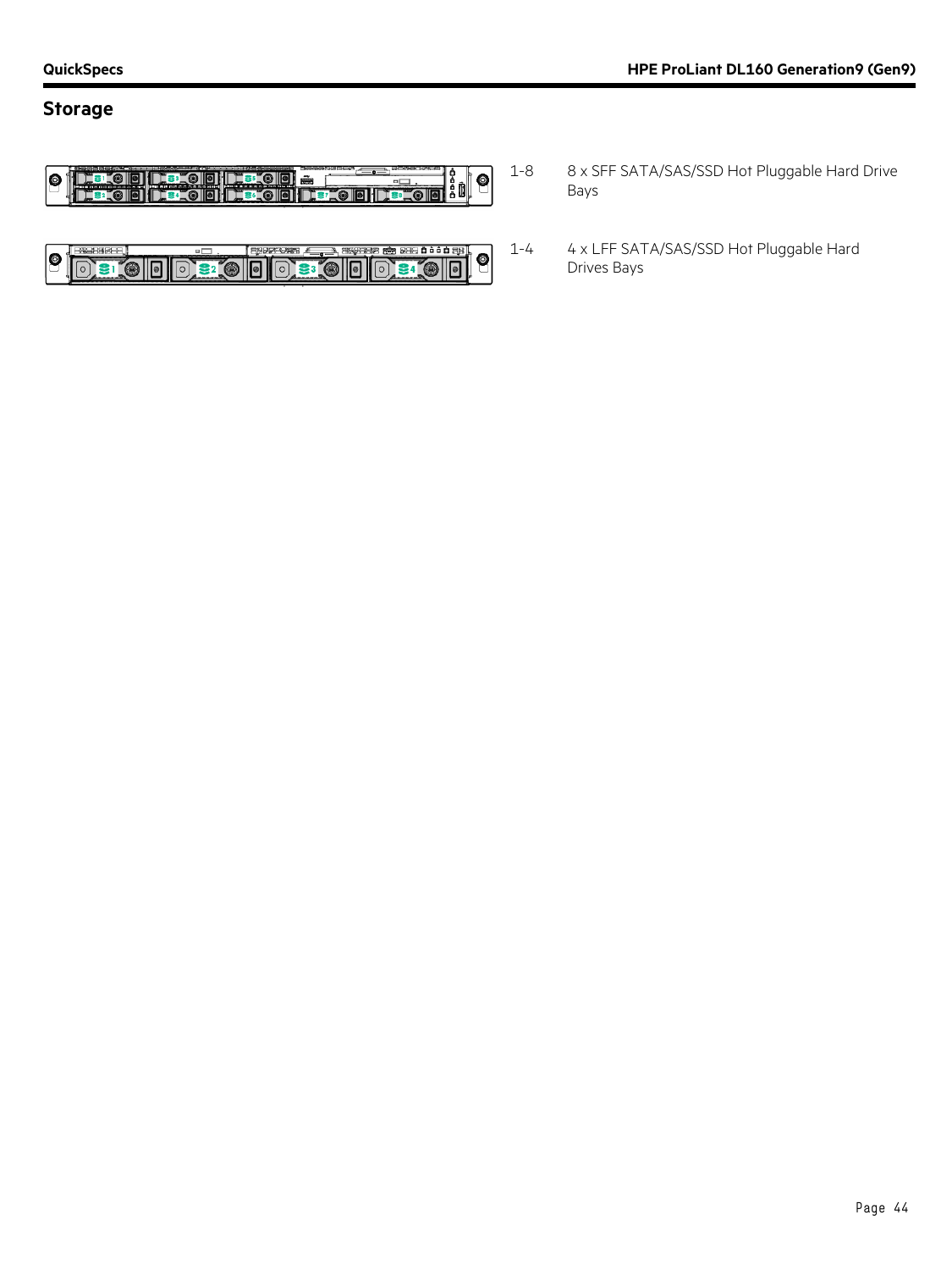## Storage

| | |
|---|---|
| 1-8 | 8 x SFF SATA/SAS/SSD Hot Pluggable Hard Drive Bays |
| 1-4 | 4 x LFF SATA/SAS/SSD Hot Pluggable Hard Drives Bays |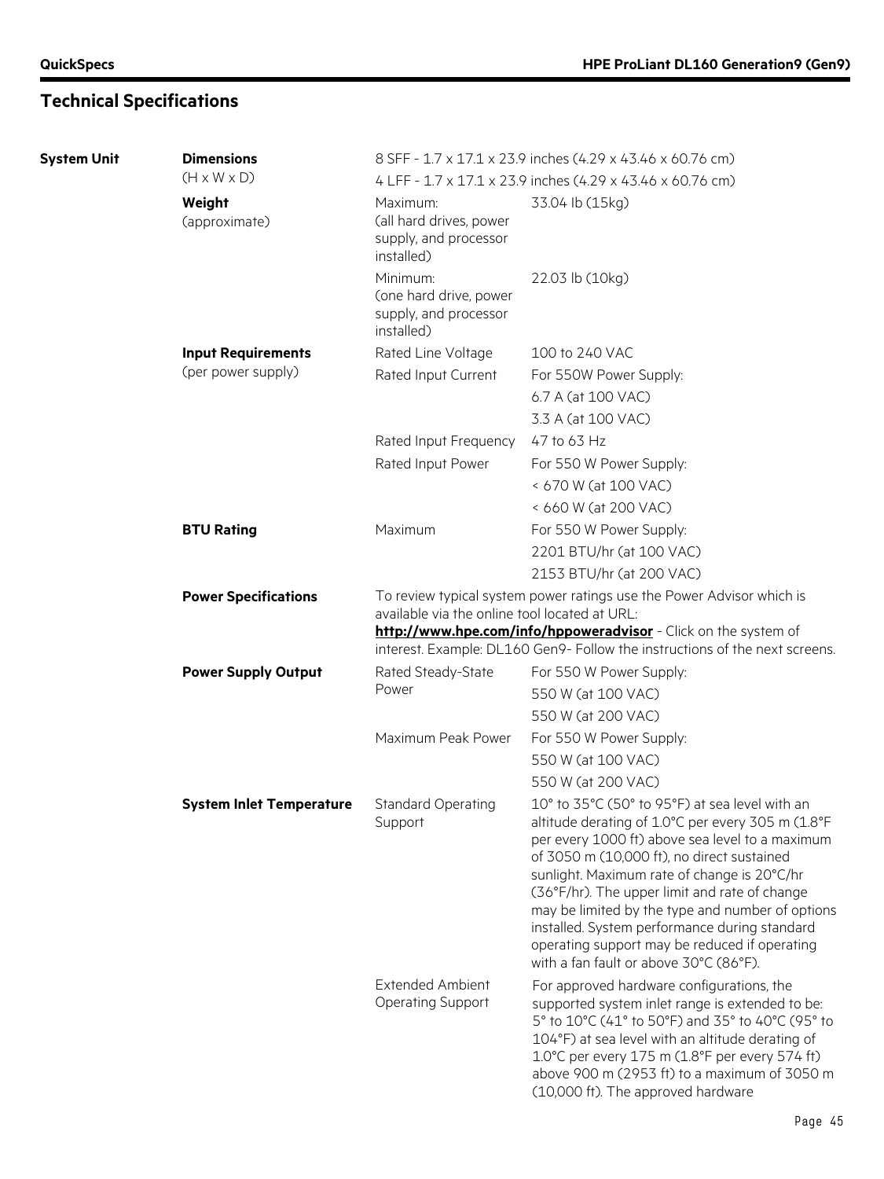## Technical Specifications

| | | | |
|---|---|---|---|
| **System Unit** | **Dimensions** (H x W x D) | 8 SFF - 1.7 x 17.1 x 23.9 inches (4.29 x 43.46 x 60.76 cm)<br>4 LFF - 1.7 x 17.1 x 23.9 inches (4.29 x 43.46 x 60.76 cm) | |
| | **Weight** (approximate) | Maximum: (all hard drives, power supply, and processor installed) | 33.04 lb (15kg) |
| | | Minimum: (one hard drive, power supply, and processor installed) | 22.03 lb (10kg) |
| | **Input Requirements** (per power supply) | Rated Line Voltage | 100 to 240 VAC |
| | | Rated Input Current | For 550W Power Supply:<br>6.7 A (at 100 VAC)<br>3.3 A (at 100 VAC) |
| | | Rated Input Frequency | 47 to 63 Hz |
| | | Rated Input Power | For 550 W Power Supply:<br>< 670 W (at 100 VAC)<br>< 660 W (at 200 VAC) |
| | **BTU Rating** | Maximum | For 550 W Power Supply:<br>2201 BTU/hr (at 100 VAC)<br>2153 BTU/hr (at 200 VAC) |
| | **Power Specifications** | To review typical system power ratings use the Power Advisor which is available via the online tool located at URL: **http://www.hpe.com/info/hppoweradvisor** - Click on the system of interest. Example: DL160 Gen9- Follow the instructions of the next screens. | |
| | **Power Supply Output** | Rated Steady-State Power | For 550 W Power Supply:<br>550 W (at 100 VAC)<br>550 W (at 200 VAC) |
| | | Maximum Peak Power | For 550 W Power Supply:<br>550 W (at 100 VAC)<br>550 W (at 200 VAC) |
| | **System Inlet Temperature** | Standard Operating Support | 10° to 35°C (50° to 95°F) at sea level with an altitude derating of 1.0°C per every 305 m (1.8°F per every 1000 ft) above sea level to a maximum of 3050 m (10,000 ft), no direct sustained sunlight. Maximum rate of change is 20°C/hr (36°F/hr). The upper limit and rate of change may be limited by the type and number of options installed. System performance during standard operating support may be reduced if operating with a fan fault or above 30°C (86°F). |
| | | Extended Ambient Operating Support | For approved hardware configurations, the supported system inlet range is extended to be: 5° to 10°C (41° to 50°F) and 35° to 40°C (95° to 104°F) at sea level with an altitude derating of 1.0°C per every 175 m (1.8°F per every 574 ft) above 900 m (2953 ft) to a maximum of 3050 m (10,000 ft). The approved hardware |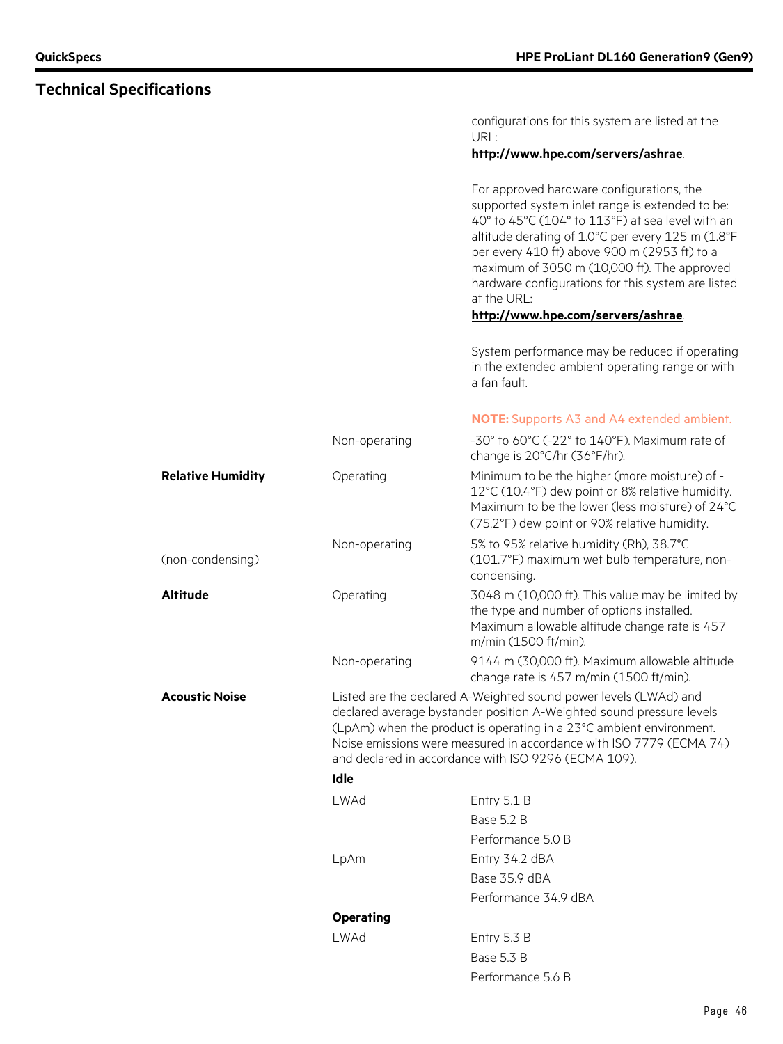## Technical Specifications

| | | |
|---|---|---|
| | | configurations for this system are listed at the URL: **http://www.hpe.com/servers/ashrae**.<br><br>For approved hardware configurations, the supported system inlet range is extended to be: 40° to 45°C (104° to 113°F) at sea level with an altitude derating of 1.0°C per every 125 m (1.8°F per every 410 ft) above 900 m (2953 ft) to a maximum of 3050 m (10,000 ft). The approved hardware configurations for this system are listed at the URL: **http://www.hpe.com/servers/ashrae**.<br><br>System performance may be reduced if operating in the extended ambient operating range or with a fan fault.<br><br>**NOTE:** Supports A3 and A4 extended ambient. |
| | Non-operating | -30° to 60°C (-22° to 140°F). Maximum rate of change is 20°C/hr (36°F/hr). |
| **Relative Humidity** | Operating | Minimum to be the higher (more moisture) of -12°C (10.4°F) dew point or 8% relative humidity. Maximum to be the lower (less moisture) of 24°C (75.2°F) dew point or 90% relative humidity. |
| (non-condensing) | Non-operating | 5% to 95% relative humidity (Rh), 38.7°C (101.7°F) maximum wet bulb temperature, non-condensing. |
| **Altitude** | Operating | 3048 m (10,000 ft). This value may be limited by the type and number of options installed. Maximum allowable altitude change rate is 457 m/min (1500 ft/min). |
| | Non-operating | 9144 m (30,000 ft). Maximum allowable altitude change rate is 457 m/min (1500 ft/min). |
| **Acoustic Noise** | Listed are the declared A-Weighted sound power levels (LWAd) and declared average bystander position A-Weighted sound pressure levels (LpAm) when the product is operating in a 23°C ambient environment. Noise emissions were measured in accordance with ISO 7779 (ECMA 74) and declared in accordance with ISO 9296 (ECMA 109). | |
| | **Idle** | |
| | LWAd | Entry 5.1 B<br>Base 5.2 B<br>Performance 5.0 B |
| | LpAm | Entry 34.2 dBA<br>Base 35.9 dBA<br>Performance 34.9 dBA |
| | **Operating** | |
| | LWAd | Entry 5.3 B<br>Base 5.3 B<br>Performance 5.6 B |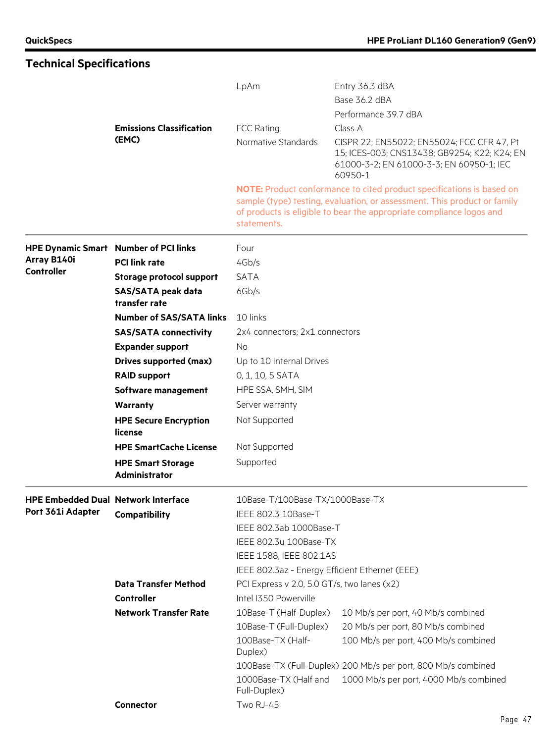## Technical Specifications

| | | | |
|---|---|---|---|
| | | LpAm | Entry 36.3 dBA |
| | | | Base 36.2 dBA |
| | | | Performance 39.7 dBA |
| | **Emissions Classification (EMC)** | FCC Rating | Class A |
| | | Normative Standards | CISPR 22; EN55022; EN55024; FCC CFR 47, Pt 15; ICES-003; CNS13438; GB9254; K22; K24; EN 61000-3-2; EN 61000-3-3; EN 60950-1; IEC 60950-1 |
| | | **NOTE:** Product conformance to cited product specifications is based on sample (type) testing, evaluation, or assessment. This product or family of products is eligible to bear the appropriate compliance logos and statements. | |

| | | |
|---|---|---|
| **HPE Dynamic Smart Array B140i Controller** | **Number of PCI links** | Four |
| | **PCI link rate** | 4Gb/s |
| | **Storage protocol support** | SATA |
| | **SAS/SATA peak data transfer rate** | 6Gb/s |
| | **Number of SAS/SATA links** | 10 links |
| | **SAS/SATA connectivity** | 2x4 connectors; 2x1 connectors |
| | **Expander support** | No |
| | **Drives supported (max)** | Up to 10 Internal Drives |
| | **RAID support** | 0, 1, 10, 5 SATA |
| | **Software management** | HPE SSA, SMH, SIM |
| | **Warranty** | Server warranty |
| | **HPE Secure Encryption license** | Not Supported |
| | **HPE SmartCache License** | Not Supported |
| | **HPE Smart Storage Administrator** | Supported |

| | | | |
|---|---|---|---|
| **HPE Embedded Dual Port 361i Adapter** | **Network Interface** | 10Base-T/100Base-TX/1000Base-TX | |
| | **Compatibility** | IEEE 802.3 10Base-T | |
| | | IEEE 802.3ab 1000Base-T | |
| | | IEEE 802.3u 100Base-TX | |
| | | IEEE 1588, IEEE 802.1AS | |
| | | IEEE 802.3az - Energy Efficient Ethernet (EEE) | |
| | **Data Transfer Method** | PCI Express v 2.0, 5.0 GT/s, two lanes (x2) | |
| | **Controller** | Intel I350 Powerville | |
| | **Network Transfer Rate** | 10Base-T (Half-Duplex) | 10 Mb/s per port, 40 Mb/s combined |
| | | 10Base-T (Full-Duplex) | 20 Mb/s per port, 80 Mb/s combined |
| | | 100Base-TX (Half-Duplex) | 100 Mb/s per port, 400 Mb/s combined |
| | | 100Base-TX (Full-Duplex) | 200 Mb/s per port, 800 Mb/s combined |
| | | 1000Base-TX (Half and Full-Duplex) | 1000 Mb/s per port, 4000 Mb/s combined |
| | **Connector** | Two RJ-45 | |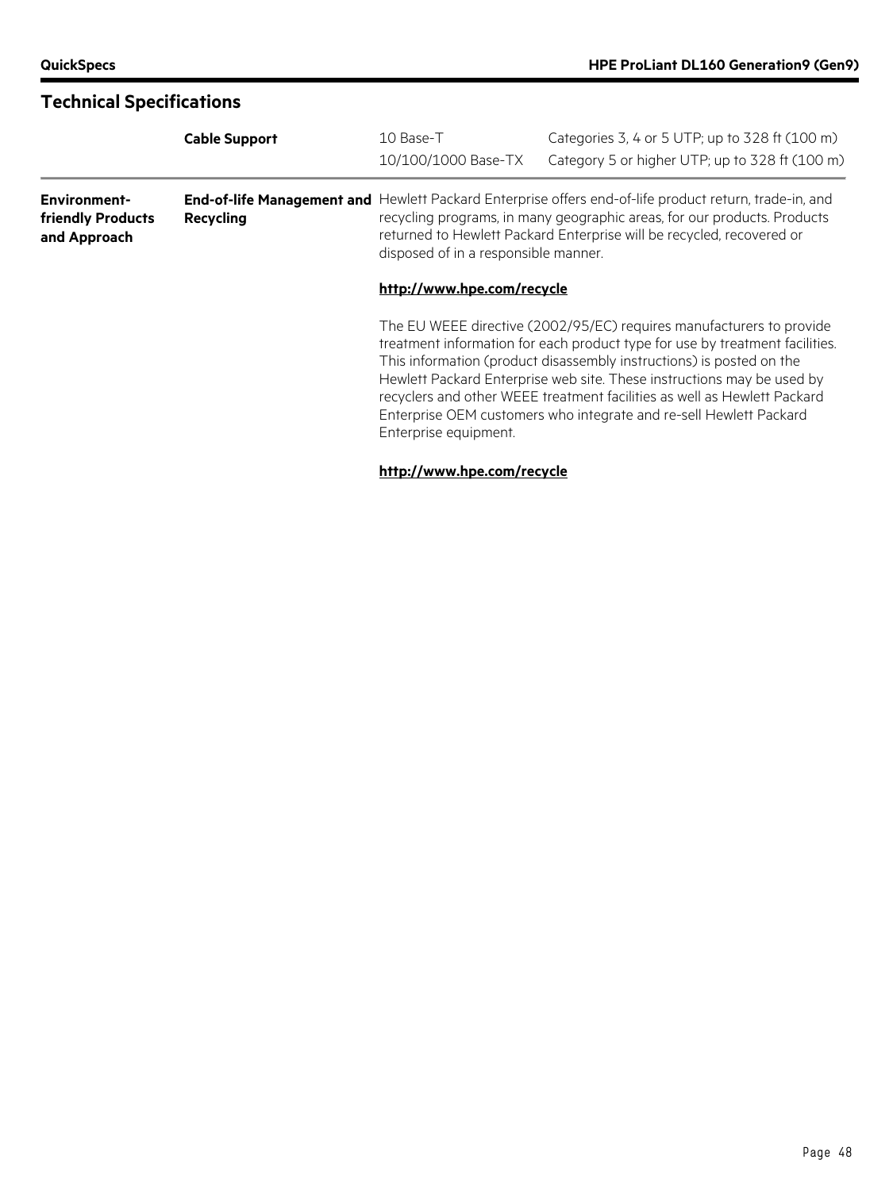## Technical Specifications

| | | | |
|---|---|---|---|
| | **Cable Support** | 10 Base-T | Categories 3, 4 or 5 UTP; up to 328 ft (100 m) |
| | | 10/100/1000 Base-TX | Category 5 or higher UTP; up to 328 ft (100 m) |

| | | |
|---|---|---|
| **Environment-friendly Products and Approach** | **End-of-life Management and Recycling** | Hewlett Packard Enterprise offers end-of-life product return, trade-in, and recycling programs, in many geographic areas, for our products. Products returned to Hewlett Packard Enterprise will be recycled, recovered or disposed of in a responsible manner.<br><br>**http://www.hpe.com/recycle**<br><br>The EU WEEE directive (2002/95/EC) requires manufacturers to provide treatment information for each product type for use by treatment facilities. This information (product disassembly instructions) is posted on the Hewlett Packard Enterprise web site. These instructions may be used by recyclers and other WEEE treatment facilities as well as Hewlett Packard Enterprise OEM customers who integrate and re-sell Hewlett Packard Enterprise equipment.<br><br>**http://www.hpe.com/recycle** |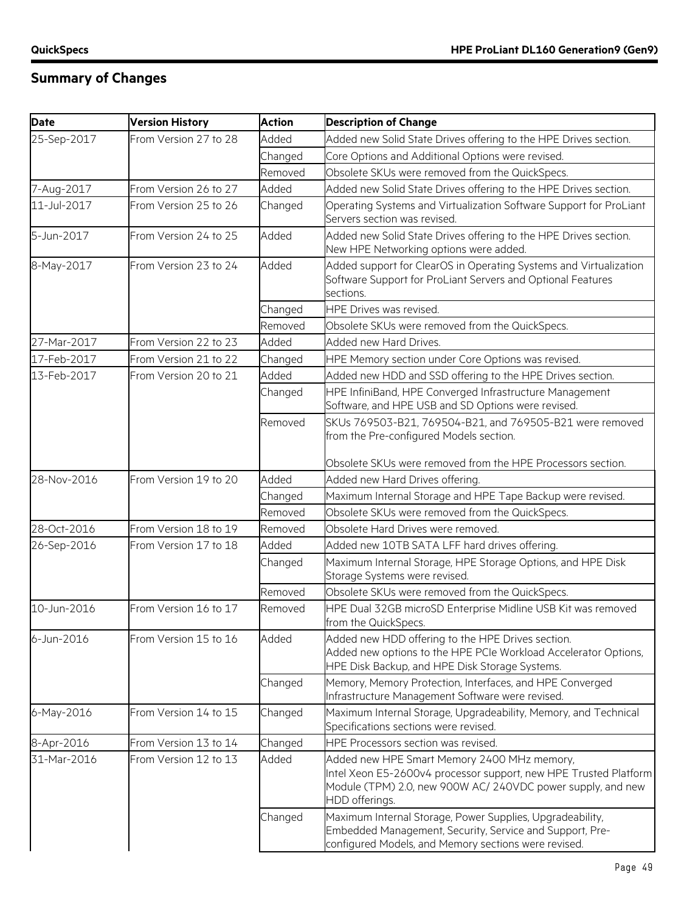## Summary of Changes

| Date | Version History | Action | Description of Change |
|---|---|---|---|
| 25-Sep-2017 | From Version 27 to 28 | Added | Added new Solid State Drives offering to the HPE Drives section. |
| | | Changed | Core Options and Additional Options were revised. |
| | | Removed | Obsolete SKUs were removed from the QuickSpecs. |
| 7-Aug-2017 | From Version 26 to 27 | Added | Added new Solid State Drives offering to the HPE Drives section. |
| 11-Jul-2017 | From Version 25 to 26 | Changed | Operating Systems and Virtualization Software Support for ProLiant Servers section was revised. |
| 5-Jun-2017 | From Version 24 to 25 | Added | Added new Solid State Drives offering to the HPE Drives section. New HPE Networking options were added. |
| 8-May-2017 | From Version 23 to 24 | Added | Added support for ClearOS in Operating Systems and Virtualization Software Support for ProLiant Servers and Optional Features sections. |
| | | Changed | HPE Drives was revised. |
| | | Removed | Obsolete SKUs were removed from the QuickSpecs. |
| 27-Mar-2017 | From Version 22 to 23 | Added | Added new Hard Drives. |
| 17-Feb-2017 | From Version 21 to 22 | Changed | HPE Memory section under Core Options was revised. |
| 13-Feb-2017 | From Version 20 to 21 | Added | Added new HDD and SSD offering to the HPE Drives section. |
| | | Changed | HPE InfiniBand, HPE Converged Infrastructure Management Software, and HPE USB and SD Options were revised. |
| | | Removed | SKUs 769503-B21, 769504-B21, and 769505-B21 were removed from the Pre-configured Models section. Obsolete SKUs were removed from the HPE Processors section. |
| 28-Nov-2016 | From Version 19 to 20 | Added | Added new Hard Drives offering. |
| | | Changed | Maximum Internal Storage and HPE Tape Backup were revised. |
| | | Removed | Obsolete SKUs were removed from the QuickSpecs. |
| 28-Oct-2016 | From Version 18 to 19 | Removed | Obsolete Hard Drives were removed. |
| 26-Sep-2016 | From Version 17 to 18 | Added | Added new 10TB SATA LFF hard drives offering. |
| | | Changed | Maximum Internal Storage, HPE Storage Options, and HPE Disk Storage Systems were revised. |
| | | Removed | Obsolete SKUs were removed from the QuickSpecs. |
| 10-Jun-2016 | From Version 16 to 17 | Removed | HPE Dual 32GB microSD Enterprise Midline USB Kit was removed from the QuickSpecs. |
| 6-Jun-2016 | From Version 15 to 16 | Added | Added new HDD offering to the HPE Drives section. Added new options to the HPE PCIe Workload Accelerator Options, HPE Disk Backup, and HPE Disk Storage Systems. |
| | | Changed | Memory, Memory Protection, Interfaces, and HPE Converged Infrastructure Management Software were revised. |
| 6-May-2016 | From Version 14 to 15 | Changed | Maximum Internal Storage, Upgradeability, Memory, and Technical Specifications sections were revised. |
| 8-Apr-2016 | From Version 13 to 14 | Changed | HPE Processors section was revised. |
| 31-Mar-2016 | From Version 12 to 13 | Added | Added new HPE Smart Memory 2400 MHz memory, Intel Xeon E5-2600v4 processor support, new HPE Trusted Platform Module (TPM) 2.0, new 900W AC/ 240VDC power supply, and new HDD offerings. |
| | | Changed | Maximum Internal Storage, Power Supplies, Upgradeability, Embedded Management, Security, Service and Support, Pre-configured Models, and Memory sections were revised. |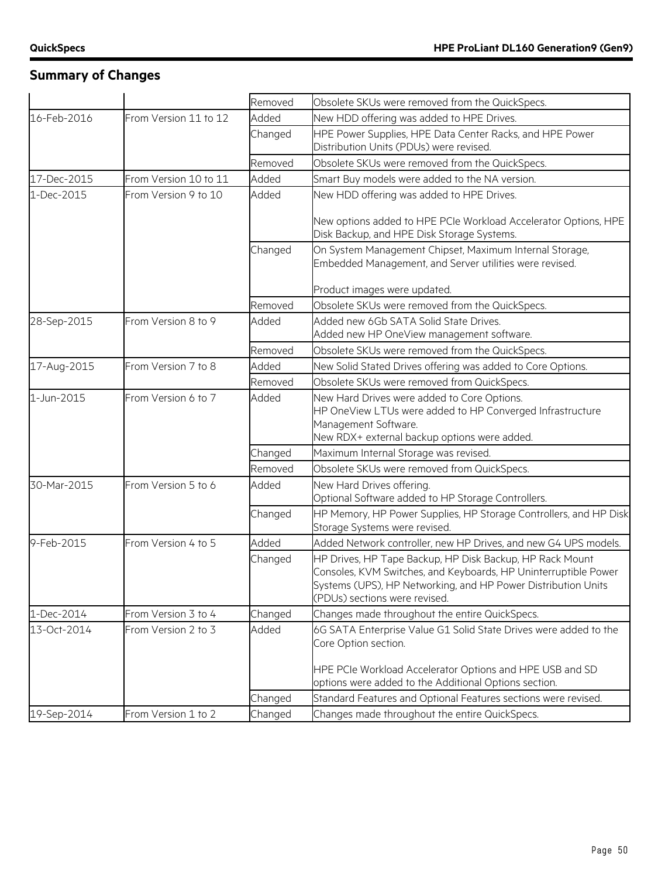## Summary of Changes

| | | | |
|---|---|---|---|
| | | Removed | Obsolete SKUs were removed from the QuickSpecs. |
| 16-Feb-2016 | From Version 11 to 12 | Added | New HDD offering was added to HPE Drives. |
| | | Changed | HPE Power Supplies, HPE Data Center Racks, and HPE Power Distribution Units (PDUs) were revised. |
| | | Removed | Obsolete SKUs were removed from the QuickSpecs. |
| 17-Dec-2015 | From Version 10 to 11 | Added | Smart Buy models were added to the NA version. |
| 1-Dec-2015 | From Version 9 to 10 | Added | New HDD offering was added to HPE Drives.<br><br>New options added to HPE PCIe Workload Accelerator Options, HPE Disk Backup, and HPE Disk Storage Systems. |
| | | Changed | On System Management Chipset, Maximum Internal Storage, Embedded Management, and Server utilities were revised.<br><br>Product images were updated. |
| | | Removed | Obsolete SKUs were removed from the QuickSpecs. |
| 28-Sep-2015 | From Version 8 to 9 | Added | Added new 6Gb SATA Solid State Drives.<br>Added new HP OneView management software. |
| | | Removed | Obsolete SKUs were removed from the QuickSpecs. |
| 17-Aug-2015 | From Version 7 to 8 | Added | New Solid Stated Drives offering was added to Core Options. |
| | | Removed | Obsolete SKUs were removed from QuickSpecs. |
| 1-Jun-2015 | From Version 6 to 7 | Added | New Hard Drives were added to Core Options.<br>HP OneView LTUs were added to HP Converged Infrastructure Management Software.<br>New RDX+ external backup options were added. |
| | | Changed | Maximum Internal Storage was revised. |
| | | Removed | Obsolete SKUs were removed from QuickSpecs. |
| 30-Mar-2015 | From Version 5 to 6 | Added | New Hard Drives offering.<br>Optional Software added to HP Storage Controllers. |
| | | Changed | HP Memory, HP Power Supplies, HP Storage Controllers, and HP Disk Storage Systems were revised. |
| 9-Feb-2015 | From Version 4 to 5 | Added | Added Network controller, new HP Drives, and new G4 UPS models. |
| | | Changed | HP Drives, HP Tape Backup, HP Disk Backup, HP Rack Mount Consoles, KVM Switches, and Keyboards, HP Uninterruptible Power Systems (UPS), HP Networking, and HP Power Distribution Units (PDUs) sections were revised. |
| 1-Dec-2014 | From Version 3 to 4 | Changed | Changes made throughout the entire QuickSpecs. |
| 13-Oct-2014 | From Version 2 to 3 | Added | 6G SATA Enterprise Value G1 Solid State Drives were added to the Core Option section.<br><br>HPE PCIe Workload Accelerator Options and HPE USB and SD options were added to the Additional Options section. |
| | | Changed | Standard Features and Optional Features sections were revised. |
| 19-Sep-2014 | From Version 1 to 2 | Changed | Changes made throughout the entire QuickSpecs. |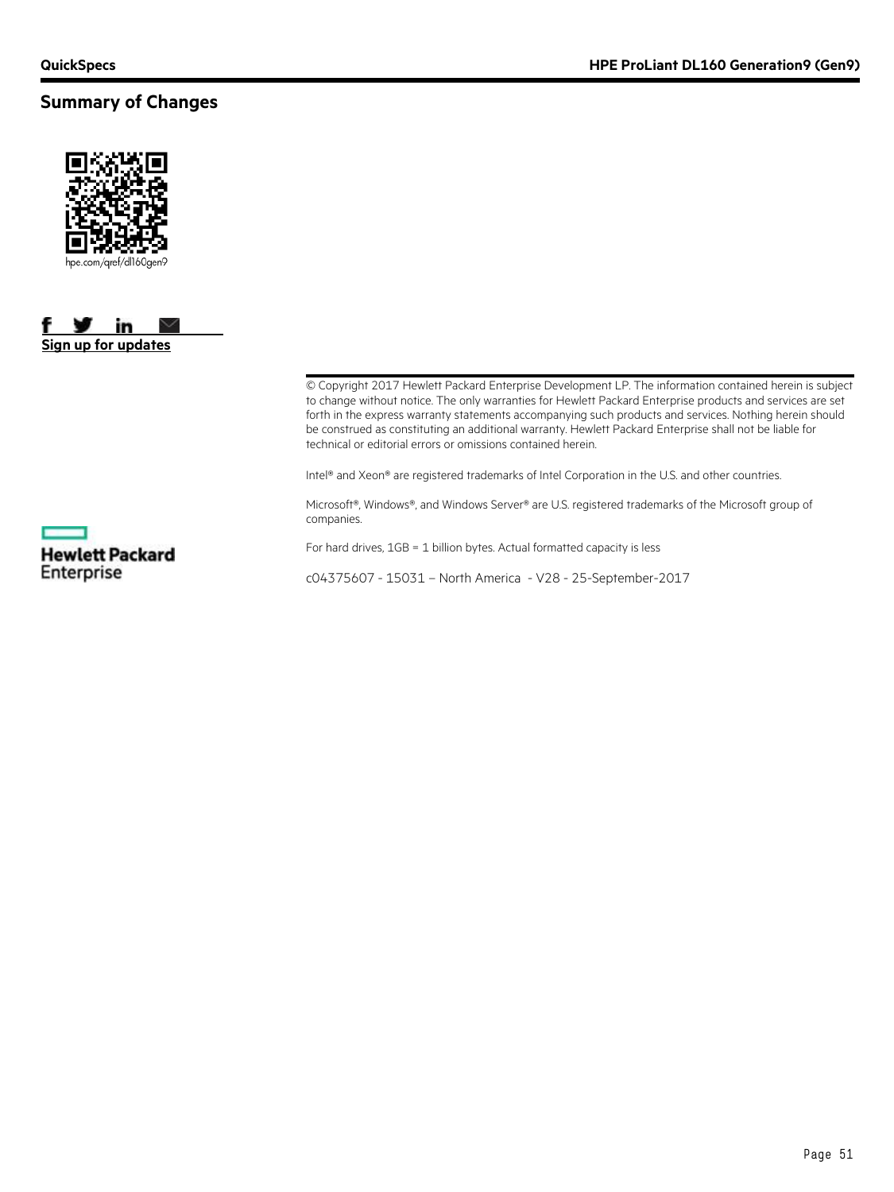## Summary of Changes

hpe.com/qref/dl160gen9

**Sign up for updates**

© Copyright 2017 Hewlett Packard Enterprise Development LP. The information contained herein is subject to change without notice. The only warranties for Hewlett Packard Enterprise products and services are set forth in the express warranty statements accompanying such products and services. Nothing herein should be construed as constituting an additional warranty. Hewlett Packard Enterprise shall not be liable for technical or editorial errors or omissions contained herein.

Intel® and Xeon® are registered trademarks of Intel Corporation in the U.S. and other countries.

Microsoft®, Windows®, and Windows Server® are U.S. registered trademarks of the Microsoft group of companies.

For hard drives, 1GB = 1 billion bytes. Actual formatted capacity is less

c04375607 - 15031 – North America - V28 - 25-September-2017